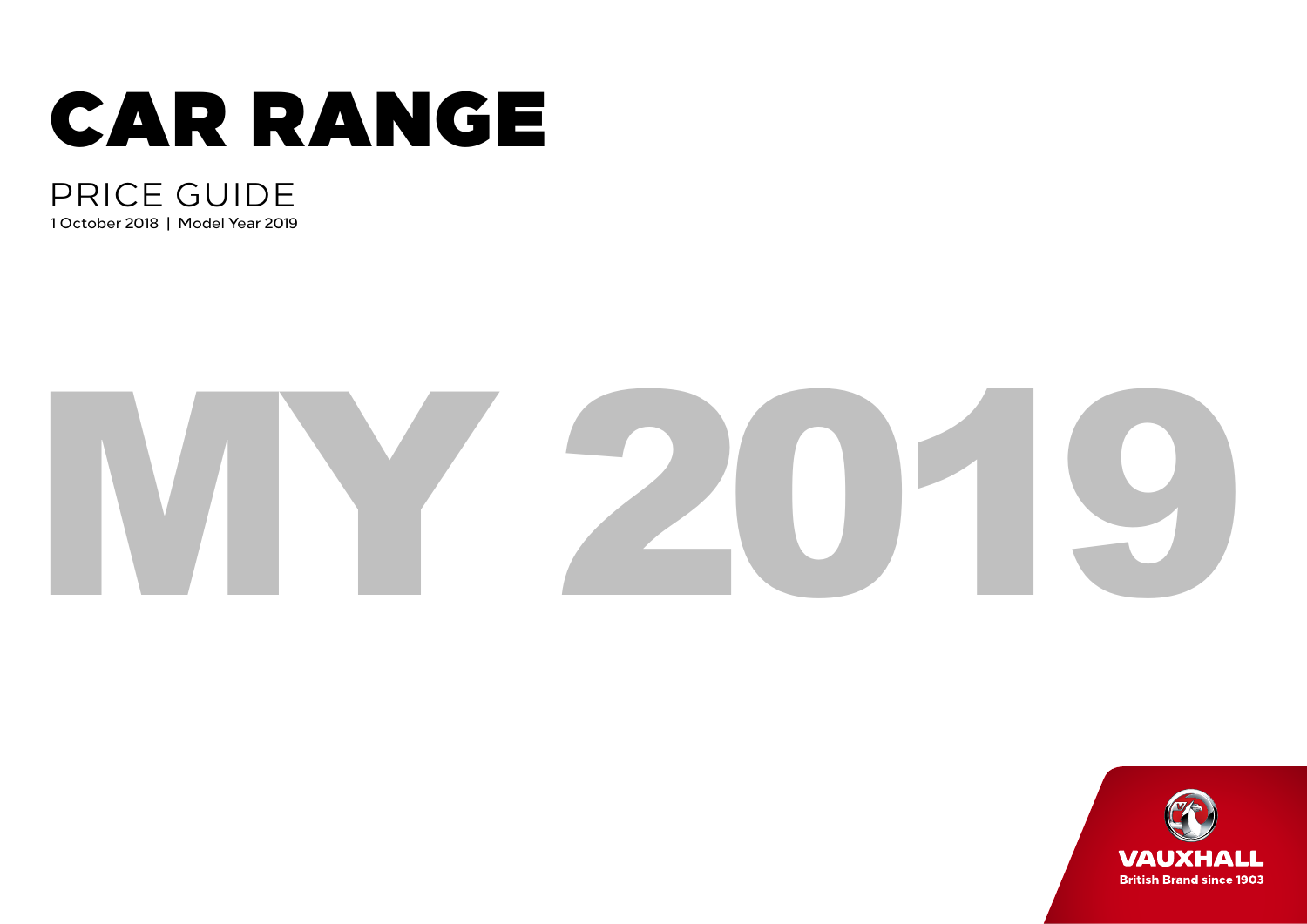# CAR RANGE

## PRICE GUIDE

1 October 2018 | Model Year 2019

# MY 2019

VAUXHALL

British Brand since 1903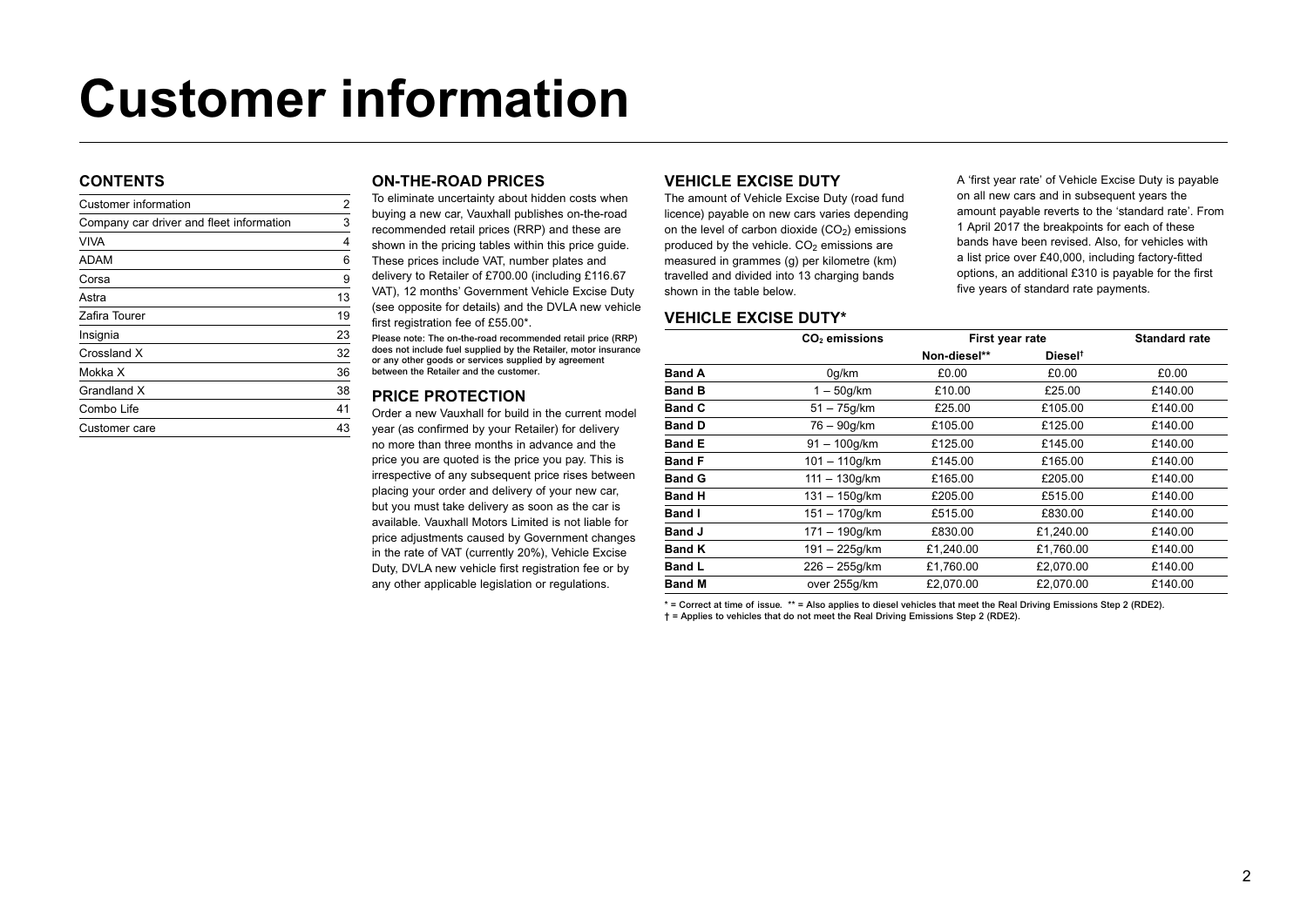# Customer information

## CONTENTS

| Customer information | 2 |
|---|---|
| Company car driver and fleet information | 3 |
| VIVA | 4 |
| ADAM | 6 |
| Corsa | 9 |
| Astra | 13 |
| Zafira Tourer | 19 |
| Insignia | 23 |
| Crossland X | 32 |
| Mokka X | 36 |
| Grandland X | 38 |
| Combo Life | 41 |
| Customer care | 43 |

## ON-THE-ROAD PRICES

To eliminate uncertainty about hidden costs when buying a new car, Vauxhall publishes on-the-road recommended retail prices (RRP) and these are shown in the pricing tables within this price guide. These prices include VAT, number plates and delivery to Retailer of £700.00 (including £116.67 VAT), 12 months' Government Vehicle Excise Duty (see opposite for details) and the DVLA new vehicle first registration fee of £55.00*.

**Please note: The on-the-road recommended retail price (RRP) does not include fuel supplied by the Retailer, motor insurance or any other goods or services supplied by agreement between the Retailer and the customer.**

## PRICE PROTECTION

Order a new Vauxhall for build in the current model year (as confirmed by your Retailer) for delivery no more than three months in advance and the price you are quoted is the price you pay. This is irrespective of any subsequent price rises between placing your order and delivery of your new car, but you must take delivery as soon as the car is available. Vauxhall Motors Limited is not liable for price adjustments caused by Government changes in the rate of VAT (currently 20%), Vehicle Excise Duty, DVLA new vehicle first registration fee or by any other applicable legislation or regulations.

## VEHICLE EXCISE DUTY

The amount of Vehicle Excise Duty (road fund licence) payable on new cars varies depending on the level of carbon dioxide ($CO_2$) emissions produced by the vehicle. $CO_2$ emissions are measured in grammes (g) per kilometre (km) travelled and divided into 13 charging bands shown in the table below.

A 'first year rate' of Vehicle Excise Duty is payable on all new cars and in subsequent years the amount payable reverts to the 'standard rate'. From 1 April 2017 the breakpoints for each of these bands have been revised. Also, for vehicles with a list price over £40,000, including factory-fitted options, an additional £310 is payable for the first five years of standard rate payments.

## VEHICLE EXCISE DUTY*

| | $CO_2$ emissions | First year rate | | Standard rate |
|---|---|---|---|---|
| | | Non-diesel** | Diesel† | |
| **Band A** | 0g/km | £0.00 | £0.00 | £0.00 |
| **Band B** | 1 – 50g/km | £10.00 | £25.00 | £140.00 |
| **Band C** | 51 – 75g/km | £25.00 | £105.00 | £140.00 |
| **Band D** | 76 – 90g/km | £105.00 | £125.00 | £140.00 |
| **Band E** | 91 – 100g/km | £125.00 | £145.00 | £140.00 |
| **Band F** | 101 – 110g/km | £145.00 | £165.00 | £140.00 |
| **Band G** | 111 – 130g/km | £165.00 | £205.00 | £140.00 |
| **Band H** | 131 – 150g/km | £205.00 | £515.00 | £140.00 |
| **Band I** | 151 – 170g/km | £515.00 | £830.00 | £140.00 |
| **Band J** | 171 – 190g/km | £830.00 | £1,240.00 | £140.00 |
| **Band K** | 191 – 225g/km | £1,240.00 | £1,760.00 | £140.00 |
| **Band L** | 226 – 255g/km | £1,760.00 | £2,070.00 | £140.00 |
| **Band M** | over 255g/km | £2,070.00 | £2,070.00 | £140.00 |

* = Correct at time of issue. ** = Also applies to diesel vehicles that meet the Real Driving Emissions Step 2 (RDE2).
† = Applies to vehicles that do not meet the Real Driving Emissions Step 2 (RDE2).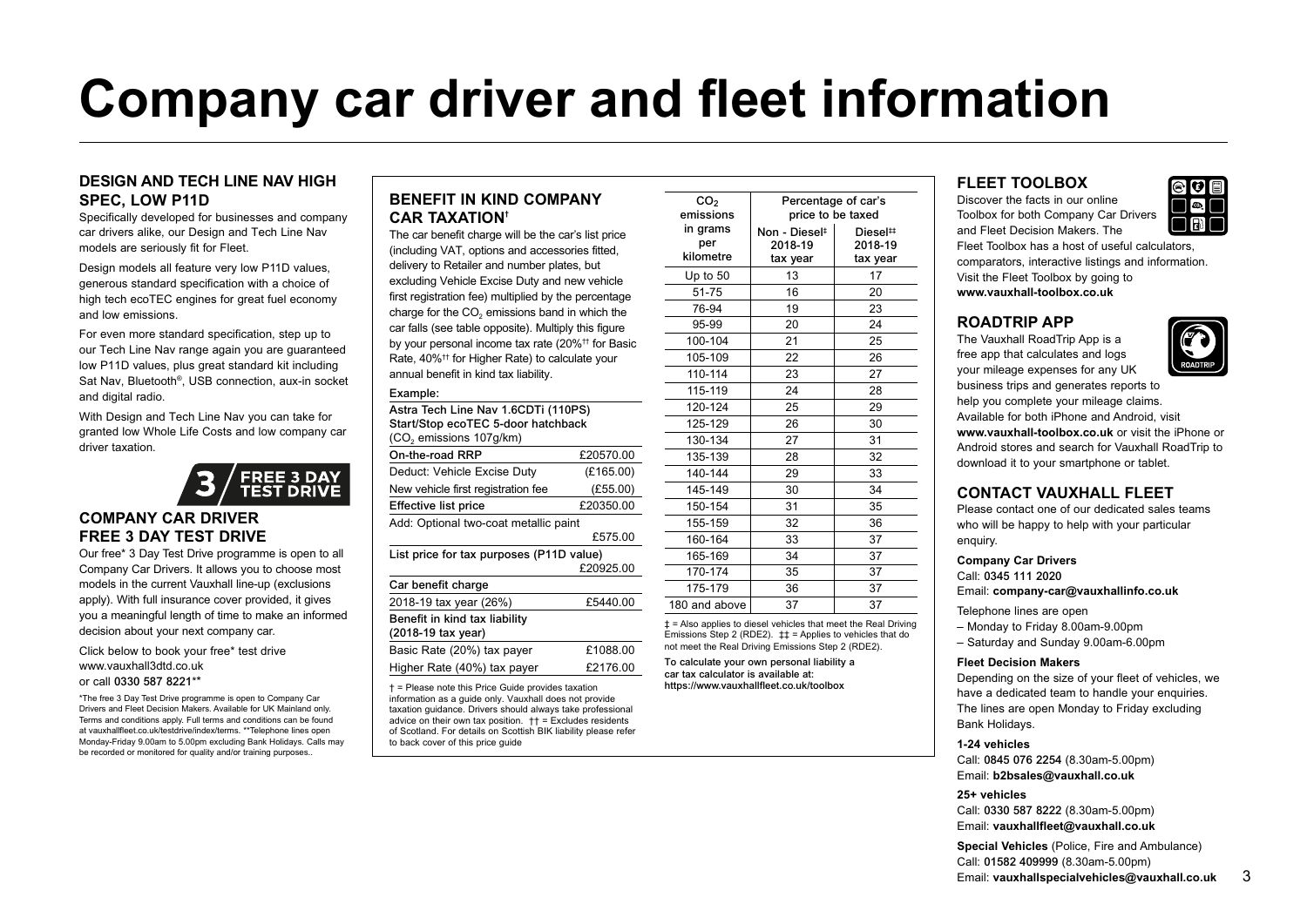# Company car driver and fleet information

## DESIGN AND TECH LINE NAV HIGH SPEC, LOW P11D

Specifically developed for businesses and company car drivers alike, our Design and Tech Line Nav models are seriously fit for Fleet.

Design models all feature very low P11D values, generous standard specification with a choice of high tech ecoTEC engines for great fuel economy and low emissions.

For even more standard specification, step up to our Tech Line Nav range again you are guaranteed low P11D values, plus great standard kit including Sat Nav, Bluetooth®, USB connection, aux-in socket and digital radio.

With Design and Tech Line Nav you can take for granted low Whole Life Costs and low company car driver taxation.

3 / FREE 3 DAY TEST DRIVE

## COMPANY CAR DRIVER FREE 3 DAY TEST DRIVE

Our free* 3 Day Test Drive programme is open to all Company Car Drivers. It allows you to choose most models in the current Vauxhall line-up (exclusions apply). With full insurance cover provided, it gives you a meaningful length of time to make an informed decision about your next company car.

Click below to book your free* test drive
www.vauxhall3dtd.co.uk
or call **0330 587 8221****

*The free 3 Day Test Drive programme is open to Company Car Drivers and Fleet Decision Makers. Available for UK Mainland only. Terms and conditions apply. Full terms and conditions can be found at vauxhallfleet.co.uk/testdrive/index/terms. **Telephone lines open Monday-Friday 9.00am to 5.00pm excluding Bank Holidays. Calls may be recorded or monitored for quality and/or training purposes..

## BENEFIT IN KIND COMPANY CAR TAXATION†

The car benefit charge will be the car's list price (including VAT, options and accessories fitted, delivery to Retailer and number plates, but excluding Vehicle Excise Duty and new vehicle first registration fee) multiplied by the percentage charge for the $CO_2$ emissions band in which the car falls (see table opposite). Multiply this figure by your personal income tax rate (20%†† for Basic Rate, 40%†† for Higher Rate) to calculate your annual benefit in kind tax liability.

**Example:**

| Astra Tech Line Nav 1.6CDTi (110PS) Start/Stop ecoTEC 5-door hatchback ($CO_2$ emissions 107g/km) | |
|---|---|
| On-the-road RRP | £20570.00 |
| Deduct: Vehicle Excise Duty | (£165.00) |
| New vehicle first registration fee | (£55.00) |
| Effective list price | £20350.00 |
| Add: Optional two-coat metallic paint | £575.00 |
| List price for tax purposes (P11D value) | £20925.00 |
| **Car benefit charge** | |
| 2018-19 tax year (26%) | £5440.00 |
| **Benefit in kind tax liability (2018-19 tax year)** | |
| Basic Rate (20%) tax payer | £1088.00 |
| Higher Rate (40%) tax payer | £2176.00 |

† = Please note this Price Guide provides taxation information as a guide only. Vauxhall does not provide taxation guidance. Drivers should always take professional advice on their own tax position. †† = Excludes residents of Scotland. For details on Scottish BIK liability please refer to back cover of this price guide

| $CO_2$ emissions in grams per kilometre | Percentage of car's price to be taxed | |
|---|---|---|
| | Non - Diesel‡ 2018-19 tax year | Diesel‡‡ 2018-19 tax year |
| Up to 50 | 13 | 17 |
| 51-75 | 16 | 20 |
| 76-94 | 19 | 23 |
| 95-99 | 20 | 24 |
| 100-104 | 21 | 25 |
| 105-109 | 22 | 26 |
| 110-114 | 23 | 27 |
| 115-119 | 24 | 28 |
| 120-124 | 25 | 29 |
| 125-129 | 26 | 30 |
| 130-134 | 27 | 31 |
| 135-139 | 28 | 32 |
| 140-144 | 29 | 33 |
| 145-149 | 30 | 34 |
| 150-154 | 31 | 35 |
| 155-159 | 32 | 36 |
| 160-164 | 33 | 37 |
| 165-169 | 34 | 37 |
| 170-174 | 35 | 37 |
| 175-179 | 36 | 37 |
| 180 and above | 37 | 37 |

‡ = Also applies to diesel vehicles that meet the Real Driving Emissions Step 2 (RDE2). ‡‡ = Applies to vehicles that do not meet the Real Driving Emissions Step 2 (RDE2).

**To calculate your own personal liability a car tax calculator is available at: https://www.vauxhallfleet.co.uk/toolbox**

## FLEET TOOLBOX

Discover the facts in our online Toolbox for both Company Car Drivers and Fleet Decision Makers. The Fleet Toolbox has a host of useful calculators, comparators, interactive listings and information. Visit the Fleet Toolbox by going to **www.vauxhall-toolbox.co.uk**

## ROADTRIP APP

The Vauxhall RoadTrip App is a free app that calculates and logs your mileage expenses for any UK business trips and generates reports to help you complete your mileage claims. Available for both iPhone and Android, visit **www.vauxhall-toolbox.co.uk** or visit the iPhone or Android stores and search for Vauxhall RoadTrip to download it to your smartphone or tablet.

## CONTACT VAUXHALL FLEET

Please contact one of our dedicated sales teams who will be happy to help with your particular enquiry.

**Company Car Drivers**
Call: **0345 111 2020**
Email: **company-car@vauxhallinfo.co.uk**

Telephone lines are open
– Monday to Friday 8.00am-9.00pm
– Saturday and Sunday 9.00am-6.00pm

**Fleet Decision Makers**
Depending on the size of your fleet of vehicles, we have a dedicated team to handle your enquiries. The lines are open Monday to Friday excluding Bank Holidays.

**1-24 vehicles**
Call: **0845 076 2254** (8.30am-5.00pm)
Email: **b2bsales@vauxhall.co.uk**

**25+ vehicles**
Call: **0330 587 8222** (8.30am-5.00pm)
Email: **vauxhallfleet@vauxhall.co.uk**

**Special Vehicles** (Police, Fire and Ambulance)
Call: **01582 409999** (8.30am-5.00pm)
Email: **vauxhallspecialvehicles@vauxhall.co.uk**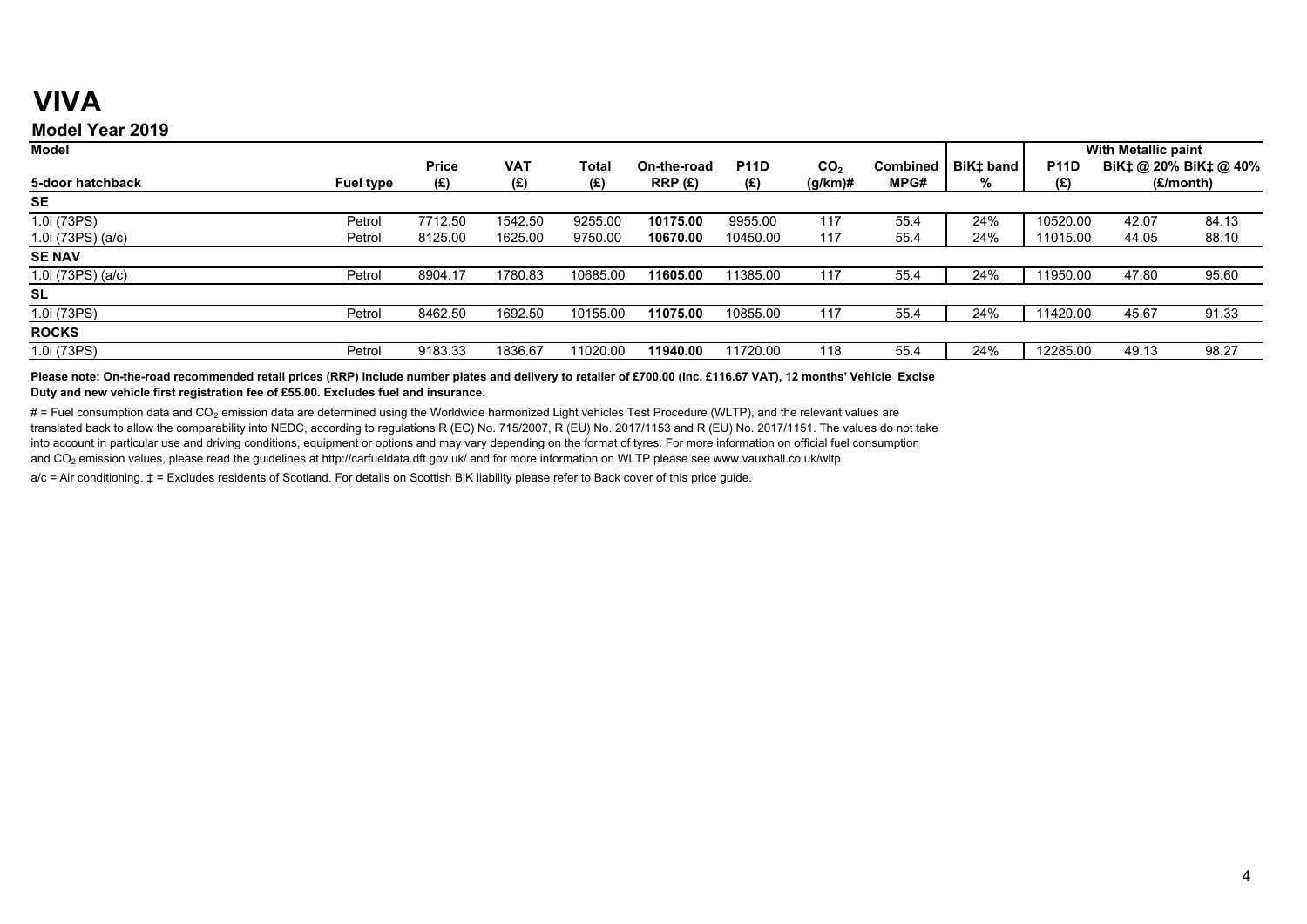# VIVA

## Model Year 2019

| Model | | | | | | | | | | With Metallic paint | | |
|---|---|---|---|---|---|---|---|---|---|---|---|---|
| 5-door hatchback | Fuel type | Price (£) | VAT (£) | Total (£) | On-the-road RRP (£) | P11D (£) | $CO_2$ (g/km)# | Combined MPG# | BiK‡ band % | P11D (£) | BiK‡ @ 20% (£/month) | BiK‡ @ 40% (£/month) |
| **SE** | | | | | | | | | | | | |
| 1.0i (73PS) | Petrol | 7712.50 | 1542.50 | 9255.00 | **10175.00** | 9955.00 | 117 | 55.4 | 24% | 10520.00 | 42.07 | 84.13 |
| 1.0i (73PS) (a/c) | Petrol | 8125.00 | 1625.00 | 9750.00 | **10670.00** | 10450.00 | 117 | 55.4 | 24% | 11015.00 | 44.05 | 88.10 |
| **SE NAV** | | | | | | | | | | | | |
| 1.0i (73PS) (a/c) | Petrol | 8904.17 | 1780.83 | 10685.00 | **11605.00** | 11385.00 | 117 | 55.4 | 24% | 11950.00 | 47.80 | 95.60 |
| **SL** | | | | | | | | | | | | |
| 1.0i (73PS) | Petrol | 8462.50 | 1692.50 | 10155.00 | **11075.00** | 10855.00 | 117 | 55.4 | 24% | 11420.00 | 45.67 | 91.33 |
| **ROCKS** | | | | | | | | | | | | |
| 1.0i (73PS) | Petrol | 9183.33 | 1836.67 | 11020.00 | **11940.00** | 11720.00 | 118 | 55.4 | 24% | 12285.00 | 49.13 | 98.27 |

**Please note: On-the-road recommended retail prices (RRP) include number plates and delivery to retailer of £700.00 (inc. £116.67 VAT), 12 months' Vehicle Excise Duty and new vehicle first registration fee of £55.00. Excludes fuel and insurance.**

# = Fuel consumption data and $CO_2$ emission data are determined using the Worldwide harmonized Light vehicles Test Procedure (WLTP), and the relevant values are translated back to allow the comparability into NEDC, according to regulations R (EC) No. 715/2007, R (EU) No. 2017/1153 and R (EU) No. 2017/1151. The values do not take into account in particular use and driving conditions, equipment or options and may vary depending on the format of tyres. For more information on official fuel consumption and $CO_2$ emission values, please read the guidelines at http://carfueldata.dft.gov.uk/ and for more information on WLTP please see www.vauxhall.co.uk/wltp

a/c = Air conditioning. ‡ = Excludes residents of Scotland. For details on Scottish BiK liability please refer to Back cover of this price guide.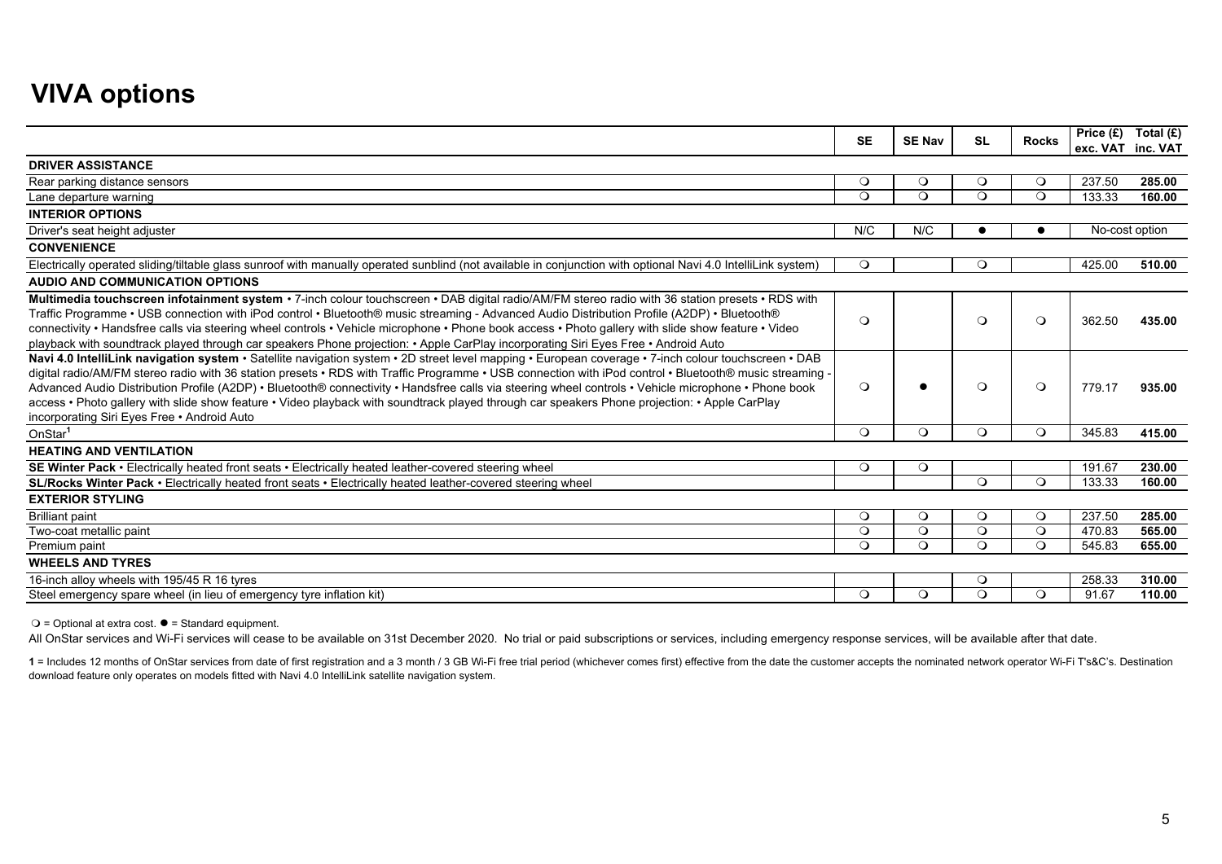# VIVA options

| | SE | SE Nav | SL | Rocks | Price (£) exc. VAT | Total (£) inc. VAT |
|---|---|---|---|---|---|---|
| **DRIVER ASSISTANCE** | | | | | | |
| Rear parking distance sensors | ❍ | ❍ | ❍ | ❍ | 237.50 | **285.00** |
| Lane departure warning | ❍ | ❍ | ❍ | ❍ | 133.33 | **160.00** |
| **INTERIOR OPTIONS** | | | | | | |
| Driver's seat height adjuster | N/C | N/C | ● | ● | No-cost option | |
| **CONVENIENCE** | | | | | | |
| Electrically operated sliding/tiltable glass sunroof with manually operated sunblind (not available in conjunction with optional Navi 4.0 IntelliLink system) | ❍ | | ❍ | | 425.00 | **510.00** |
| **AUDIO AND COMMUNICATION OPTIONS** | | | | | | |
| **Multimedia touchscreen infotainment system** • 7-inch colour touchscreen • DAB digital radio/AM/FM stereo radio with 36 station presets • RDS with Traffic Programme • USB connection with iPod control • Bluetooth® music streaming - Advanced Audio Distribution Profile (A2DP) • Bluetooth® connectivity • Handsfree calls via steering wheel controls • Vehicle microphone • Phone book access • Photo gallery with slide show feature • Video playback with soundtrack played through car speakers Phone projection: • Apple CarPlay incorporating Siri Eyes Free • Android Auto | ❍ | | ❍ | ❍ | 362.50 | **435.00** |
| **Navi 4.0 IntelliLink navigation system** • Satellite navigation system • 2D street level mapping • European coverage • 7-inch colour touchscreen • DAB digital radio/AM/FM stereo radio with 36 station presets • RDS with Traffic Programme • USB connection with iPod control • Bluetooth® music streaming - Advanced Audio Distribution Profile (A2DP) • Bluetooth® connectivity • Handsfree calls via steering wheel controls • Vehicle microphone • Phone book access • Photo gallery with slide show feature • Video playback with soundtrack played through car speakers Phone projection: • Apple CarPlay incorporating Siri Eyes Free • Android Auto | ❍ | ● | ❍ | ❍ | 779.17 | **935.00** |
| OnStar[1] | ❍ | ❍ | ❍ | ❍ | 345.83 | **415.00** |
| **HEATING AND VENTILATION** | | | | | | |
| **SE Winter Pack** • Electrically heated front seats • Electrically heated leather-covered steering wheel | ❍ | ❍ | | | 191.67 | **230.00** |
| **SL/Rocks Winter Pack** • Electrically heated front seats • Electrically heated leather-covered steering wheel | | | ❍ | ❍ | 133.33 | **160.00** |
| **EXTERIOR STYLING** | | | | | | |
| Brilliant paint | ❍ | ❍ | ❍ | ❍ | 237.50 | **285.00** |
| Two-coat metallic paint | ❍ | ❍ | ❍ | ❍ | 470.83 | **565.00** |
| Premium paint | ❍ | ❍ | ❍ | ❍ | 545.83 | **655.00** |
| **WHEELS AND TYRES** | | | | | | |
| 16-inch alloy wheels with 195/45 R 16 tyres | | | ❍ | | 258.33 | **310.00** |
| Steel emergency spare wheel (in lieu of emergency tyre inflation kit) | ❍ | ❍ | ❍ | ❍ | 91.67 | **110.00** |

❍ = Optional at extra cost. ● = Standard equipment.

All OnStar services and Wi-Fi services will cease to be available on 31st December 2020. No trial or paid subscriptions or services, including emergency response services, will be available after that date.

**1** = Includes 12 months of OnStar services from date of first registration and a 3 month / 3 GB Wi-Fi free trial period (whichever comes first) effective from the date the customer accepts the nominated network operator Wi-Fi T's&C's. Destination download feature only operates on models fitted with Navi 4.0 IntelliLink satellite navigation system.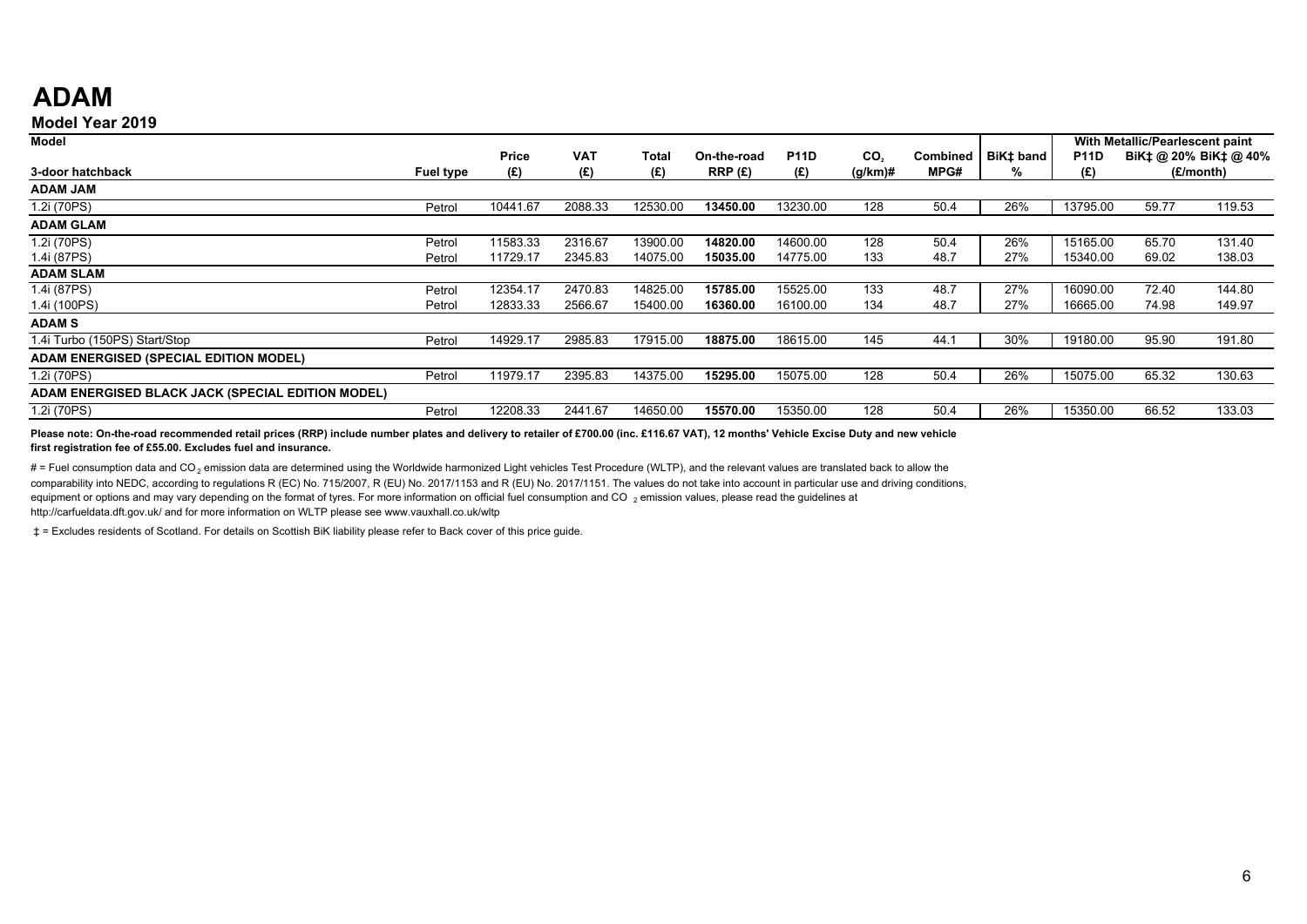# ADAM

## Model Year 2019

| Model | | | | | | | | | | | With Metallic/Pearlescent paint | | |
|---|---|---|---|---|---|---|---|---|---|---|---|---|---|
| 3-door hatchback | Fuel type | Price (£) | VAT (£) | Total (£) | On-the-road RRP (£) | P11D (£) | $CO_2$ (g/km)# | Combined MPG# | BiK‡ band % | P11D (£) | BiK‡ @ 20% (£/month) | BiK‡ @ 40% (£/month) |
| **ADAM JAM** | | | | | | | | | | | | |
| 1.2i (70PS) | Petrol | 10441.67 | 2088.33 | 12530.00 | **13450.00** | 13230.00 | 128 | 50.4 | 26% | 13795.00 | 59.77 | 119.53 |
| **ADAM GLAM** | | | | | | | | | | | | |
| 1.2i (70PS) | Petrol | 11583.33 | 2316.67 | 13900.00 | **14820.00** | 14600.00 | 128 | 50.4 | 26% | 15165.00 | 65.70 | 131.40 |
| 1.4i (87PS) | Petrol | 11729.17 | 2345.83 | 14075.00 | **15035.00** | 14775.00 | 133 | 48.7 | 27% | 15340.00 | 69.02 | 138.03 |
| **ADAM SLAM** | | | | | | | | | | | | |
| 1.4i (87PS) | Petrol | 12354.17 | 2470.83 | 14825.00 | **15785.00** | 15525.00 | 133 | 48.7 | 27% | 16090.00 | 72.40 | 144.80 |
| 1.4i (100PS) | Petrol | 12833.33 | 2566.67 | 15400.00 | **16360.00** | 16100.00 | 134 | 48.7 | 27% | 16665.00 | 74.98 | 149.97 |
| **ADAM S** | | | | | | | | | | | | |
| 1.4i Turbo (150PS) Start/Stop | Petrol | 14929.17 | 2985.83 | 17915.00 | **18875.00** | 18615.00 | 145 | 44.1 | 30% | 19180.00 | 95.90 | 191.80 |
| **ADAM ENERGISED (SPECIAL EDITION MODEL)** | | | | | | | | | | | | |
| 1.2i (70PS) | Petrol | 11979.17 | 2395.83 | 14375.00 | **15295.00** | 15075.00 | 128 | 50.4 | 26% | 15075.00 | 65.32 | 130.63 |
| **ADAM ENERGISED BLACK JACK (SPECIAL EDITION MODEL)** | | | | | | | | | | | | |
| 1.2i (70PS) | Petrol | 12208.33 | 2441.67 | 14650.00 | **15570.00** | 15350.00 | 128 | 50.4 | 26% | 15350.00 | 66.52 | 133.03 |

**Please note: On-the-road recommended retail prices (RRP) include number plates and delivery to retailer of £700.00 (inc. £116.67 VAT), 12 months' Vehicle Excise Duty and new vehicle first registration fee of £55.00. Excludes fuel and insurance.**

# = Fuel consumption data and $CO_2$ emission data are determined using the Worldwide harmonized Light vehicles Test Procedure (WLTP), and the relevant values are translated back to allow the comparability into NEDC, according to regulations R (EC) No. 715/2007, R (EU) No. 2017/1153 and R (EU) No. 2017/1151. The values do not take into account in particular use and driving conditions, equipment or options and may vary depending on the format of tyres. For more information on official fuel consumption and $CO_2$ emission values, please read the guidelines at http://carfueldata.dft.gov.uk/ and for more information on WLTP please see www.vauxhall.co.uk/wltp

‡ = Excludes residents of Scotland. For details on Scottish BiK liability please refer to Back cover of this price guide.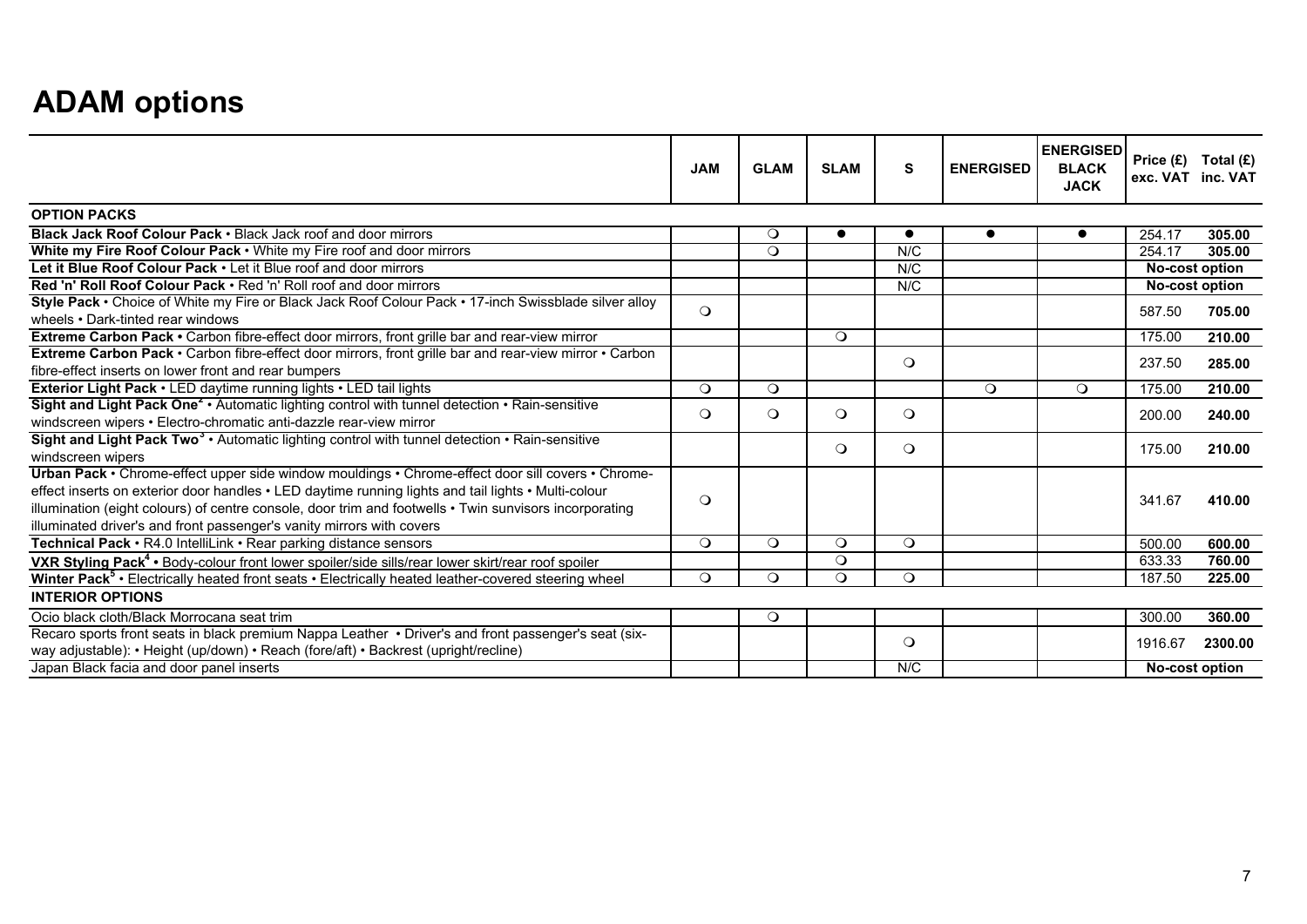# ADAM options

| | JAM | GLAM | SLAM | S | ENERGISED | ENERGISED BLACK JACK | Price (£) exc. VAT | Total (£) inc. VAT |
|---|---|---|---|---|---|---|---|---|
| **OPTION PACKS** | | | | | | | | |
| **Black Jack Roof Colour Pack** • Black Jack roof and door mirrors | | ❍ | ● | ● | ● | ● | 254.17 | **305.00** |
| **White my Fire Roof Colour Pack** • White my Fire roof and door mirrors | | ❍ | | N/C | | | 254.17 | **305.00** |
| **Let it Blue Roof Colour Pack** • Let it Blue roof and door mirrors | | | | N/C | | | **No-cost option** | |
| **Red 'n' Roll Roof Colour Pack** • Red 'n' Roll roof and door mirrors | | | | N/C | | | **No-cost option** | |
| **Style Pack** • Choice of White my Fire or Black Jack Roof Colour Pack • 17-inch Swissblade silver alloy wheels • Dark-tinted rear windows | ❍ | | | | | | 587.50 | **705.00** |
| **Extreme Carbon Pack •** Carbon fibre-effect door mirrors, front grille bar and rear-view mirror | | | ❍ | | | | 175.00 | **210.00** |
| **Extreme Carbon Pack** • Carbon fibre-effect door mirrors, front grille bar and rear-view mirror • Carbon fibre-effect inserts on lower front and rear bumpers | | | | ❍ | | | 237.50 | **285.00** |
| **Exterior Light Pack** • LED daytime running lights • LED tail lights | ❍ | ❍ | | | ❍ | ❍ | 175.00 | **210.00** |
| **Sight and Light Pack One**[2] • Automatic lighting control with tunnel detection • Rain-sensitive windscreen wipers • Electro-chromatic anti-dazzle rear-view mirror | ❍ | ❍ | ❍ | ❍ | | | 200.00 | **240.00** |
| **Sight and Light Pack Two**[3] • Automatic lighting control with tunnel detection • Rain-sensitive windscreen wipers | | | ❍ | ❍ | | | 175.00 | **210.00** |
| **Urban Pack** • Chrome-effect upper side window mouldings • Chrome-effect door sill covers • Chrome-effect inserts on exterior door handles • LED daytime running lights and tail lights • Multi-colour illumination (eight colours) of centre console, door trim and footwells • Twin sunvisors incorporating illuminated driver's and front passenger's vanity mirrors with covers | ❍ | | | | | | 341.67 | **410.00** |
| **Technical Pack** • R4.0 IntelliLink • Rear parking distance sensors | ❍ | ❍ | ❍ | ❍ | | | 500.00 | **600.00** |
| **VXR Styling Pack**[4] • Body-colour front lower spoiler/side sills/rear lower skirt/rear roof spoiler | | | ❍ | | | | 633.33 | **760.00** |
| **Winter Pack**[5] • Electrically heated front seats • Electrically heated leather-covered steering wheel | ❍ | ❍ | ❍ | ❍ | | | 187.50 | **225.00** |
| **INTERIOR OPTIONS** | | | | | | | | |
| Ocio black cloth/Black Morrocana seat trim | | ❍ | | | | | 300.00 | **360.00** |
| Recaro sports front seats in black premium Nappa Leather • Driver's and front passenger's seat (six-way adjustable): • Height (up/down) • Reach (fore/aft) • Backrest (upright/recline) | | | | ❍ | | | 1916.67 | **2300.00** |
| Japan Black facia and door panel inserts | | | | N/C | | | **No-cost option** | |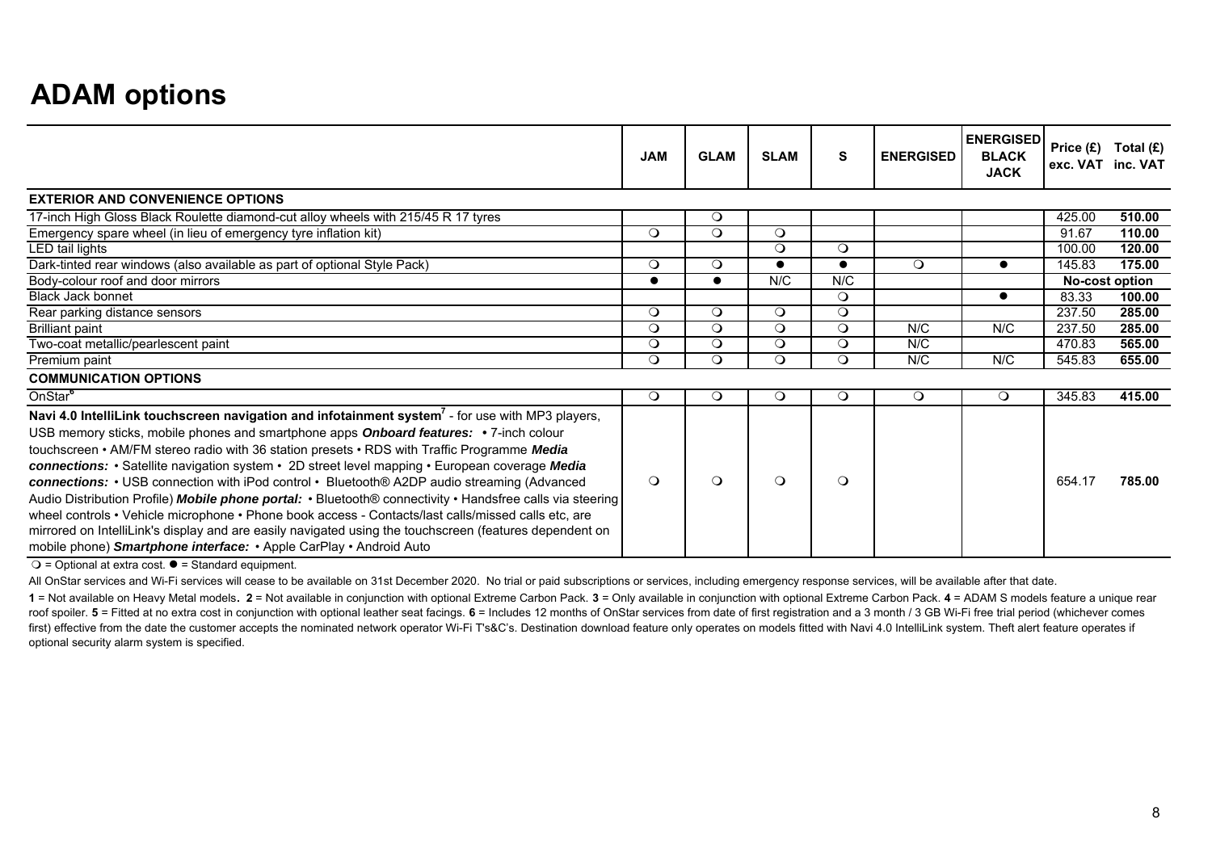# ADAM options

| | JAM | GLAM | SLAM | S | ENERGISED | ENERGISED BLACK JACK | Price (£) exc. VAT | Total (£) inc. VAT |
|---|---|---|---|---|---|---|---|---|
| **EXTERIOR AND CONVENIENCE OPTIONS** | | | | | | | | |
| 17-inch High Gloss Black Roulette diamond-cut alloy wheels with 215/45 R 17 tyres | | ❍ | | | | | 425.00 | **510.00** |
| Emergency spare wheel (in lieu of emergency tyre inflation kit) | ❍ | ❍ | ❍ | | | | 91.67 | **110.00** |
| LED tail lights | | | ❍ | ❍ | | | 100.00 | **120.00** |
| Dark-tinted rear windows (also available as part of optional Style Pack) | ❍ | ❍ | ● | ● | ❍ | ● | 145.83 | **175.00** |
| Body-colour roof and door mirrors | ● | ● | N/C | N/C | | | **No-cost option** | |
| Black Jack bonnet | | | | ❍ | | ● | 83.33 | **100.00** |
| Rear parking distance sensors | ❍ | ❍ | ❍ | ❍ | | | 237.50 | **285.00** |
| Brilliant paint | ❍ | ❍ | ❍ | ❍ | N/C | N/C | 237.50 | **285.00** |
| Two-coat metallic/pearlescent paint | ❍ | ❍ | ❍ | ❍ | N/C | | 470.83 | **565.00** |
| Premium paint | ❍ | ❍ | ❍ | ❍ | N/C | N/C | 545.83 | **655.00** |
| **COMMUNICATION OPTIONS** | | | | | | | | |
| OnStar[6] | ❍ | ❍ | ❍ | ❍ | ❍ | ❍ | 345.83 | **415.00** |
| **Navi 4.0 IntelliLink touchscreen navigation and infotainment system**[7] - for use with MP3 players, USB memory sticks, mobile phones and smartphone apps ***Onboard features:*** • 7-inch colour touchscreen • AM/FM stereo radio with 36 station presets • RDS with Traffic Programme ***Media connections:*** • Satellite navigation system • 2D street level mapping • European coverage ***Media connections:*** • USB connection with iPod control • Bluetooth® A2DP audio streaming (Advanced Audio Distribution Profile) ***Mobile phone portal:*** • Bluetooth® connectivity • Handsfree calls via steering wheel controls • Vehicle microphone • Phone book access - Contacts/last calls/missed calls etc, are mirrored on IntelliLink's display and are easily navigated using the touchscreen (features dependent on mobile phone) ***Smartphone interface:*** • Apple CarPlay • Android Auto | ❍ | ❍ | ❍ | ❍ | | | 654.17 | **785.00** |

❍ = Optional at extra cost. ● = Standard equipment.

All OnStar services and Wi-Fi services will cease to be available on 31st December 2020. No trial or paid subscriptions or services, including emergency response services, will be available after that date.

**1** = Not available on Heavy Metal models. **2** = Not available in conjunction with optional Extreme Carbon Pack. **3** = Only available in conjunction with optional Extreme Carbon Pack. **4** = ADAM S models feature a unique rear roof spoiler. **5** = Fitted at no extra cost in conjunction with optional leather seat facings. **6** = Includes 12 months of OnStar services from date of first registration and a 3 month / 3 GB Wi-Fi free trial period (whichever comes first) effective from the date the customer accepts the nominated network operator Wi-Fi T's&C's. Destination download feature only operates on models fitted with Navi 4.0 IntelliLink system. Theft alert feature operates if optional security alarm system is specified.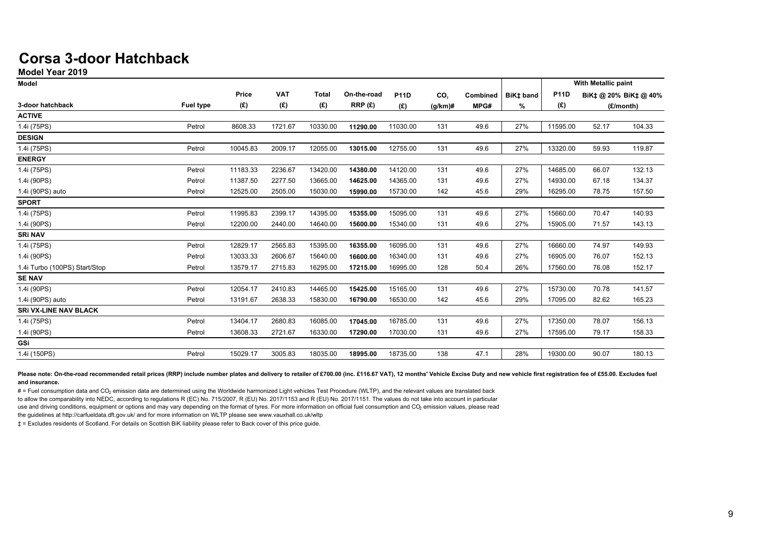# Corsa 3-door Hatchback

## Model Year 2019

| Model | | | | | | | | | | With Metallic paint | | |
|---|---|---|---|---|---|---|---|---|---|---|---|---|
| 3-door hatchback | Fuel type | Price (£) | VAT (£) | Total (£) | On-the-road RRP (£) | P11D (£) | $CO_2$ (g/km)# | Combined MPG# | BiK‡ band % | P11D (£) | BiK‡ @ 20% (£/month) | BiK‡ @ 40% (£/month) |
| **ACTIVE** | | | | | | | | | | | | |
| 1.4i (75PS) | Petrol | 8608.33 | 1721.67 | 10330.00 | **11290.00** | 11030.00 | 131 | 49.6 | 27% | 11595.00 | 52.17 | 104.33 |
| **DESIGN** | | | | | | | | | | | | |
| 1.4i (75PS) | Petrol | 10045.83 | 2009.17 | 12055.00 | **13015.00** | 12755.00 | 131 | 49.6 | 27% | 13320.00 | 59.93 | 119.87 |
| **ENERGY** | | | | | | | | | | | | |
| 1.4i (75PS) | Petrol | 11183.33 | 2236.67 | 13420.00 | **14380.00** | 14120.00 | 131 | 49.6 | 27% | 14685.00 | 66.07 | 132.13 |
| 1.4i (90PS) | Petrol | 11387.50 | 2277.50 | 13665.00 | **14625.00** | 14365.00 | 131 | 49.6 | 27% | 14930.00 | 67.18 | 134.37 |
| 1.4i (90PS) auto | Petrol | 12525.00 | 2505.00 | 15030.00 | **15990.00** | 15730.00 | 142 | 45.6 | 29% | 16295.00 | 78.75 | 157.50 |
| **SPORT** | | | | | | | | | | | | |
| 1.4i (75PS) | Petrol | 11995.83 | 2399.17 | 14395.00 | **15355.00** | 15095.00 | 131 | 49.6 | 27% | 15660.00 | 70.47 | 140.93 |
| 1.4i (90PS) | Petrol | 12200.00 | 2440.00 | 14640.00 | **15600.00** | 15340.00 | 131 | 49.6 | 27% | 15905.00 | 71.57 | 143.13 |
| **SRi NAV** | | | | | | | | | | | | |
| 1.4i (75PS) | Petrol | 12829.17 | 2565.83 | 15395.00 | **16355.00** | 16095.00 | 131 | 49.6 | 27% | 16660.00 | 74.97 | 149.93 |
| 1.4i (90PS) | Petrol | 13033.33 | 2606.67 | 15640.00 | **16600.00** | 16340.00 | 131 | 49.6 | 27% | 16905.00 | 76.07 | 152.13 |
| 1.4i Turbo (100PS) Start/Stop | Petrol | 13579.17 | 2715.83 | 16295.00 | **17215.00** | 16995.00 | 128 | 50.4 | 26% | 17560.00 | 76.08 | 152.17 |
| **SE NAV** | | | | | | | | | | | | |
| 1.4i (90PS) | Petrol | 12054.17 | 2410.83 | 14465.00 | **15425.00** | 15165.00 | 131 | 49.6 | 27% | 15730.00 | 70.78 | 141.57 |
| 1.4i (90PS) auto | Petrol | 13191.67 | 2638.33 | 15830.00 | **16790.00** | 16530.00 | 142 | 45.6 | 29% | 17095.00 | 82.62 | 165.23 |
| **SRi VX-LINE NAV BLACK** | | | | | | | | | | | | |
| 1.4i (75PS) | Petrol | 13404.17 | 2680.83 | 16085.00 | **17045.00** | 16785.00 | 131 | 49.6 | 27% | 17350.00 | 78.07 | 156.13 |
| 1.4i (90PS) | Petrol | 13608.33 | 2721.67 | 16330.00 | **17290.00** | 17030.00 | 131 | 49.6 | 27% | 17595.00 | 79.17 | 158.33 |
| **GSi** | | | | | | | | | | | | |
| 1.4i (150PS) | Petrol | 15029.17 | 3005.83 | 18035.00 | **18995.00** | 18735.00 | 138 | 47.1 | 28% | 19300.00 | 90.07 | 180.13 |

**Please note: On-the-road recommended retail prices (RRP) include number plates and delivery to retailer of £700.00 (inc. £116.67 VAT), 12 months' Vehicle Excise Duty and new vehicle first registration fee of £55.00. Excludes fuel and insurance.**

# = Fuel consumption data and $CO_2$ emission data are determined using the Worldwide harmonized Light vehicles Test Procedure (WLTP), and the relevant values are translated back to allow the comparability into NEDC, according to regulations R (EC) No. 715/2007, R (EU) No. 2017/1153 and R (EU) No. 2017/1151. The values do not take into account in particular use and driving conditions, equipment or options and may vary depending on the format of tyres. For more information on official fuel consumption and $CO_2$ emission values, please read the guidelines at http://carfueldata.dft.gov.uk/ and for more information on WLTP please see www.vauxhall.co.uk/wltp

‡ = Excludes residents of Scotland. For details on Scottish BiK liability please refer to Back cover of this price guide.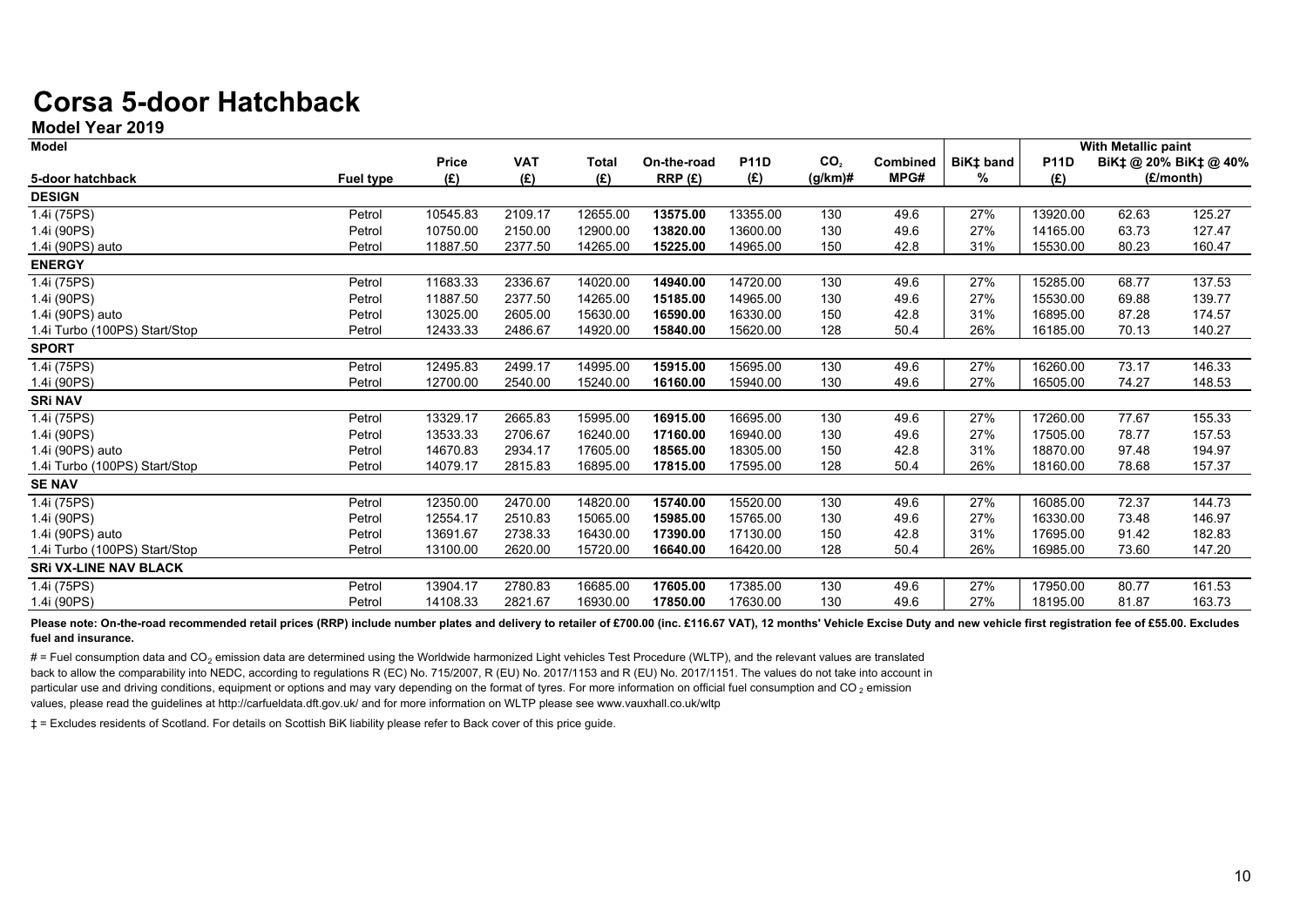# Corsa 5-door Hatchback

## Model Year 2019

| Model | | | | | | | | | | With Metallic paint | | |
|---|---|---|---|---|---|---|---|---|---|---|---|---|
| 5-door hatchback | Fuel type | Price (£) | VAT (£) | Total (£) | On-the-road RRP (£) | P11D (£) | $CO_2$ (g/km)# | Combined MPG# | BiK‡ band % | P11D (£) | BiK‡ @ 20% (£/month) | BiK‡ @ 40% (£/month) |
| **DESIGN** | | | | | | | | | | | | |
| 1.4i (75PS) | Petrol | 10545.83 | 2109.17 | 12655.00 | **13575.00** | 13355.00 | 130 | 49.6 | 27% | 13920.00 | 62.63 | 125.27 |
| 1.4i (90PS) | Petrol | 10750.00 | 2150.00 | 12900.00 | **13820.00** | 13600.00 | 130 | 49.6 | 27% | 14165.00 | 63.73 | 127.47 |
| 1.4i (90PS) auto | Petrol | 11887.50 | 2377.50 | 14265.00 | **15225.00** | 14965.00 | 150 | 42.8 | 31% | 15530.00 | 80.23 | 160.47 |
| **ENERGY** | | | | | | | | | | | | |
| 1.4i (75PS) | Petrol | 11683.33 | 2336.67 | 14020.00 | **14940.00** | 14720.00 | 130 | 49.6 | 27% | 15285.00 | 68.77 | 137.53 |
| 1.4i (90PS) | Petrol | 11887.50 | 2377.50 | 14265.00 | **15185.00** | 14965.00 | 130 | 49.6 | 27% | 15530.00 | 69.88 | 139.77 |
| 1.4i (90PS) auto | Petrol | 13025.00 | 2605.00 | 15630.00 | **16590.00** | 16330.00 | 150 | 42.8 | 31% | 16895.00 | 87.28 | 174.57 |
| 1.4i Turbo (100PS) Start/Stop | Petrol | 12433.33 | 2486.67 | 14920.00 | **15840.00** | 15620.00 | 128 | 50.4 | 26% | 16185.00 | 70.13 | 140.27 |
| **SPORT** | | | | | | | | | | | | |
| 1.4i (75PS) | Petrol | 12495.83 | 2499.17 | 14995.00 | **15915.00** | 15695.00 | 130 | 49.6 | 27% | 16260.00 | 73.17 | 146.33 |
| 1.4i (90PS) | Petrol | 12700.00 | 2540.00 | 15240.00 | **16160.00** | 15940.00 | 130 | 49.6 | 27% | 16505.00 | 74.27 | 148.53 |
| **SRi NAV** | | | | | | | | | | | | |
| 1.4i (75PS) | Petrol | 13329.17 | 2665.83 | 15995.00 | **16915.00** | 16695.00 | 130 | 49.6 | 27% | 17260.00 | 77.67 | 155.33 |
| 1.4i (90PS) | Petrol | 13533.33 | 2706.67 | 16240.00 | **17160.00** | 16940.00 | 130 | 49.6 | 27% | 17505.00 | 78.77 | 157.53 |
| 1.4i (90PS) auto | Petrol | 14670.83 | 2934.17 | 17605.00 | **18565.00** | 18305.00 | 150 | 42.8 | 31% | 18870.00 | 97.48 | 194.97 |
| 1.4i Turbo (100PS) Start/Stop | Petrol | 14079.17 | 2815.83 | 16895.00 | **17815.00** | 17595.00 | 128 | 50.4 | 26% | 18160.00 | 78.68 | 157.37 |
| **SE NAV** | | | | | | | | | | | | |
| 1.4i (75PS) | Petrol | 12350.00 | 2470.00 | 14820.00 | **15740.00** | 15520.00 | 130 | 49.6 | 27% | 16085.00 | 72.37 | 144.73 |
| 1.4i (90PS) | Petrol | 12554.17 | 2510.83 | 15065.00 | **15985.00** | 15765.00 | 130 | 49.6 | 27% | 16330.00 | 73.48 | 146.97 |
| 1.4i (90PS) auto | Petrol | 13691.67 | 2738.33 | 16430.00 | **17390.00** | 17130.00 | 150 | 42.8 | 31% | 17695.00 | 91.42 | 182.83 |
| 1.4i Turbo (100PS) Start/Stop | Petrol | 13100.00 | 2620.00 | 15720.00 | **16640.00** | 16420.00 | 128 | 50.4 | 26% | 16985.00 | 73.60 | 147.20 |
| **SRi VX-LINE NAV BLACK** | | | | | | | | | | | | |
| 1.4i (75PS) | Petrol | 13904.17 | 2780.83 | 16685.00 | **17605.00** | 17385.00 | 130 | 49.6 | 27% | 17950.00 | 80.77 | 161.53 |
| 1.4i (90PS) | Petrol | 14108.33 | 2821.67 | 16930.00 | **17850.00** | 17630.00 | 130 | 49.6 | 27% | 18195.00 | 81.87 | 163.73 |

**Please note: On-the-road recommended retail prices (RRP) include number plates and delivery to retailer of £700.00 (inc. £116.67 VAT), 12 months' Vehicle Excise Duty and new vehicle first registration fee of £55.00. Excludes fuel and insurance.**

# = Fuel consumption data and $CO_2$ emission data are determined using the Worldwide harmonized Light vehicles Test Procedure (WLTP), and the relevant values are translated back to allow the comparability into NEDC, according to regulations R (EC) No. 715/2007, R (EU) No. 2017/1153 and R (EU) No. 2017/1151. The values do not take into account in particular use and driving conditions, equipment or options and may vary depending on the format of tyres. For more information on official fuel consumption and $CO_2$ emission values, please read the guidelines at http://carfueldata.dft.gov.uk/ and for more information on WLTP please see www.vauxhall.co.uk/wltp

‡ = Excludes residents of Scotland. For details on Scottish BiK liability please refer to Back cover of this price guide.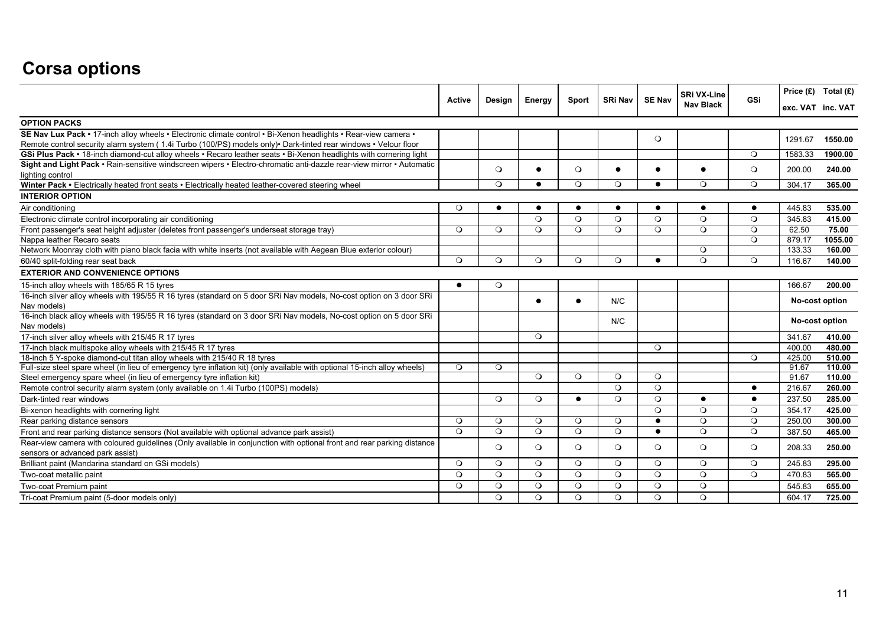# Corsa options

| | Active | Design | Energy | Sport | SRi Nav | SE Nav | SRi VX-Line Nav Black | GSi | Price (£) exc. VAT | Total (£) inc. VAT |
|---|---|---|---|---|---|---|---|---|---|---|
| **OPTION PACKS** | | | | | | | | | | |
| **SE Nav Lux Pack** • 17-inch alloy wheels • Electronic climate control • Bi-Xenon headlights • Rear-view camera • Remote control security alarm system ( 1.4i Turbo (100/PS) models only)• Dark-tinted rear windows • Velour floor | | | | | | ❍ | | | 1291.67 | **1550.00** |
| **GSi Plus Pack** • 18-inch diamond-cut alloy wheels • Recaro leather seats • Bi-Xenon headlights with cornering light | | | | | | | | ❍ | 1583.33 | **1900.00** |
| **Sight and Light Pack** • Rain-sensitive windscreen wipers • Electro-chromatic anti-dazzle rear-view mirror • Automatic lighting control | | ❍ | ● | ❍ | ● | ● | ● | ❍ | 200.00 | **240.00** |
| **Winter Pack** • Electrically heated front seats • Electrically heated leather-covered steering wheel | | ❍ | ● | ❍ | ❍ | ● | ❍ | ❍ | 304.17 | **365.00** |
| **INTERIOR OPTION** | | | | | | | | | | |
| Air conditioning | ❍ | ● | ● | ● | ● | ● | ● | ● | 445.83 | **535.00** |
| Electronic climate control incorporating air conditioning | | | ❍ | ❍ | ❍ | ❍ | ❍ | ❍ | 345.83 | **415.00** |
| Front passenger's seat height adjuster (deletes front passenger's underseat storage tray) | ❍ | ❍ | ❍ | ❍ | ❍ | ❍ | ❍ | ❍ | 62.50 | **75.00** |
| Nappa leather Recaro seats | | | | | | | | ❍ | 879.17 | **1055.00** |
| Network Moonray cloth with piano black facia with white inserts (not available with Aegean Blue exterior colour) | | | | | | | ❍ | | 133.33 | **160.00** |
| 60/40 split-folding rear seat back | ❍ | ❍ | ❍ | ❍ | ❍ | ● | ❍ | ❍ | 116.67 | **140.00** |
| **EXTERIOR AND CONVENIENCE OPTIONS** | | | | | | | | | | |
| 15-inch alloy wheels with 185/65 R 15 tyres | ● | ❍ | | | | | | | 166.67 | **200.00** |
| 16-inch silver alloy wheels with 195/55 R 16 tyres (standard on 5 door SRi Nav models, No-cost option on 3 door SRi Nav models) | | | ● | ● | N/C | | | | **No-cost option** | |
| 16-inch black alloy wheels with 195/55 R 16 tyres (standard on 3 door SRi Nav models, No-cost option on 5 door SRi Nav models) | | | | | N/C | | | | **No-cost option** | |
| 17-inch silver alloy wheels with 215/45 R 17 tyres | | | ❍ | | | | | | 341.67 | **410.00** |
| 17-inch black multispoke alloy wheels with 215/45 R 17 tyres | | | | | | ❍ | | | 400.00 | **480.00** |
| 18-inch 5 Y-spoke diamond-cut titan alloy wheels with 215/40 R 18 tyres | | | | | | | | ❍ | 425.00 | **510.00** |
| Full-size steel spare wheel (in lieu of emergency tyre inflation kit) (only available with optional 15-inch alloy wheels) | ❍ | ❍ | | | | | | | 91.67 | **110.00** |
| Steel emergency spare wheel (in lieu of emergency tyre inflation kit) | | | ❍ | ❍ | ❍ | ❍ | | | 91.67 | **110.00** |
| Remote control security alarm system (only available on 1.4i Turbo (100PS) models) | | | | | ❍ | ❍ | | ● | 216.67 | **260.00** |
| Dark-tinted rear windows | | ❍ | ❍ | ● | ❍ | ❍ | ● | ● | 237.50 | **285.00** |
| Bi-xenon headlights with cornering light | | | | | | ❍ | ❍ | ❍ | 354.17 | **425.00** |
| Rear parking distance sensors | ❍ | ❍ | ❍ | ❍ | ❍ | ● | ❍ | ❍ | 250.00 | **300.00** |
| Front and rear parking distance sensors (Not available with optional advance park assist) | ❍ | ❍ | ❍ | ❍ | ❍ | ● | ❍ | ❍ | 387.50 | **465.00** |
| Rear-view camera with coloured guidelines (Only available in conjunction with optional front and rear parking distance sensors or advanced park assist) | | ❍ | ❍ | ❍ | ❍ | ❍ | ❍ | ❍ | 208.33 | **250.00** |
| Brilliant paint (Mandarina standard on GSi models) | ❍ | ❍ | ❍ | ❍ | ❍ | ❍ | ❍ | ❍ | 245.83 | **295.00** |
| Two-coat metallic paint | ❍ | ❍ | ❍ | ❍ | ❍ | ❍ | ❍ | ❍ | 470.83 | **565.00** |
| Two-coat Premium paint | ❍ | ❍ | ❍ | ❍ | ❍ | ❍ | ❍ | | 545.83 | **655.00** |
| Tri-coat Premium paint (5-door models only) | | ❍ | ❍ | ❍ | ❍ | ❍ | ❍ | | 604.17 | **725.00** |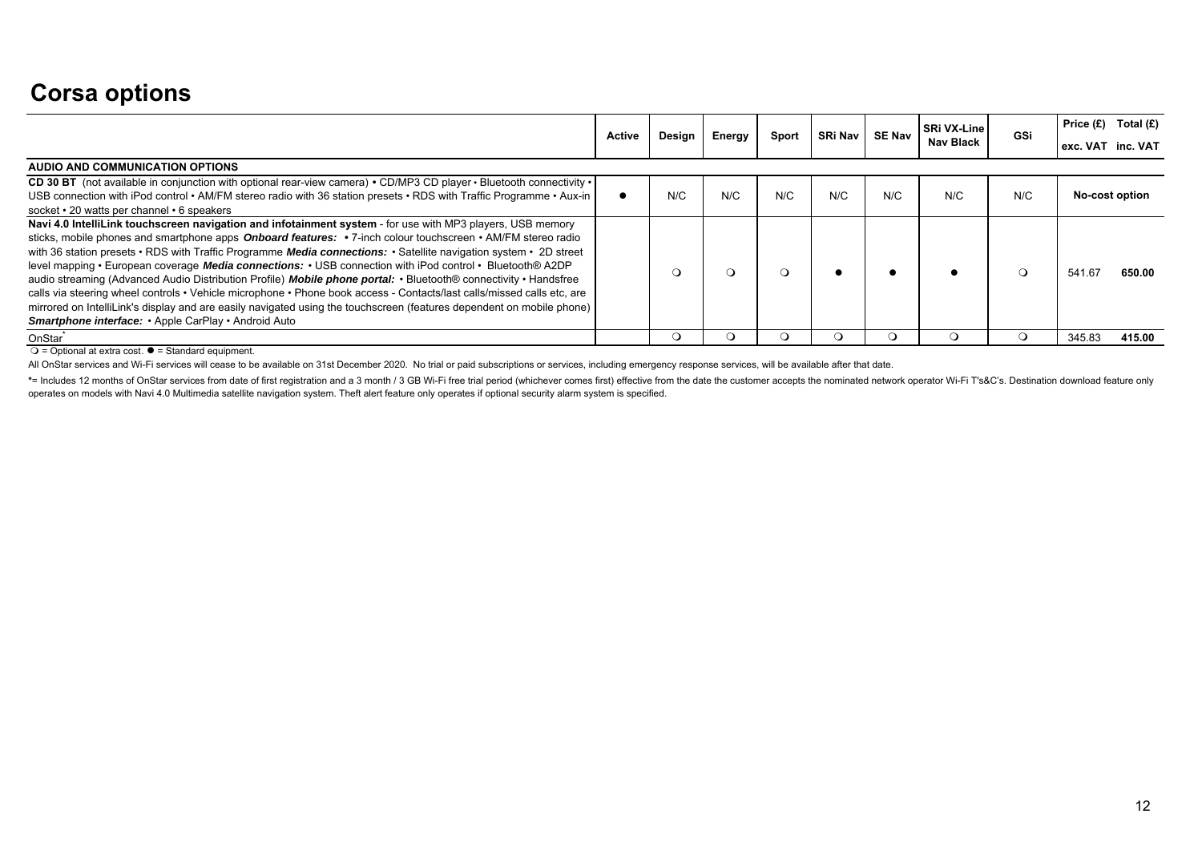# Corsa options

| | Active | Design | Energy | Sport | SRi Nav | SE Nav | SRi VX-Line Nav Black | GSi | Price (£) exc. VAT | Total (£) inc. VAT |
|---|---|---|---|---|---|---|---|---|---|---|
| **AUDIO AND COMMUNICATION OPTIONS** | | | | | | | | | | |
| **CD 30 BT** (not available in conjunction with optional rear-view camera) • CD/MP3 CD player • Bluetooth connectivity • USB connection with iPod control • AM/FM stereo radio with 36 station presets • RDS with Traffic Programme • Aux-in socket • 20 watts per channel • 6 speakers | ● | N/C | N/C | N/C | N/C | N/C | N/C | N/C | No-cost option | |
| **Navi 4.0 IntelliLink touchscreen navigation and infotainment system** - for use with MP3 players, USB memory sticks, mobile phones and smartphone apps ***Onboard features:*** • 7-inch colour touchscreen • AM/FM stereo radio with 36 station presets • RDS with Traffic Programme ***Media connections:*** • Satellite navigation system • 2D street level mapping • European coverage ***Media connections:*** • USB connection with iPod control • Bluetooth® A2DP audio streaming (Advanced Audio Distribution Profile) ***Mobile phone portal:*** • Bluetooth® connectivity • Handsfree calls via steering wheel controls • Vehicle microphone • Phone book access - Contacts/last calls/missed calls etc, are mirrored on IntelliLink's display and are easily navigated using the touchscreen (features dependent on mobile phone) ***Smartphone interface:*** • Apple CarPlay • Android Auto | | ❍ | ❍ | ❍ | ● | ● | ● | ❍ | 541.67 | **650.00** |
| OnStar* | | ❍ | ❍ | ❍ | ❍ | ❍ | ❍ | ❍ | 345.83 | **415.00** |

❍ = Optional at extra cost. ● = Standard equipment.

All OnStar services and Wi-Fi services will cease to be available on 31st December 2020. No trial or paid subscriptions or services, including emergency response services, will be available after that date.

*= Includes 12 months of OnStar services from date of first registration and a 3 month / 3 GB Wi-Fi free trial period (whichever comes first) effective from the date the customer accepts the nominated network operator Wi-Fi T's&C's. Destination download feature only operates on models with Navi 4.0 Multimedia satellite navigation system. Theft alert feature only operates if optional security alarm system is specified.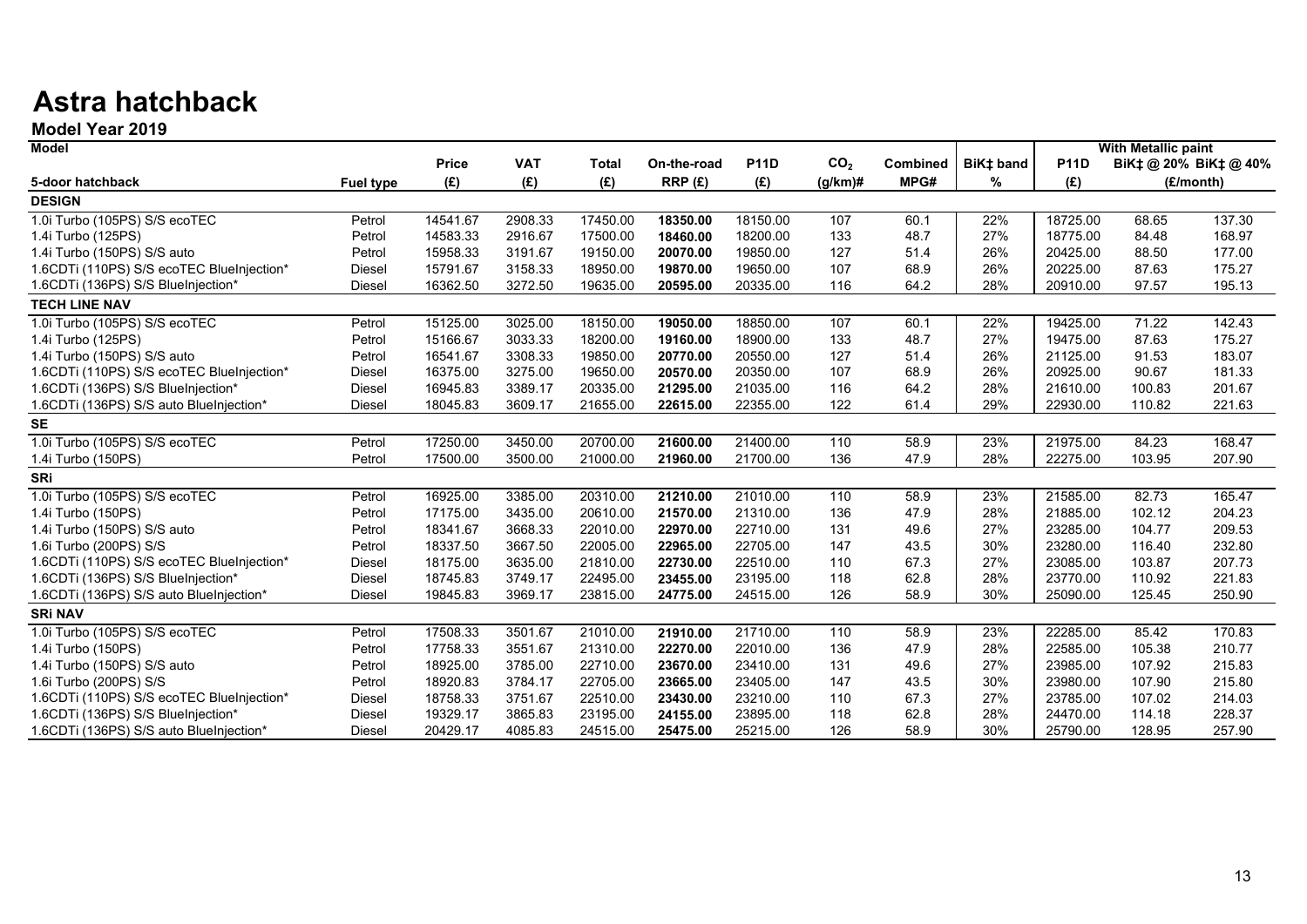# Astra hatchback

## Model Year 2019

| Model | | Price | VAT | Total | On-the-road | P11D | $CO_2$ | Combined | BiK‡ band | With Metallic paint | | |
|---|---|---|---|---|---|---|---|---|---|---|---|---|
| | | | | | | | | | | P11D | BiK‡ @ 20% | BiK‡ @ 40% |
| 5-door hatchback | Fuel type | (£) | (£) | (£) | RRP (£) | (£) | (g/km)# | MPG# | % | (£) | (£/month) | |
| **DESIGN** | | | | | | | | | | | | |
| 1.0i Turbo (105PS) S/S ecoTEC | Petrol | 14541.67 | 2908.33 | 17450.00 | **18350.00** | 18150.00 | 107 | 60.1 | 22% | 18725.00 | 68.65 | 137.30 |
| 1.4i Turbo (125PS) | Petrol | 14583.33 | 2916.67 | 17500.00 | **18460.00** | 18200.00 | 133 | 48.7 | 27% | 18775.00 | 84.48 | 168.97 |
| 1.4i Turbo (150PS) S/S auto | Petrol | 15958.33 | 3191.67 | 19150.00 | **20070.00** | 19850.00 | 127 | 51.4 | 26% | 20425.00 | 88.50 | 177.00 |
| 1.6CDTi (110PS) S/S ecoTEC BlueInjection* | Diesel | 15791.67 | 3158.33 | 18950.00 | **19870.00** | 19650.00 | 107 | 68.9 | 26% | 20225.00 | 87.63 | 175.27 |
| 1.6CDTi (136PS) S/S BlueInjection* | Diesel | 16362.50 | 3272.50 | 19635.00 | **20595.00** | 20335.00 | 116 | 64.2 | 28% | 20910.00 | 97.57 | 195.13 |
| **TECH LINE NAV** | | | | | | | | | | | | |
| 1.0i Turbo (105PS) S/S ecoTEC | Petrol | 15125.00 | 3025.00 | 18150.00 | **19050.00** | 18850.00 | 107 | 60.1 | 22% | 19425.00 | 71.22 | 142.43 |
| 1.4i Turbo (125PS) | Petrol | 15166.67 | 3033.33 | 18200.00 | **19160.00** | 18900.00 | 133 | 48.7 | 27% | 19475.00 | 87.63 | 175.27 |
| 1.4i Turbo (150PS) S/S auto | Petrol | 16541.67 | 3308.33 | 19850.00 | **20770.00** | 20550.00 | 127 | 51.4 | 26% | 21125.00 | 91.53 | 183.07 |
| 1.6CDTi (110PS) S/S ecoTEC BlueInjection* | Diesel | 16375.00 | 3275.00 | 19650.00 | **20570.00** | 20350.00 | 107 | 68.9 | 26% | 20925.00 | 90.67 | 181.33 |
| 1.6CDTi (136PS) S/S BlueInjection* | Diesel | 16945.83 | 3389.17 | 20335.00 | **21295.00** | 21035.00 | 116 | 64.2 | 28% | 21610.00 | 100.83 | 201.67 |
| 1.6CDTi (136PS) S/S auto BlueInjection* | Diesel | 18045.83 | 3609.17 | 21655.00 | **22615.00** | 22355.00 | 122 | 61.4 | 29% | 22930.00 | 110.82 | 221.63 |
| **SE** | | | | | | | | | | | | |
| 1.0i Turbo (105PS) S/S ecoTEC | Petrol | 17250.00 | 3450.00 | 20700.00 | **21600.00** | 21400.00 | 110 | 58.9 | 23% | 21975.00 | 84.23 | 168.47 |
| 1.4i Turbo (150PS) | Petrol | 17500.00 | 3500.00 | 21000.00 | **21960.00** | 21700.00 | 136 | 47.9 | 28% | 22275.00 | 103.95 | 207.90 |
| **SRi** | | | | | | | | | | | | |
| 1.0i Turbo (105PS) S/S ecoTEC | Petrol | 16925.00 | 3385.00 | 20310.00 | **21210.00** | 21010.00 | 110 | 58.9 | 23% | 21585.00 | 82.73 | 165.47 |
| 1.4i Turbo (150PS) | Petrol | 17175.00 | 3435.00 | 20610.00 | **21570.00** | 21310.00 | 136 | 47.9 | 28% | 21885.00 | 102.12 | 204.23 |
| 1.4i Turbo (150PS) S/S auto | Petrol | 18341.67 | 3668.33 | 22010.00 | **22970.00** | 22710.00 | 131 | 49.6 | 27% | 23285.00 | 104.77 | 209.53 |
| 1.6i Turbo (200PS) S/S | Petrol | 18337.50 | 3667.50 | 22005.00 | **22965.00** | 22705.00 | 147 | 43.5 | 30% | 23280.00 | 116.40 | 232.80 |
| 1.6CDTi (110PS) S/S ecoTEC BlueInjection* | Diesel | 18175.00 | 3635.00 | 21810.00 | **22730.00** | 22510.00 | 110 | 67.3 | 27% | 23085.00 | 103.87 | 207.73 |
| 1.6CDTi (136PS) S/S BlueInjection* | Diesel | 18745.83 | 3749.17 | 22495.00 | **23455.00** | 23195.00 | 118 | 62.8 | 28% | 23770.00 | 110.92 | 221.83 |
| 1.6CDTi (136PS) S/S auto BlueInjection* | Diesel | 19845.83 | 3969.17 | 23815.00 | **24775.00** | 24515.00 | 126 | 58.9 | 30% | 25090.00 | 125.45 | 250.90 |
| **SRi NAV** | | | | | | | | | | | | |
| 1.0i Turbo (105PS) S/S ecoTEC | Petrol | 17508.33 | 3501.67 | 21010.00 | **21910.00** | 21710.00 | 110 | 58.9 | 23% | 22285.00 | 85.42 | 170.83 |
| 1.4i Turbo (150PS) | Petrol | 17758.33 | 3551.67 | 21310.00 | **22270.00** | 22010.00 | 136 | 47.9 | 28% | 22585.00 | 105.38 | 210.77 |
| 1.4i Turbo (150PS) S/S auto | Petrol | 18925.00 | 3785.00 | 22710.00 | **23670.00** | 23410.00 | 131 | 49.6 | 27% | 23985.00 | 107.92 | 215.83 |
| 1.6i Turbo (200PS) S/S | Petrol | 18920.83 | 3784.17 | 22705.00 | **23665.00** | 23405.00 | 147 | 43.5 | 30% | 23980.00 | 107.90 | 215.80 |
| 1.6CDTi (110PS) S/S ecoTEC BlueInjection* | Diesel | 18758.33 | 3751.67 | 22510.00 | **23430.00** | 23210.00 | 110 | 67.3 | 27% | 23785.00 | 107.02 | 214.03 |
| 1.6CDTi (136PS) S/S BlueInjection* | Diesel | 19329.17 | 3865.83 | 23195.00 | **24155.00** | 23895.00 | 118 | 62.8 | 28% | 24470.00 | 114.18 | 228.37 |
| 1.6CDTi (136PS) S/S auto BlueInjection* | Diesel | 20429.17 | 4085.83 | 24515.00 | **25475.00** | 25215.00 | 126 | 58.9 | 30% | 25790.00 | 128.95 | 257.90 |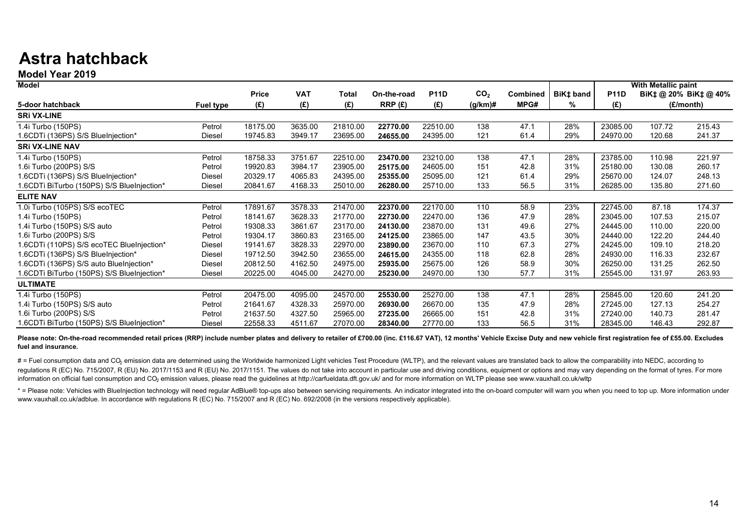# Astra hatchback

## Model Year 2019

| Model | | Price | VAT | Total | On-the-road | P11D | $CO_2$ | Combined | BiK‡ band | With Metallic paint | | |
|---|---|---|---|---|---|---|---|---|---|---|---|---|
| | | | | | | | | | | P11D | BiK‡ @ 20% | BiK‡ @ 40% |
| 5-door hatchback | Fuel type | (£) | (£) | (£) | RRP (£) | (£) | (g/km)# | MPG# | % | (£) | (£/month) | |
| **SRi VX-LINE** | | | | | | | | | | | | |
| 1.4i Turbo (150PS) | Petrol | 18175.00 | 3635.00 | 21810.00 | **22770.00** | 22510.00 | 138 | 47.1 | 28% | 23085.00 | 107.72 | 215.43 |
| 1.6CDTi (136PS) S/S BlueInjection* | Diesel | 19745.83 | 3949.17 | 23695.00 | **24655.00** | 24395.00 | 121 | 61.4 | 29% | 24970.00 | 120.68 | 241.37 |
| **SRi VX-LINE NAV** | | | | | | | | | | | | |
| 1.4i Turbo (150PS) | Petrol | 18758.33 | 3751.67 | 22510.00 | **23470.00** | 23210.00 | 138 | 47.1 | 28% | 23785.00 | 110.98 | 221.97 |
| 1.6i Turbo (200PS) S/S | Petrol | 19920.83 | 3984.17 | 23905.00 | **25175.00** | 24605.00 | 151 | 42.8 | 31% | 25180.00 | 130.08 | 260.17 |
| 1.6CDTi (136PS) S/S BlueInjection* | Diesel | 20329.17 | 4065.83 | 24395.00 | **25355.00** | 25095.00 | 121 | 61.4 | 29% | 25670.00 | 124.07 | 248.13 |
| 1.6CDTi BiTurbo (150PS) S/S BlueInjection* | Diesel | 20841.67 | 4168.33 | 25010.00 | **26280.00** | 25710.00 | 133 | 56.5 | 31% | 26285.00 | 135.80 | 271.60 |
| **ELITE NAV** | | | | | | | | | | | | |
| 1.0i Turbo (105PS) S/S ecoTEC | Petrol | 17891.67 | 3578.33 | 21470.00 | **22370.00** | 22170.00 | 110 | 58.9 | 23% | 22745.00 | 87.18 | 174.37 |
| 1.4i Turbo (150PS) | Petrol | 18141.67 | 3628.33 | 21770.00 | **22730.00** | 22470.00 | 136 | 47.9 | 28% | 23045.00 | 107.53 | 215.07 |
| 1.4i Turbo (150PS) S/S auto | Petrol | 19308.33 | 3861.67 | 23170.00 | **24130.00** | 23870.00 | 131 | 49.6 | 27% | 24445.00 | 110.00 | 220.00 |
| 1.6i Turbo (200PS) S/S | Petrol | 19304.17 | 3860.83 | 23165.00 | **24125.00** | 23865.00 | 147 | 43.5 | 30% | 24440.00 | 122.20 | 244.40 |
| 1.6CDTi (110PS) S/S ecoTEC BlueInjection* | Diesel | 19141.67 | 3828.33 | 22970.00 | **23890.00** | 23670.00 | 110 | 67.3 | 27% | 24245.00 | 109.10 | 218.20 |
| 1.6CDTi (136PS) S/S BlueInjection* | Diesel | 19712.50 | 3942.50 | 23655.00 | **24615.00** | 24355.00 | 118 | 62.8 | 28% | 24930.00 | 116.33 | 232.67 |
| 1.6CDTi (136PS) S/S auto BlueInjection* | Diesel | 20812.50 | 4162.50 | 24975.00 | **25935.00** | 25675.00 | 126 | 58.9 | 30% | 26250.00 | 131.25 | 262.50 |
| 1.6CDTi BiTurbo (150PS) S/S BlueInjection* | Diesel | 20225.00 | 4045.00 | 24270.00 | **25230.00** | 24970.00 | 130 | 57.7 | 31% | 25545.00 | 131.97 | 263.93 |
| **ULTIMATE** | | | | | | | | | | | | |
| 1.4i Turbo (150PS) | Petrol | 20475.00 | 4095.00 | 24570.00 | **25530.00** | 25270.00 | 138 | 47.1 | 28% | 25845.00 | 120.60 | 241.20 |
| 1.4i Turbo (150PS) S/S auto | Petrol | 21641.67 | 4328.33 | 25970.00 | **26930.00** | 26670.00 | 135 | 47.9 | 28% | 27245.00 | 127.13 | 254.27 |
| 1.6i Turbo (200PS) S/S | Petrol | 21637.50 | 4327.50 | 25965.00 | **27235.00** | 26665.00 | 151 | 42.8 | 31% | 27240.00 | 140.73 | 281.47 |
| 1.6CDTi BiTurbo (150PS) S/S BlueInjection* | Diesel | 22558.33 | 4511.67 | 27070.00 | **28340.00** | 27770.00 | 133 | 56.5 | 31% | 28345.00 | 146.43 | 292.87 |

**Please note: On-the-road recommended retail prices (RRP) include number plates and delivery to retailer of £700.00 (inc. £116.67 VAT), 12 months' Vehicle Excise Duty and new vehicle first registration fee of £55.00. Excludes fuel and insurance.**

# = Fuel consumption data and $CO_2$ emission data are determined using the Worldwide harmonized Light vehicles Test Procedure (WLTP), and the relevant values are translated back to allow the comparability into NEDC, according to regulations R (EC) No. 715/2007, R (EU) No. 2017/1153 and R (EU) No. 2017/1151. The values do not take into account in particular use and driving conditions, equipment or options and may vary depending on the format of tyres. For more information on official fuel consumption and $CO_2$ emission values, please read the guidelines at http://carfueldata.dft.gov.uk/ and for more information on WLTP please see www.vauxhall.co.uk/wltp

* = Please note: Vehicles with BlueInjection technology will need regular AdBlue® top-ups also between servicing requirements. An indicator integrated into the on-board computer will warn you when you need to top up. More information under www.vauxhall.co.uk/adblue. In accordance with regulations R (EC) No. 715/2007 and R (EC) No. 692/2008 (in the versions respectively applicable).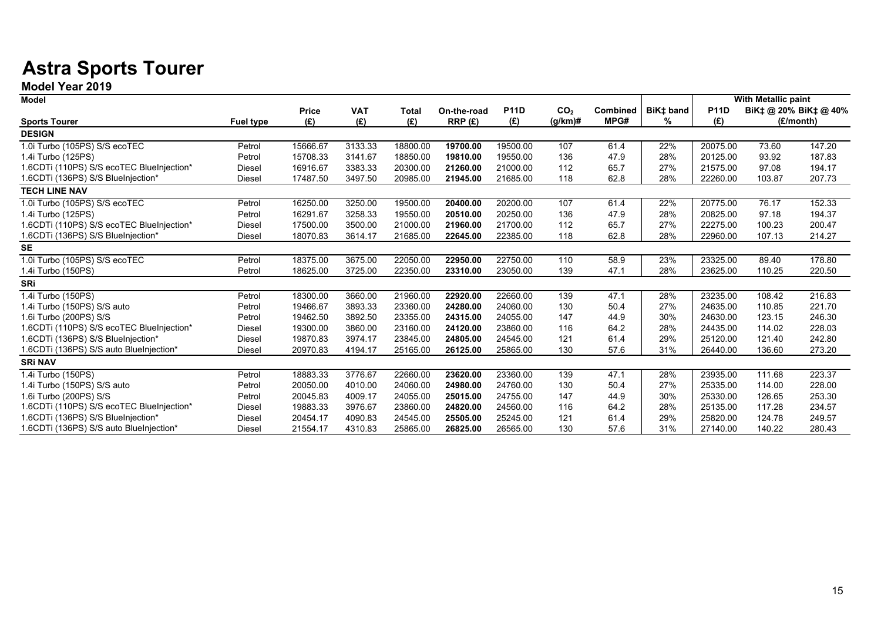# Astra Sports Tourer

## Model Year 2019

| Model | | | | | | | | | | With Metallic paint | | |
|---|---|---|---|---|---|---|---|---|---|---|---|---|
| Sports Tourer | Fuel type | Price (£) | VAT (£) | Total (£) | On-the-road RRP (£) | P11D (£) | $CO_2$ (g/km)# | Combined MPG# | BiK‡ band % | P11D (£) | BiK‡ @ 20% (£/month) | BiK‡ @ 40% (£/month) |
| **DESIGN** | | | | | | | | | | | | |
| 1.0i Turbo (105PS) S/S ecoTEC | Petrol | 15666.67 | 3133.33 | 18800.00 | **19700.00** | 19500.00 | 107 | 61.4 | 22% | 20075.00 | 73.60 | 147.20 |
| 1.4i Turbo (125PS) | Petrol | 15708.33 | 3141.67 | 18850.00 | **19810.00** | 19550.00 | 136 | 47.9 | 28% | 20125.00 | 93.92 | 187.83 |
| 1.6CDTi (110PS) S/S ecoTEC BlueInjection* | Diesel | 16916.67 | 3383.33 | 20300.00 | **21260.00** | 21000.00 | 112 | 65.7 | 27% | 21575.00 | 97.08 | 194.17 |
| 1.6CDTi (136PS) S/S BlueInjection* | Diesel | 17487.50 | 3497.50 | 20985.00 | **21945.00** | 21685.00 | 118 | 62.8 | 28% | 22260.00 | 103.87 | 207.73 |
| **TECH LINE NAV** | | | | | | | | | | | | |
| 1.0i Turbo (105PS) S/S ecoTEC | Petrol | 16250.00 | 3250.00 | 19500.00 | **20400.00** | 20200.00 | 107 | 61.4 | 22% | 20775.00 | 76.17 | 152.33 |
| 1.4i Turbo (125PS) | Petrol | 16291.67 | 3258.33 | 19550.00 | **20510.00** | 20250.00 | 136 | 47.9 | 28% | 20825.00 | 97.18 | 194.37 |
| 1.6CDTi (110PS) S/S ecoTEC BlueInjection* | Diesel | 17500.00 | 3500.00 | 21000.00 | **21960.00** | 21700.00 | 112 | 65.7 | 27% | 22275.00 | 100.23 | 200.47 |
| 1.6CDTi (136PS) S/S BlueInjection* | Diesel | 18070.83 | 3614.17 | 21685.00 | **22645.00** | 22385.00 | 118 | 62.8 | 28% | 22960.00 | 107.13 | 214.27 |
| **SE** | | | | | | | | | | | | |
| 1.0i Turbo (105PS) S/S ecoTEC | Petrol | 18375.00 | 3675.00 | 22050.00 | **22950.00** | 22750.00 | 110 | 58.9 | 23% | 23325.00 | 89.40 | 178.80 |
| 1.4i Turbo (150PS) | Petrol | 18625.00 | 3725.00 | 22350.00 | **23310.00** | 23050.00 | 139 | 47.1 | 28% | 23625.00 | 110.25 | 220.50 |
| **SRi** | | | | | | | | | | | | |
| 1.4i Turbo (150PS) | Petrol | 18300.00 | 3660.00 | 21960.00 | **22920.00** | 22660.00 | 139 | 47.1 | 28% | 23235.00 | 108.42 | 216.83 |
| 1.4i Turbo (150PS) S/S auto | Petrol | 19466.67 | 3893.33 | 23360.00 | **24280.00** | 24060.00 | 130 | 50.4 | 27% | 24635.00 | 110.85 | 221.70 |
| 1.6i Turbo (200PS) S/S | Petrol | 19462.50 | 3892.50 | 23355.00 | **24315.00** | 24055.00 | 147 | 44.9 | 30% | 24630.00 | 123.15 | 246.30 |
| 1.6CDTi (110PS) S/S ecoTEC BlueInjection* | Diesel | 19300.00 | 3860.00 | 23160.00 | **24120.00** | 23860.00 | 116 | 64.2 | 28% | 24435.00 | 114.02 | 228.03 |
| 1.6CDTi (136PS) S/S BlueInjection* | Diesel | 19870.83 | 3974.17 | 23845.00 | **24805.00** | 24545.00 | 121 | 61.4 | 29% | 25120.00 | 121.40 | 242.80 |
| 1.6CDTi (136PS) S/S auto BlueInjection* | Diesel | 20970.83 | 4194.17 | 25165.00 | **26125.00** | 25865.00 | 130 | 57.6 | 31% | 26440.00 | 136.60 | 273.20 |
| **SRi NAV** | | | | | | | | | | | | |
| 1.4i Turbo (150PS) | Petrol | 18883.33 | 3776.67 | 22660.00 | **23620.00** | 23360.00 | 139 | 47.1 | 28% | 23935.00 | 111.68 | 223.37 |
| 1.4i Turbo (150PS) S/S auto | Petrol | 20050.00 | 4010.00 | 24060.00 | **24980.00** | 24760.00 | 130 | 50.4 | 27% | 25335.00 | 114.00 | 228.00 |
| 1.6i Turbo (200PS) S/S | Petrol | 20045.83 | 4009.17 | 24055.00 | **25015.00** | 24755.00 | 147 | 44.9 | 30% | 25330.00 | 126.65 | 253.30 |
| 1.6CDTi (110PS) S/S ecoTEC BlueInjection* | Diesel | 19883.33 | 3976.67 | 23860.00 | **24820.00** | 24560.00 | 116 | 64.2 | 28% | 25135.00 | 117.28 | 234.57 |
| 1.6CDTi (136PS) S/S BlueInjection* | Diesel | 20454.17 | 4090.83 | 24545.00 | **25505.00** | 25245.00 | 121 | 61.4 | 29% | 25820.00 | 124.78 | 249.57 |
| 1.6CDTi (136PS) S/S auto BlueInjection* | Diesel | 21554.17 | 4310.83 | 25865.00 | **26825.00** | 26565.00 | 130 | 57.6 | 31% | 27140.00 | 140.22 | 280.43 |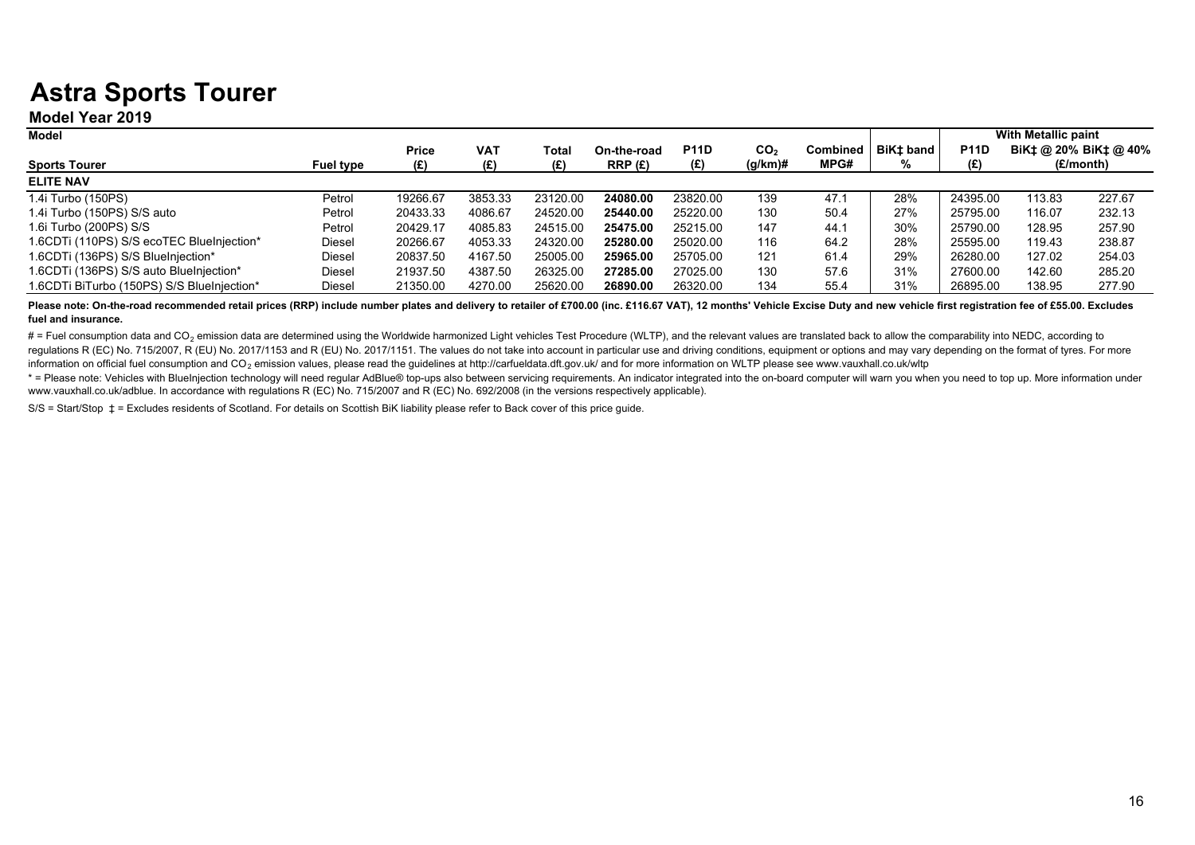# Astra Sports Tourer

## Model Year 2019

| Model | | | | | | | | | | With Metallic paint | | |
|---|---|---|---|---|---|---|---|---|---|---|---|---|
| **Sports Tourer** | **Fuel type** | **Price (£)** | **VAT (£)** | **Total (£)** | **On-the-road RRP (£)** | **P11D (£)** | **$CO_2$ (g/km)#** | **Combined MPG#** | **BiK‡ band %** | **P11D (£)** | **BiK‡ @ 20% (£/month)** | **BiK‡ @ 40% (£/month)** |
| **ELITE NAV** | | | | | | | | | | | | |
| 1.4i Turbo (150PS) | Petrol | 19266.67 | 3853.33 | 23120.00 | **24080.00** | 23820.00 | 139 | 47.1 | 28% | 24395.00 | 113.83 | 227.67 |
| 1.4i Turbo (150PS) S/S auto | Petrol | 20433.33 | 4086.67 | 24520.00 | **25440.00** | 25220.00 | 130 | 50.4 | 27% | 25795.00 | 116.07 | 232.13 |
| 1.6i Turbo (200PS) S/S | Petrol | 20429.17 | 4085.83 | 24515.00 | **25475.00** | 25215.00 | 147 | 44.1 | 30% | 25790.00 | 128.95 | 257.90 |
| 1.6CDTi (110PS) S/S ecoTEC BlueInjection* | Diesel | 20266.67 | 4053.33 | 24320.00 | **25280.00** | 25020.00 | 116 | 64.2 | 28% | 25595.00 | 119.43 | 238.87 |
| 1.6CDTi (136PS) S/S BlueInjection* | Diesel | 20837.50 | 4167.50 | 25005.00 | **25965.00** | 25705.00 | 121 | 61.4 | 29% | 26280.00 | 127.02 | 254.03 |
| 1.6CDTi (136PS) S/S auto BlueInjection* | Diesel | 21937.50 | 4387.50 | 26325.00 | **27285.00** | 27025.00 | 130 | 57.6 | 31% | 27600.00 | 142.60 | 285.20 |
| 1.6CDTi BiTurbo (150PS) S/S BlueInjection* | Diesel | 21350.00 | 4270.00 | 25620.00 | **26890.00** | 26320.00 | 134 | 55.4 | 31% | 26895.00 | 138.95 | 277.90 |

**Please note: On-the-road recommended retail prices (RRP) include number plates and delivery to retailer of £700.00 (inc. £116.67 VAT), 12 months' Vehicle Excise Duty and new vehicle first registration fee of £55.00. Excludes fuel and insurance.**

# = Fuel consumption data and $CO_2$ emission data are determined using the Worldwide harmonized Light vehicles Test Procedure (WLTP), and the relevant values are translated back to allow the comparability into NEDC, according to regulations R (EC) No. 715/2007, R (EU) No. 2017/1153 and R (EU) No. 2017/1151. The values do not take into account in particular use and driving conditions, equipment or options and may vary depending on the format of tyres. For more information on official fuel consumption and $CO_2$ emission values, please read the guidelines at http://carfueldata.dft.gov.uk/ and for more information on WLTP please see www.vauxhall.co.uk/wltp

* = Please note: Vehicles with BlueInjection technology will need regular AdBlue® top-ups also between servicing requirements. An indicator integrated into the on-board computer will warn you when you need to top up. More information under www.vauxhall.co.uk/adblue. In accordance with regulations R (EC) No. 715/2007 and R (EC) No. 692/2008 (in the versions respectively applicable).

S/S = Start/Stop ‡ = Excludes residents of Scotland. For details on Scottish BiK liability please refer to Back cover of this price guide.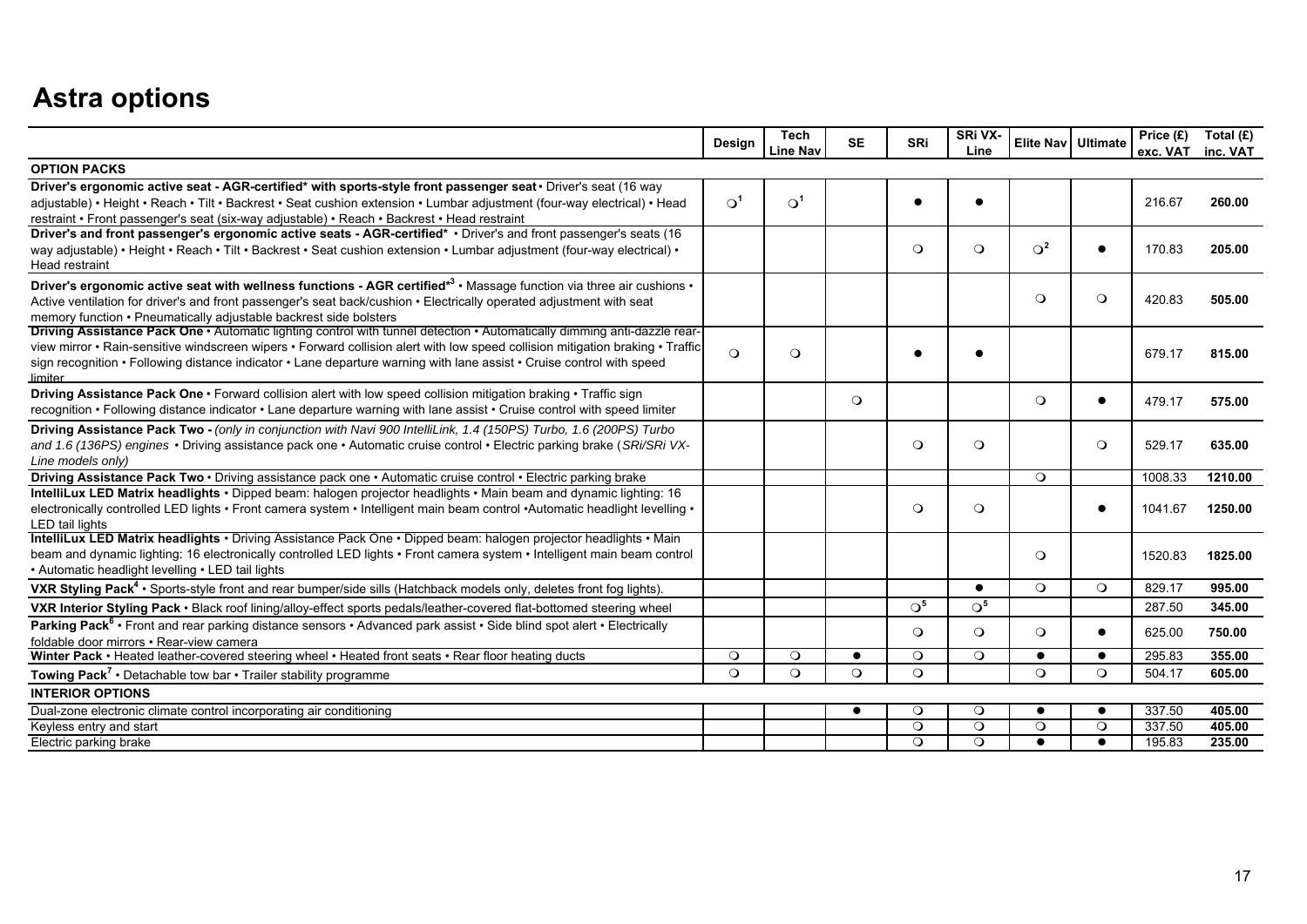# Astra options

| | Design | Tech Line Nav | SE | SRi | SRi VX-Line | Elite Nav | Ultimate | Price (£) exc. VAT | Total (£) inc. VAT |
|---|---|---|---|---|---|---|---|---|---|
| **OPTION PACKS** | | | | | | | | | |
| **Driver's ergonomic active seat - AGR-certified* with sports-style front passenger seat** • Driver's seat (16 way adjustable) • Height • Reach • Tilt • Backrest • Seat cushion extension • Lumbar adjustment (four-way electrical) • Head restraint • Front passenger's seat (six-way adjustable) • Reach • Backrest • Head restraint | ❍[1] | ❍[1] | | ● | ● | | | 216.67 | **260.00** |
| **Driver's and front passenger's ergonomic active seats - AGR-certified*** • Driver's and front passenger's seats (16 way adjustable) • Height • Reach • Tilt • Backrest • Seat cushion extension • Lumbar adjustment (four-way electrical) • Head restraint | | | | ❍ | ❍ | ❍[2] | ● | 170.83 | **205.00** |
| **Driver's ergonomic active seat with wellness functions - AGR certified*[3]** • Massage function via three air cushions • Active ventilation for driver's and front passenger's seat back/cushion • Electrically operated adjustment with seat memory function • Pneumatically adjustable backrest side bolsters | | | | | | ❍ | ❍ | 420.83 | **505.00** |
| **Driving Assistance Pack One** • Automatic lighting control with tunnel detection • Automatically dimming anti-dazzle rear-view mirror • Rain-sensitive windscreen wipers • Forward collision alert with low speed collision mitigation braking • Traffic sign recognition • Following distance indicator • Lane departure warning with lane assist • Cruise control with speed limiter | ❍ | ❍ | | ● | ● | | | 679.17 | **815.00** |
| **Driving Assistance Pack One** • Forward collision alert with low speed collision mitigation braking • Traffic sign recognition • Following distance indicator • Lane departure warning with lane assist • Cruise control with speed limiter | | | ❍ | | | ❍ | ● | 479.17 | **575.00** |
| **Driving Assistance Pack Two -** *(only in conjunction with Navi 900 IntelliLink, 1.4 (150PS) Turbo, 1.6 (200PS) Turbo and 1.6 (136PS) engines* • Driving assistance pack one • Automatic cruise control • Electric parking brake (*SRi/SRi VX-Line models only)* | | | | ❍ | ❍ | | ❍ | 529.17 | **635.00** |
| **Driving Assistance Pack Two** • Driving assistance pack one • Automatic cruise control • Electric parking brake | | | | | | ❍ | | 1008.33 | **1210.00** |
| **IntelliLux LED Matrix headlights** • Dipped beam: halogen projector headlights • Main beam and dynamic lighting: 16 electronically controlled LED lights • Front camera system • Intelligent main beam control •Automatic headlight levelling • LED tail lights | | | | ❍ | ❍ | | ● | 1041.67 | **1250.00** |
| **IntelliLux LED Matrix headlights** • Driving Assistance Pack One • Dipped beam: halogen projector headlights • Main beam and dynamic lighting: 16 electronically controlled LED lights • Front camera system • Intelligent main beam control • Automatic headlight levelling • LED tail lights | | | | | | ❍ | | 1520.83 | **1825.00** |
| **VXR Styling Pack[4]** • Sports-style front and rear bumper/side sills (Hatchback models only, deletes front fog lights). | | | | | ● | ❍ | ❍ | 829.17 | **995.00** |
| **VXR Interior Styling Pack** • Black roof lining/alloy-effect sports pedals/leather-covered flat-bottomed steering wheel | | | | ❍[5] | ❍[5] | | | 287.50 | **345.00** |
| **Parking Pack[6]** • Front and rear parking distance sensors • Advanced park assist • Side blind spot alert • Electrically foldable door mirrors • Rear-view camera | | | | ❍ | ❍ | ❍ | ● | 625.00 | **750.00** |
| **Winter Pack** • Heated leather-covered steering wheel • Heated front seats • Rear floor heating ducts | ❍ | ❍ | ● | ❍ | ❍ | ● | ● | 295.83 | **355.00** |
| **Towing Pack[7]** • Detachable tow bar • Trailer stability programme | ❍ | ❍ | ❍ | ❍ | | ❍ | ❍ | 504.17 | **605.00** |
| **INTERIOR OPTIONS** | | | | | | | | | |
| Dual-zone electronic climate control incorporating air conditioning | | | ● | ❍ | ❍ | ● | ● | 337.50 | **405.00** |
| Keyless entry and start | | | | ❍ | ❍ | ❍ | ❍ | 337.50 | **405.00** |
| Electric parking brake | | | | ❍ | ❍ | ● | ● | 195.83 | **235.00** |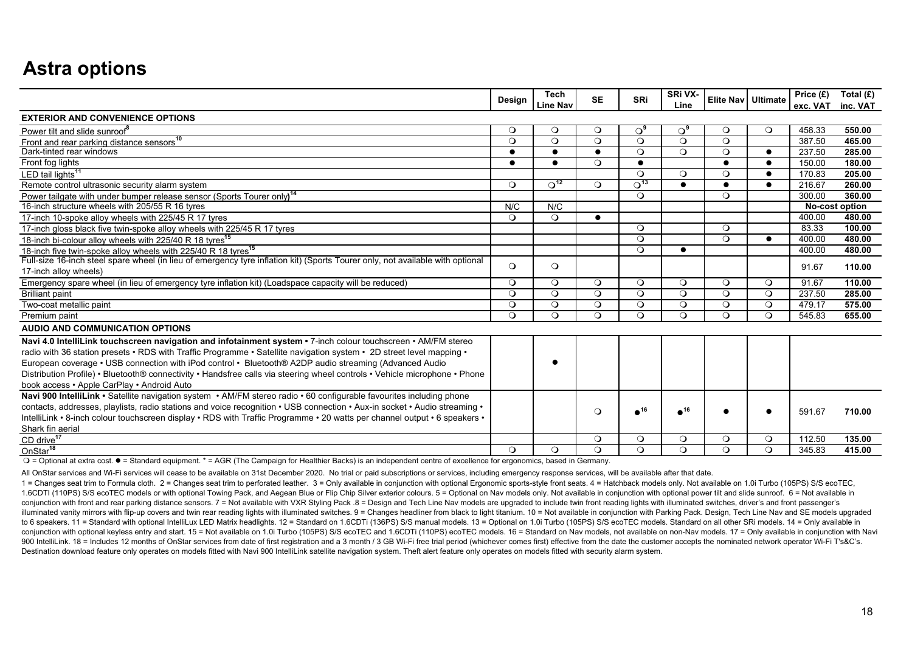# Astra options

| | Design | Tech Line Nav | SE | SRi | SRi VX-Line | Elite Nav | Ultimate | Price (£) exc. VAT | Total (£) inc. VAT |
|---|---|---|---|---|---|---|---|---|---|
| **EXTERIOR AND CONVENIENCE OPTIONS** | | | | | | | | | |
| Power tilt and slide sunroof[8] | ❍ | ❍ | ❍ | ❍[9] | ❍[9] | ❍ | ❍ | 458.33 | **550.00** |
| Front and rear parking distance sensors[10] | ❍ | ❍ | ❍ | ❍ | ❍ | ❍ | | 387.50 | **465.00** |
| Dark-tinted rear windows | ● | ● | ● | ❍ | ❍ | ❍ | ● | 237.50 | **285.00** |
| Front fog lights | ● | ● | ❍ | ● | | ● | ● | 150.00 | **180.00** |
| LED tail lights[11] | | | | ❍ | ❍ | ❍ | ● | 170.83 | **205.00** |
| Remote control ultrasonic security alarm system | ❍ | ❍[12] | ❍ | ❍[13] | ● | ● | ● | 216.67 | **260.00** |
| Power tailgate with under bumper release sensor (Sports Tourer only)[14] | | | | ❍ | | ❍ | | 300.00 | **360.00** |
| 16-inch structure wheels with 205/55 R 16 tyres | N/C | N/C | | | | | | **No-cost option** | |
| 17-inch 10-spoke alloy wheels with 225/45 R 17 tyres | ❍ | ❍ | ● | | | | | 400.00 | **480.00** |
| 17-inch gloss black five twin-spoke alloy wheels with 225/45 R 17 tyres | | | | ❍ | | ❍ | | 83.33 | **100.00** |
| 18-inch bi-colour alloy wheels with 225/40 R 18 tyres[15] | | | | ❍ | | ❍ | ● | 400.00 | **480.00** |
| 18-inch five twin-spoke alloy wheels with 225/40 R 18 tyres[15] | | | | ❍ | ● | | | 400.00 | **480.00** |
| Full-size 16-inch steel spare wheel (in lieu of emergency tyre inflation kit) (Sports Tourer only, not available with optional 17-inch alloy wheels) | ❍ | ❍ | | | | | | 91.67 | **110.00** |
| Emergency spare wheel (in lieu of emergency tyre inflation kit) (Loadspace capacity will be reduced) | ❍ | ❍ | ❍ | ❍ | ❍ | ❍ | ❍ | 91.67 | **110.00** |
| Brilliant paint | ❍ | ❍ | ❍ | ❍ | ❍ | ❍ | ❍ | 237.50 | **285.00** |
| Two-coat metallic paint | ❍ | ❍ | ❍ | ❍ | ❍ | ❍ | ❍ | 479.17 | **575.00** |
| Premium paint | ❍ | ❍ | ❍ | ❍ | ❍ | ❍ | ❍ | 545.83 | **655.00** |
| **AUDIO AND COMMUNICATION OPTIONS** | | | | | | | | | |
| **Navi 4.0 IntelliLink touchscreen navigation and infotainment system** • 7-inch colour touchscreen • AM/FM stereo radio with 36 station presets • RDS with Traffic Programme • Satellite navigation system • 2D street level mapping • European coverage • USB connection with iPod control • Bluetooth® A2DP audio streaming (Advanced Audio Distribution Profile) • Bluetooth® connectivity • Handsfree calls via steering wheel controls • Vehicle microphone • Phone book access • Apple CarPlay • Android Auto | | ● | | | | | | | |
| **Navi 900 IntelliLink** • Satellite navigation system • AM/FM stereo radio • 60 configurable favourites including phone contacts, addresses, playlists, radio stations and voice recognition • USB connection • Aux-in socket • Audio streaming • IntelliLink • 8-inch colour touchscreen display • RDS with Traffic Programme • 20 watts per channel output • 6 speakers • Shark fin aerial | | | ❍ | ●[16] | ●[16] | ● | ● | 591.67 | **710.00** |
| CD drive[17] | | | ❍ | ❍ | ❍ | ❍ | ❍ | 112.50 | **135.00** |
| OnStar[18] | ❍ | ❍ | ❍ | ❍ | ❍ | ❍ | ❍ | 345.83 | **415.00** |

❍ = Optional at extra cost. ● = Standard equipment. * = AGR (The Campaign for Healthier Backs) is an independent centre of excellence for ergonomics, based in Germany.

All OnStar services and Wi-Fi services will cease to be available on 31st December 2020. No trial or paid subscriptions or services, including emergency response services, will be available after that date.

1 = Changes seat trim to Formula cloth. 2 = Changes seat trim to perforated leather. 3 = Only available in conjunction with optional Ergonomic sports-style front seats. 4 = Hatchback models only. Not available on 1.0i Turbo (105PS) S/S ecoTEC, 1.6CDTI (110PS) S/S ecoTEC models or with optional Towing Pack, and Aegean Blue or Flip Chip Silver exterior colours. 5 = Optional on Nav models only. Not available in conjunction with optional power tilt and slide sunroof. 6 = Not available in conjunction with front and rear parking distance sensors. 7 = Not available with VXR Styling Pack .8 = Design and Tech Line Nav models are upgraded to include twin front reading lights with illuminated switches, driver's and front passenger's illuminated vanity mirrors with flip-up covers and twin rear reading lights with illuminated switches. 9 = Changes headliner from black to light titanium. 10 = Not available in conjunction with Parking Pack. Design, Tech Line Nav and SE models upgraded to 6 speakers. 11 = Standard with optional IntelliLux LED Matrix headlights. 12 = Standard on 1.6CDTi (136PS) S/S manual models. 13 = Optional on 1.0i Turbo (105PS) S/S ecoTEC models. Standard on all other SRi models. 14 = Only available in conjunction with optional keyless entry and start. 15 = Not available on 1.0i Turbo (105PS) S/S ecoTEC and 1.6CDTi (110PS) ecoTEC models. 16 = Standard on Nav models, not available on non-Nav models. 17 = Only available in conjunction with Navi 900 IntelliLink. 18 = Includes 12 months of OnStar services from date of first registration and a 3 month / 3 GB Wi-Fi free trial period (whichever comes first) effective from the date the customer accepts the nominated network operator Wi-Fi T's&C's. Destination download feature only operates on models fitted with Navi 900 IntelliLink satellite navigation system. Theft alert feature only operates on models fitted with security alarm system.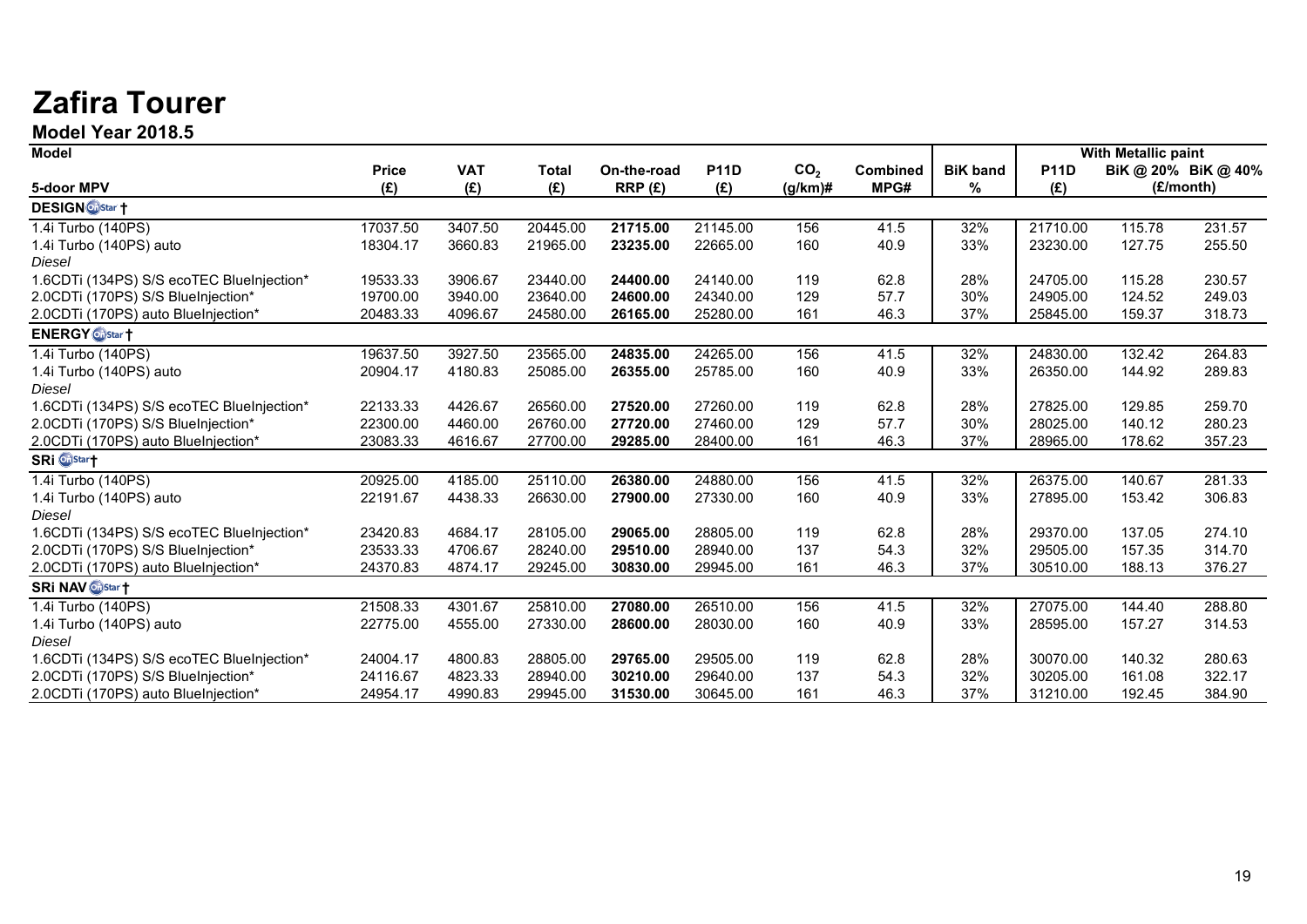# Zafira Tourer

## Model Year 2018.5

| Model | | | | | | | | | With Metallic paint | | |
|---|---|---|---|---|---|---|---|---|---|---|---|
| 5-door MPV | Price (£) | VAT (£) | Total (£) | On-the-road RRP (£) | P11D (£) | $CO_2$ (g/km)# | Combined MPG# | BiK band % | P11D (£) | BiK @ 20% (£/month) | BiK @ 40% (£/month) |
| **DESIGN** OnStar † | | | | | | | | | | | |
| 1.4i Turbo (140PS) | 17037.50 | 3407.50 | 20445.00 | **21715.00** | 21145.00 | 156 | 41.5 | 32% | 21710.00 | 115.78 | 231.57 |
| 1.4i Turbo (140PS) auto | 18304.17 | 3660.83 | 21965.00 | **23235.00** | 22665.00 | 160 | 40.9 | 33% | 23230.00 | 127.75 | 255.50 |
| *Diesel* | | | | | | | | | | | |
| 1.6CDTi (134PS) S/S ecoTEC BlueInjection* | 19533.33 | 3906.67 | 23440.00 | **24400.00** | 24140.00 | 119 | 62.8 | 28% | 24705.00 | 115.28 | 230.57 |
| 2.0CDTi (170PS) S/S BlueInjection* | 19700.00 | 3940.00 | 23640.00 | **24600.00** | 24340.00 | 129 | 57.7 | 30% | 24905.00 | 124.52 | 249.03 |
| 2.0CDTi (170PS) auto BlueInjection* | 20483.33 | 4096.67 | 24580.00 | **26165.00** | 25280.00 | 161 | 46.3 | 37% | 25845.00 | 159.37 | 318.73 |
| **ENERGY** OnStar † | | | | | | | | | | | |
| 1.4i Turbo (140PS) | 19637.50 | 3927.50 | 23565.00 | **24835.00** | 24265.00 | 156 | 41.5 | 32% | 24830.00 | 132.42 | 264.83 |
| 1.4i Turbo (140PS) auto | 20904.17 | 4180.83 | 25085.00 | **26355.00** | 25785.00 | 160 | 40.9 | 33% | 26350.00 | 144.92 | 289.83 |
| *Diesel* | | | | | | | | | | | |
| 1.6CDTi (134PS) S/S ecoTEC BlueInjection* | 22133.33 | 4426.67 | 26560.00 | **27520.00** | 27260.00 | 119 | 62.8 | 28% | 27825.00 | 129.85 | 259.70 |
| 2.0CDTi (170PS) S/S BlueInjection* | 22300.00 | 4460.00 | 26760.00 | **27720.00** | 27460.00 | 129 | 57.7 | 30% | 28025.00 | 140.12 | 280.23 |
| 2.0CDTi (170PS) auto BlueInjection* | 23083.33 | 4616.67 | 27700.00 | **29285.00** | 28400.00 | 161 | 46.3 | 37% | 28965.00 | 178.62 | 357.23 |
| **SRi** OnStar † | | | | | | | | | | | |
| 1.4i Turbo (140PS) | 20925.00 | 4185.00 | 25110.00 | **26380.00** | 24880.00 | 156 | 41.5 | 32% | 26375.00 | 140.67 | 281.33 |
| 1.4i Turbo (140PS) auto | 22191.67 | 4438.33 | 26630.00 | **27900.00** | 27330.00 | 160 | 40.9 | 33% | 27895.00 | 153.42 | 306.83 |
| *Diesel* | | | | | | | | | | | |
| 1.6CDTi (134PS) S/S ecoTEC BlueInjection* | 23420.83 | 4684.17 | 28105.00 | **29065.00** | 28805.00 | 119 | 62.8 | 28% | 29370.00 | 137.05 | 274.10 |
| 2.0CDTi (170PS) S/S BlueInjection* | 23533.33 | 4706.67 | 28240.00 | **29510.00** | 28940.00 | 137 | 54.3 | 32% | 29505.00 | 157.35 | 314.70 |
| 2.0CDTi (170PS) auto BlueInjection* | 24370.83 | 4874.17 | 29245.00 | **30830.00** | 29945.00 | 161 | 46.3 | 37% | 30510.00 | 188.13 | 376.27 |
| **SRi NAV** OnStar † | | | | | | | | | | | |
| 1.4i Turbo (140PS) | 21508.33 | 4301.67 | 25810.00 | **27080.00** | 26510.00 | 156 | 41.5 | 32% | 27075.00 | 144.40 | 288.80 |
| 1.4i Turbo (140PS) auto | 22775.00 | 4555.00 | 27330.00 | **28600.00** | 28030.00 | 160 | 40.9 | 33% | 28595.00 | 157.27 | 314.53 |
| *Diesel* | | | | | | | | | | | |
| 1.6CDTi (134PS) S/S ecoTEC BlueInjection* | 24004.17 | 4800.83 | 28805.00 | **29765.00** | 29505.00 | 119 | 62.8 | 28% | 30070.00 | 140.32 | 280.63 |
| 2.0CDTi (170PS) S/S BlueInjection* | 24116.67 | 4823.33 | 28940.00 | **30210.00** | 29640.00 | 137 | 54.3 | 32% | 30205.00 | 161.08 | 322.17 |
| 2.0CDTi (170PS) auto BlueInjection* | 24954.17 | 4990.83 | 29945.00 | **31530.00** | 30645.00 | 161 | 46.3 | 37% | 31210.00 | 192.45 | 384.90 |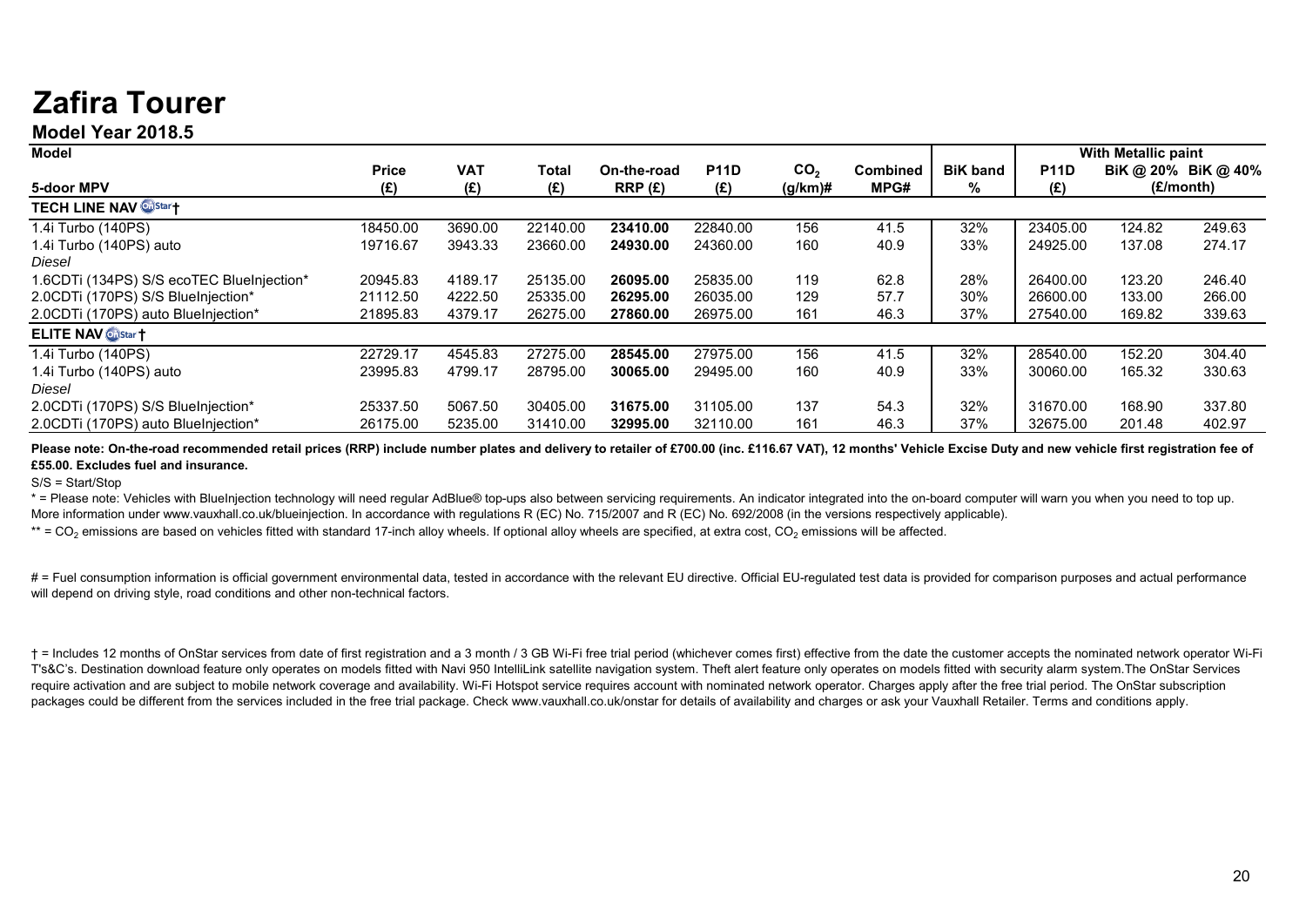# Zafira Tourer

## Model Year 2018.5

| Model | | | | | | | | | With Metallic paint | | |
|---|---|---|---|---|---|---|---|---|---|---|---|
| 5-door MPV | Price (£) | VAT (£) | Total (£) | On-the-road RRP (£) | P11D (£) | $CO_2$ (g/km)# | Combined MPG# | BiK band % | P11D (£) | BiK @ 20% (£/month) | BiK @ 40% (£/month) |
| **TECH LINE NAV OnStar †** | | | | | | | | | | | |
| 1.4i Turbo (140PS) | 18450.00 | 3690.00 | 22140.00 | **23410.00** | 22840.00 | 156 | 41.5 | 32% | 23405.00 | 124.82 | 249.63 |
| 1.4i Turbo (140PS) auto | 19716.67 | 3943.33 | 23660.00 | **24930.00** | 24360.00 | 160 | 40.9 | 33% | 24925.00 | 137.08 | 274.17 |
| *Diesel* | | | | | | | | | | | |
| 1.6CDTi (134PS) S/S ecoTEC BlueInjection* | 20945.83 | 4189.17 | 25135.00 | **26095.00** | 25835.00 | 119 | 62.8 | 28% | 26400.00 | 123.20 | 246.40 |
| 2.0CDTi (170PS) S/S BlueInjection* | 21112.50 | 4222.50 | 25335.00 | **26295.00** | 26035.00 | 129 | 57.7 | 30% | 26600.00 | 133.00 | 266.00 |
| 2.0CDTi (170PS) auto BlueInjection* | 21895.83 | 4379.17 | 26275.00 | **27860.00** | 26975.00 | 161 | 46.3 | 37% | 27540.00 | 169.82 | 339.63 |
| **ELITE NAV OnStar †** | | | | | | | | | | | |
| 1.4i Turbo (140PS) | 22729.17 | 4545.83 | 27275.00 | **28545.00** | 27975.00 | 156 | 41.5 | 32% | 28540.00 | 152.20 | 304.40 |
| 1.4i Turbo (140PS) auto | 23995.83 | 4799.17 | 28795.00 | **30065.00** | 29495.00 | 160 | 40.9 | 33% | 30060.00 | 165.32 | 330.63 |
| *Diesel* | | | | | | | | | | | |
| 2.0CDTi (170PS) S/S BlueInjection* | 25337.50 | 5067.50 | 30405.00 | **31675.00** | 31105.00 | 137 | 54.3 | 32% | 31670.00 | 168.90 | 337.80 |
| 2.0CDTi (170PS) auto BlueInjection* | 26175.00 | 5235.00 | 31410.00 | **32995.00** | 32110.00 | 161 | 46.3 | 37% | 32675.00 | 201.48 | 402.97 |

**Please note: On-the-road recommended retail prices (RRP) include number plates and delivery to retailer of £700.00 (inc. £116.67 VAT), 12 months' Vehicle Excise Duty and new vehicle first registration fee of £55.00. Excludes fuel and insurance.**

S/S = Start/Stop

* = Please note: Vehicles with BlueInjection technology will need regular AdBlue® top-ups also between servicing requirements. An indicator integrated into the on-board computer will warn you when you need to top up. More information under www.vauxhall.co.uk/blueinjection. In accordance with regulations R (EC) No. 715/2007 and R (EC) No. 692/2008 (in the versions respectively applicable).

** = $CO_2$ emissions are based on vehicles fitted with standard 17-inch alloy wheels. If optional alloy wheels are specified, at extra cost, $CO_2$ emissions will be affected.

# = Fuel consumption information is official government environmental data, tested in accordance with the relevant EU directive. Official EU-regulated test data is provided for comparison purposes and actual performance will depend on driving style, road conditions and other non-technical factors.

† = Includes 12 months of OnStar services from date of first registration and a 3 month / 3 GB Wi-Fi free trial period (whichever comes first) effective from the date the customer accepts the nominated network operator Wi-Fi T's&C's. Destination download feature only operates on models fitted with Navi 950 IntelliLink satellite navigation system. Theft alert feature only operates on models fitted with security alarm system.The OnStar Services require activation and are subject to mobile network coverage and availability. Wi-Fi Hotspot service requires account with nominated network operator. Charges apply after the free trial period. The OnStar subscription packages could be different from the services included in the free trial package. Check www.vauxhall.co.uk/onstar for details of availability and charges or ask your Vauxhall Retailer. Terms and conditions apply.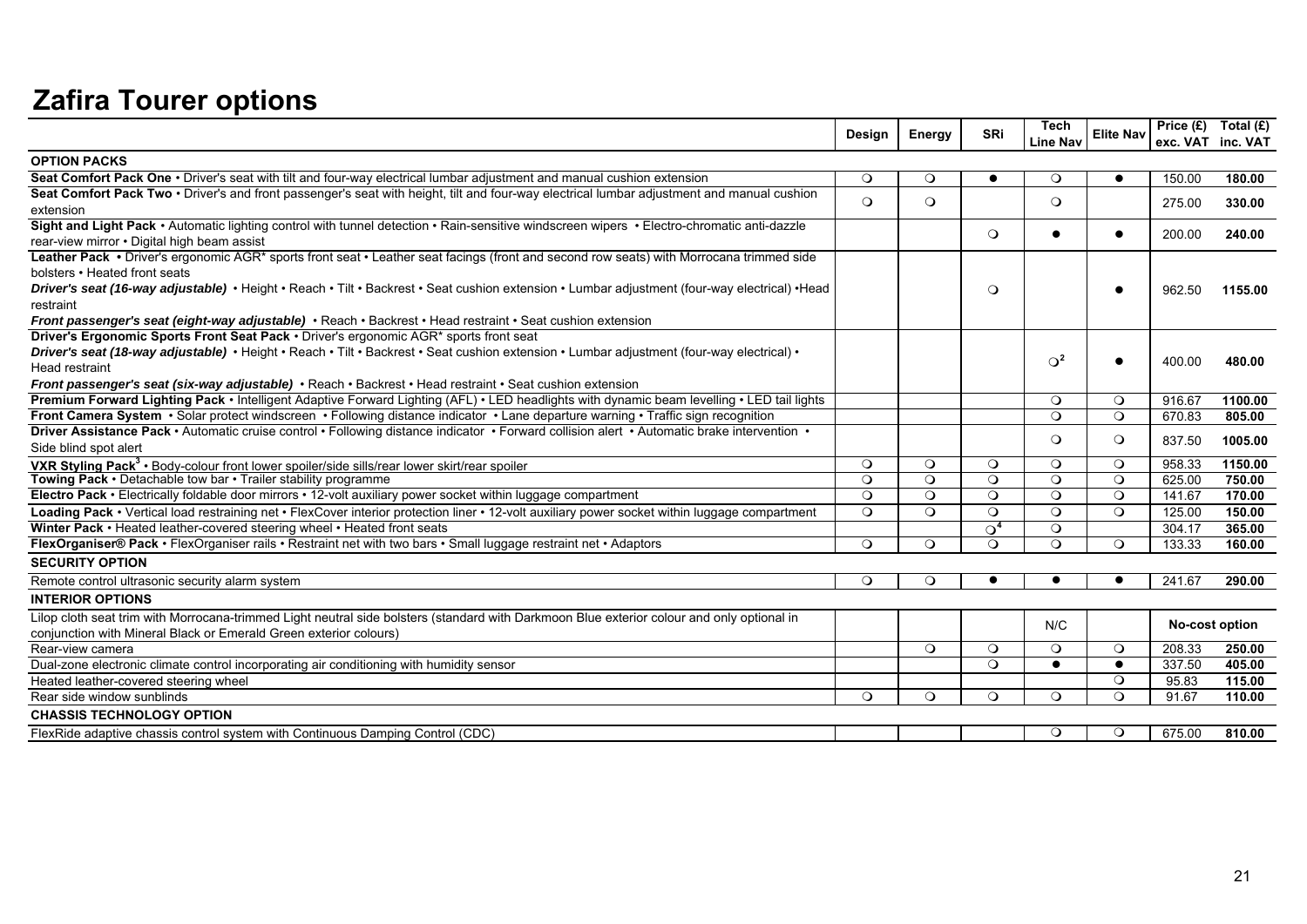# Zafira Tourer options

| | Design | Energy | SRi | Tech Line Nav | Elite Nav | Price (£) exc. VAT | Total (£) inc. VAT |
|---|---|---|---|---|---|---|---|
| **OPTION PACKS** | | | | | | | |
| **Seat Comfort Pack One** • Driver's seat with tilt and four-way electrical lumbar adjustment and manual cushion extension | ❍ | ❍ | ● | ❍ | ● | 150.00 | **180.00** |
| **Seat Comfort Pack Two** • Driver's and front passenger's seat with height, tilt and four-way electrical lumbar adjustment and manual cushion extension | ❍ | ❍ | | ❍ | | 275.00 | **330.00** |
| **Sight and Light Pack** • Automatic lighting control with tunnel detection • Rain-sensitive windscreen wipers • Electro-chromatic anti-dazzle rear-view mirror • Digital high beam assist | | | ❍ | ● | ● | 200.00 | **240.00** |
| **Leather Pack** • Driver's ergonomic AGR* sports front seat • Leather seat facings (front and second row seats) with Morrocana trimmed side bolsters • Heated front seats *Driver's seat (16-way adjustable)* • Height • Reach • Tilt • Backrest • Seat cushion extension • Lumbar adjustment (four-way electrical) •Head restraint *Front passenger's seat (eight-way adjustable)* • Reach • Backrest • Head restraint • Seat cushion extension | | | ❍ | | ● | 962.50 | **1155.00** |
| **Driver's Ergonomic Sports Front Seat Pack** • Driver's ergonomic AGR* sports front seat *Driver's seat (18-way adjustable)* • Height • Reach • Tilt • Backrest • Seat cushion extension • Lumbar adjustment (four-way electrical) • Head restraint *Front passenger's seat (six-way adjustable)* • Reach • Backrest • Head restraint • Seat cushion extension | | | | ❍[2] | ● | 400.00 | **480.00** |
| **Premium Forward Lighting Pack** • Intelligent Adaptive Forward Lighting (AFL) • LED headlights with dynamic beam levelling • LED tail lights | | | | ❍ | ❍ | 916.67 | **1100.00** |
| **Front Camera System** • Solar protect windscreen • Following distance indicator • Lane departure warning • Traffic sign recognition | | | | ❍ | ❍ | 670.83 | **805.00** |
| **Driver Assistance Pack** • Automatic cruise control • Following distance indicator • Forward collision alert • Automatic brake intervention • Side blind spot alert | | | | ❍ | ❍ | 837.50 | **1005.00** |
| **VXR Styling Pack**[3] • Body-colour front lower spoiler/side sills/rear lower skirt/rear spoiler | ❍ | ❍ | ❍ | ❍ | ❍ | 958.33 | **1150.00** |
| **Towing Pack** • Detachable tow bar • Trailer stability programme | ❍ | ❍ | ❍ | ❍ | ❍ | 625.00 | **750.00** |
| **Electro Pack** • Electrically foldable door mirrors • 12-volt auxiliary power socket within luggage compartment | ❍ | ❍ | ❍ | ❍ | ❍ | 141.67 | **170.00** |
| **Loading Pack** • Vertical load restraining net • FlexCover interior protection liner • 12-volt auxiliary power socket within luggage compartment | ❍ | ❍ | ❍ | ❍ | ❍ | 125.00 | **150.00** |
| **Winter Pack** • Heated leather-covered steering wheel • Heated front seats | | | ❍[4] | ❍ | | 304.17 | **365.00** |
| **FlexOrganiser® Pack** • FlexOrganiser rails • Restraint net with two bars • Small luggage restraint net • Adaptors | ❍ | ❍ | ❍ | ❍ | ❍ | 133.33 | **160.00** |
| **SECURITY OPTION** | | | | | | | |
| Remote control ultrasonic security alarm system | ❍ | ❍ | ● | ● | ● | 241.67 | **290.00** |
| **INTERIOR OPTIONS** | | | | | | | |
| Lilop cloth seat trim with Morrocana-trimmed Light neutral side bolsters (standard with Darkmoon Blue exterior colour and only optional in conjunction with Mineral Black or Emerald Green exterior colours) | | | | N/C | | **No-cost option** | |
| Rear-view camera | | ❍ | ❍ | ❍ | ❍ | 208.33 | **250.00** |
| Dual-zone electronic climate control incorporating air conditioning with humidity sensor | | | ❍ | ● | ● | 337.50 | **405.00** |
| Heated leather-covered steering wheel | | | | | ❍ | 95.83 | **115.00** |
| Rear side window sunblinds | ❍ | ❍ | ❍ | ❍ | ❍ | 91.67 | **110.00** |
| **CHASSIS TECHNOLOGY OPTION** | | | | | | | |
| FlexRide adaptive chassis control system with Continuous Damping Control (CDC) | | | | ❍ | ❍ | 675.00 | **810.00** |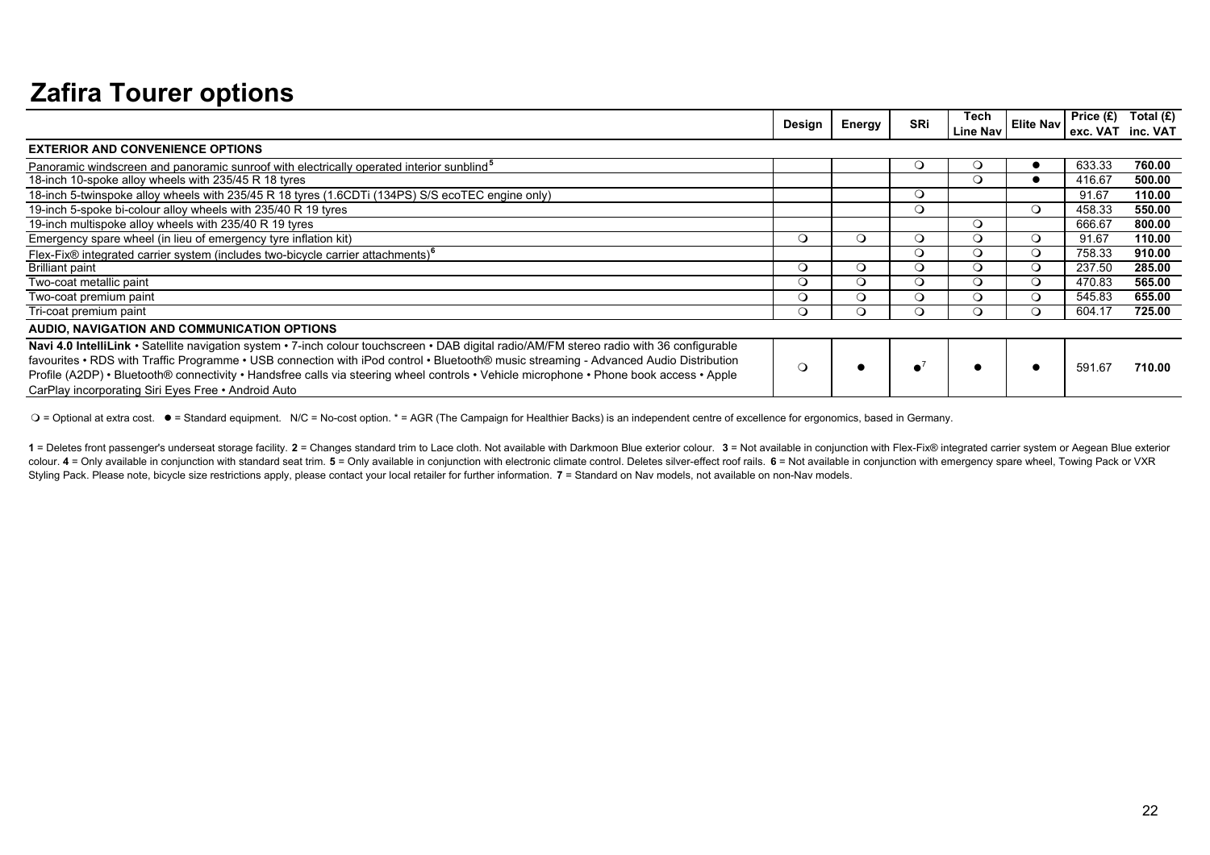# Zafira Tourer options

| | Design | Energy | SRi | Tech Line Nav | Elite Nav | Price (£) exc. VAT | Total (£) inc. VAT |
|---|---|---|---|---|---|---|---|
| **EXTERIOR AND CONVENIENCE OPTIONS** | | | | | | | |
| Panoramic windscreen and panoramic sunroof with electrically operated interior sunblind[5] | | | ❍ | ❍ | ● | 633.33 | **760.00** |
| 18-inch 10-spoke alloy wheels with 235/45 R 18 tyres | | | | ❍ | ● | 416.67 | **500.00** |
| 18-inch 5-twinspoke alloy wheels with 235/45 R 18 tyres (1.6CDTi (134PS) S/S ecoTEC engine only) | | | ❍ | | | 91.67 | **110.00** |
| 19-inch 5-spoke bi-colour alloy wheels with 235/40 R 19 tyres | | | ❍ | | ❍ | 458.33 | **550.00** |
| 19-inch multispoke alloy wheels with 235/40 R 19 tyres | | | | ❍ | | 666.67 | **800.00** |
| Emergency spare wheel (in lieu of emergency tyre inflation kit) | ❍ | ❍ | ❍ | ❍ | ❍ | 91.67 | **110.00** |
| Flex-Fix® integrated carrier system (includes two-bicycle carrier attachments)[6] | | | ❍ | ❍ | ❍ | 758.33 | **910.00** |
| Brilliant paint | ❍ | ❍ | ❍ | ❍ | ❍ | 237.50 | **285.00** |
| Two-coat metallic paint | ❍ | ❍ | ❍ | ❍ | ❍ | 470.83 | **565.00** |
| Two-coat premium paint | ❍ | ❍ | ❍ | ❍ | ❍ | 545.83 | **655.00** |
| Tri-coat premium paint | ❍ | ❍ | ❍ | ❍ | ❍ | 604.17 | **725.00** |
| **AUDIO, NAVIGATION AND COMMUNICATION OPTIONS** | | | | | | | |
| **Navi 4.0 IntelliLink** • Satellite navigation system • 7-inch colour touchscreen • DAB digital radio/AM/FM stereo radio with 36 configurable favourites • RDS with Traffic Programme • USB connection with iPod control • Bluetooth® music streaming - Advanced Audio Distribution Profile (A2DP) • Bluetooth® connectivity • Handsfree calls via steering wheel controls • Vehicle microphone • Phone book access • Apple CarPlay incorporating Siri Eyes Free • Android Auto | ❍ | ● | ●[7] | ● | ● | 591.67 | **710.00** |

❍ = Optional at extra cost. ● = Standard equipment. N/C = No-cost option. * = AGR (The Campaign for Healthier Backs) is an independent centre of excellence for ergonomics, based in Germany.

**1** = Deletes front passenger's underseat storage facility. **2** = Changes standard trim to Lace cloth. Not available with Darkmoon Blue exterior colour. **3** = Not available in conjunction with Flex-Fix® integrated carrier system or Aegean Blue exterior colour. **4** = Only available in conjunction with standard seat trim. **5** = Only available in conjunction with electronic climate control. Deletes silver-effect roof rails. **6** = Not available in conjunction with emergency spare wheel, Towing Pack or VXR Styling Pack. Please note, bicycle size restrictions apply, please contact your local retailer for further information. **7** = Standard on Nav models, not available on non-Nav models.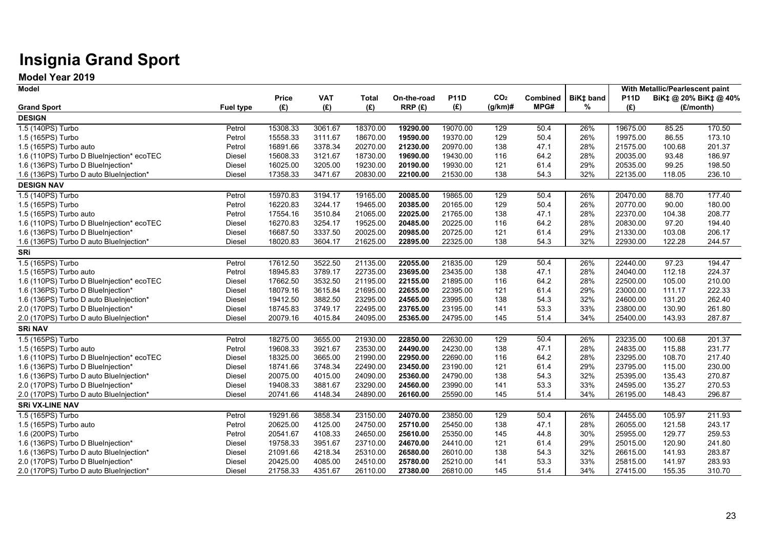# Insignia Grand Sport

## Model Year 2019

| Model | | | | | | | | | | With Metallic/Pearlescent paint | | |
|---|---|---|---|---|---|---|---|---|---|---|---|---|
| Grand Sport | Fuel type | Price (£) | VAT (£) | Total (£) | On-the-road RRP (£) | P11D (£) | $CO_2$ (g/km)# | Combined MPG# | BiK‡ band % | P11D (£) | BiK‡ @ 20% (£/month) | BiK‡ @ 40% (£/month) |
| **DESIGN** | | | | | | | | | | | | |
| 1.5 (140PS) Turbo | Petrol | 15308.33 | 3061.67 | 18370.00 | **19290.00** | 19070.00 | 129 | 50.4 | 26% | 19675.00 | 85.25 | 170.50 |
| 1.5 (165PS) Turbo | Petrol | 15558.33 | 3111.67 | 18670.00 | **19590.00** | 19370.00 | 129 | 50.4 | 26% | 19975.00 | 86.55 | 173.10 |
| 1.5 (165PS) Turbo auto | Petrol | 16891.66 | 3378.34 | 20270.00 | **21230.00** | 20970.00 | 138 | 47.1 | 28% | 21575.00 | 100.68 | 201.37 |
| 1.6 (110PS) Turbo D BlueInjection* ecoTEC | Diesel | 15608.33 | 3121.67 | 18730.00 | **19690.00** | 19430.00 | 116 | 64.2 | 28% | 20035.00 | 93.48 | 186.97 |
| 1.6 (136PS) Turbo D BlueInjection* | Diesel | 16025.00 | 3205.00 | 19230.00 | **20190.00** | 19930.00 | 121 | 61.4 | 29% | 20535.00 | 99.25 | 198.50 |
| 1.6 (136PS) Turbo D auto BlueInjection* | Diesel | 17358.33 | 3471.67 | 20830.00 | **22100.00** | 21530.00 | 138 | 54.3 | 32% | 22135.00 | 118.05 | 236.10 |
| **DESIGN NAV** | | | | | | | | | | | | |
| 1.5 (140PS) Turbo | Petrol | 15970.83 | 3194.17 | 19165.00 | **20085.00** | 19865.00 | 129 | 50.4 | 26% | 20470.00 | 88.70 | 177.40 |
| 1.5 (165PS) Turbo | Petrol | 16220.83 | 3244.17 | 19465.00 | **20385.00** | 20165.00 | 129 | 50.4 | 26% | 20770.00 | 90.00 | 180.00 |
| 1.5 (165PS) Turbo auto | Petrol | 17554.16 | 3510.84 | 21065.00 | **22025.00** | 21765.00 | 138 | 47.1 | 28% | 22370.00 | 104.38 | 208.77 |
| 1.6 (110PS) Turbo D BlueInjection* ecoTEC | Diesel | 16270.83 | 3254.17 | 19525.00 | **20485.00** | 20225.00 | 116 | 64.2 | 28% | 20830.00 | 97.20 | 194.40 |
| 1.6 (136PS) Turbo D BlueInjection* | Diesel | 16687.50 | 3337.50 | 20025.00 | **20985.00** | 20725.00 | 121 | 61.4 | 29% | 21330.00 | 103.08 | 206.17 |
| 1.6 (136PS) Turbo D auto BlueInjection* | Diesel | 18020.83 | 3604.17 | 21625.00 | **22895.00** | 22325.00 | 138 | 54.3 | 32% | 22930.00 | 122.28 | 244.57 |
| **SRi** | | | | | | | | | | | | |
| 1.5 (165PS) Turbo | Petrol | 17612.50 | 3522.50 | 21135.00 | **22055.00** | 21835.00 | 129 | 50.4 | 26% | 22440.00 | 97.23 | 194.47 |
| 1.5 (165PS) Turbo auto | Petrol | 18945.83 | 3789.17 | 22735.00 | **23695.00** | 23435.00 | 138 | 47.1 | 28% | 24040.00 | 112.18 | 224.37 |
| 1.6 (110PS) Turbo D BlueInjection* ecoTEC | Diesel | 17662.50 | 3532.50 | 21195.00 | **22155.00** | 21895.00 | 116 | 64.2 | 28% | 22500.00 | 105.00 | 210.00 |
| 1.6 (136PS) Turbo D BlueInjection* | Diesel | 18079.16 | 3615.84 | 21695.00 | **22655.00** | 22395.00 | 121 | 61.4 | 29% | 23000.00 | 111.17 | 222.33 |
| 1.6 (136PS) Turbo D auto BlueInjection* | Diesel | 19412.50 | 3882.50 | 23295.00 | **24565.00** | 23995.00 | 138 | 54.3 | 32% | 24600.00 | 131.20 | 262.40 |
| 2.0 (170PS) Turbo D BlueInjection* | Diesel | 18745.83 | 3749.17 | 22495.00 | **23765.00** | 23195.00 | 141 | 53.3 | 33% | 23800.00 | 130.90 | 261.80 |
| 2.0 (170PS) Turbo D auto BlueInjection* | Diesel | 20079.16 | 4015.84 | 24095.00 | **25365.00** | 24795.00 | 145 | 51.4 | 34% | 25400.00 | 143.93 | 287.87 |
| **SRi NAV** | | | | | | | | | | | | |
| 1.5 (165PS) Turbo | Petrol | 18275.00 | 3655.00 | 21930.00 | **22850.00** | 22630.00 | 129 | 50.4 | 26% | 23235.00 | 100.68 | 201.37 |
| 1.5 (165PS) Turbo auto | Petrol | 19608.33 | 3921.67 | 23530.00 | **24490.00** | 24230.00 | 138 | 47.1 | 28% | 24835.00 | 115.88 | 231.77 |
| 1.6 (110PS) Turbo D BlueInjection* ecoTEC | Diesel | 18325.00 | 3665.00 | 21990.00 | **22950.00** | 22690.00 | 116 | 64.2 | 28% | 23295.00 | 108.70 | 217.40 |
| 1.6 (136PS) Turbo D BlueInjection* | Diesel | 18741.66 | 3748.34 | 22490.00 | **23450.00** | 23190.00 | 121 | 61.4 | 29% | 23795.00 | 115.00 | 230.00 |
| 1.6 (136PS) Turbo D auto BlueInjection* | Diesel | 20075.00 | 4015.00 | 24090.00 | **25360.00** | 24790.00 | 138 | 54.3 | 32% | 25395.00 | 135.43 | 270.87 |
| 2.0 (170PS) Turbo D BlueInjection* | Diesel | 19408.33 | 3881.67 | 23290.00 | **24560.00** | 23990.00 | 141 | 53.3 | 33% | 24595.00 | 135.27 | 270.53 |
| 2.0 (170PS) Turbo D auto BlueInjection* | Diesel | 20741.66 | 4148.34 | 24890.00 | **26160.00** | 25590.00 | 145 | 51.4 | 34% | 26195.00 | 148.43 | 296.87 |
| **SRi VX-LINE NAV** | | | | | | | | | | | | |
| 1.5 (165PS) Turbo | Petrol | 19291.66 | 3858.34 | 23150.00 | **24070.00** | 23850.00 | 129 | 50.4 | 26% | 24455.00 | 105.97 | 211.93 |
| 1.5 (165PS) Turbo auto | Petrol | 20625.00 | 4125.00 | 24750.00 | **25710.00** | 25450.00 | 138 | 47.1 | 28% | 26055.00 | 121.58 | 243.17 |
| 1.6 (200PS) Turbo | Petrol | 20541.67 | 4108.33 | 24650.00 | **25610.00** | 25350.00 | 145 | 44.8 | 30% | 25955.00 | 129.77 | 259.53 |
| 1.6 (136PS) Turbo D BlueInjection* | Diesel | 19758.33 | 3951.67 | 23710.00 | **24670.00** | 24410.00 | 121 | 61.4 | 29% | 25015.00 | 120.90 | 241.80 |
| 1.6 (136PS) Turbo D auto BlueInjection* | Diesel | 21091.66 | 4218.34 | 25310.00 | **26580.00** | 26010.00 | 138 | 54.3 | 32% | 26615.00 | 141.93 | 283.87 |
| 2.0 (170PS) Turbo D BlueInjection* | Diesel | 20425.00 | 4085.00 | 24510.00 | **25780.00** | 25210.00 | 141 | 53.3 | 33% | 25815.00 | 141.97 | 283.93 |
| 2.0 (170PS) Turbo D auto BlueInjection* | Diesel | 21758.33 | 4351.67 | 26110.00 | **27380.00** | 26810.00 | 145 | 51.4 | 34% | 27415.00 | 155.35 | 310.70 |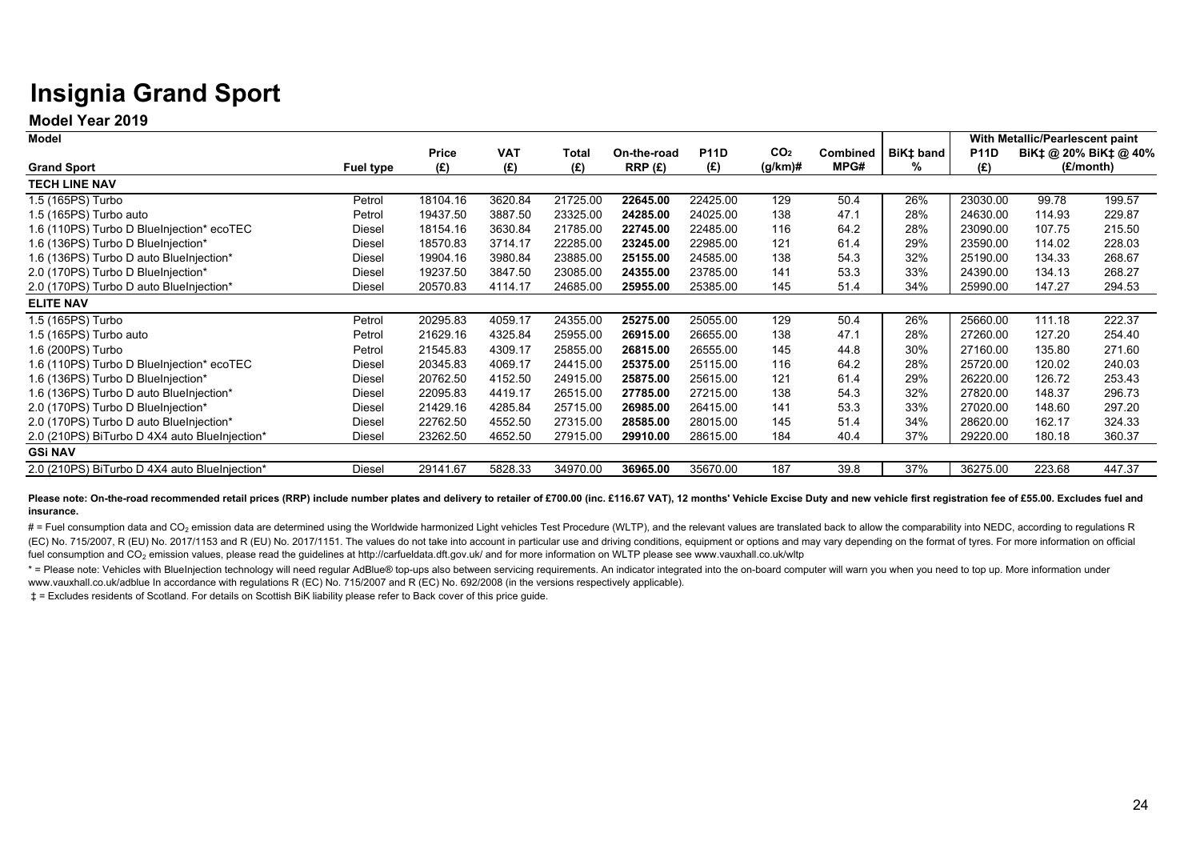# Insignia Grand Sport

## Model Year 2019

| Model | | | | | | | | | | With Metallic/Pearlescent paint | | |
|---|---|---|---|---|---|---|---|---|---|---|---|---|
| Grand Sport | Fuel type | Price (£) | VAT (£) | Total (£) | On-the-road RRP (£) | P11D (£) | $CO_2$ (g/km)# | Combined MPG# | BiK‡ band % | P11D (£) | BiK‡ @ 20% (£/month) | BiK‡ @ 40% (£/month) |
| **TECH LINE NAV** | | | | | | | | | | | | |
| 1.5 (165PS) Turbo | Petrol | 18104.16 | 3620.84 | 21725.00 | **22645.00** | 22425.00 | 129 | 50.4 | 26% | 23030.00 | 99.78 | 199.57 |
| 1.5 (165PS) Turbo auto | Petrol | 19437.50 | 3887.50 | 23325.00 | **24285.00** | 24025.00 | 138 | 47.1 | 28% | 24630.00 | 114.93 | 229.87 |
| 1.6 (110PS) Turbo D BlueInjection* ecoTEC | Diesel | 18154.16 | 3630.84 | 21785.00 | **22745.00** | 22485.00 | 116 | 64.2 | 28% | 23090.00 | 107.75 | 215.50 |
| 1.6 (136PS) Turbo D BlueInjection* | Diesel | 18570.83 | 3714.17 | 22285.00 | **23245.00** | 22985.00 | 121 | 61.4 | 29% | 23590.00 | 114.02 | 228.03 |
| 1.6 (136PS) Turbo D auto BlueInjection* | Diesel | 19904.16 | 3980.84 | 23885.00 | **25155.00** | 24585.00 | 138 | 54.3 | 32% | 25190.00 | 134.33 | 268.67 |
| 2.0 (170PS) Turbo D BlueInjection* | Diesel | 19237.50 | 3847.50 | 23085.00 | **24355.00** | 23785.00 | 141 | 53.3 | 33% | 24390.00 | 134.13 | 268.27 |
| 2.0 (170PS) Turbo D auto BlueInjection* | Diesel | 20570.83 | 4114.17 | 24685.00 | **25955.00** | 25385.00 | 145 | 51.4 | 34% | 25990.00 | 147.27 | 294.53 |
| **ELITE NAV** | | | | | | | | | | | | |
| 1.5 (165PS) Turbo | Petrol | 20295.83 | 4059.17 | 24355.00 | **25275.00** | 25055.00 | 129 | 50.4 | 26% | 25660.00 | 111.18 | 222.37 |
| 1.5 (165PS) Turbo auto | Petrol | 21629.16 | 4325.84 | 25955.00 | **26915.00** | 26655.00 | 138 | 47.1 | 28% | 27260.00 | 127.20 | 254.40 |
| 1.6 (200PS) Turbo | Petrol | 21545.83 | 4309.17 | 25855.00 | **26815.00** | 26555.00 | 145 | 44.8 | 30% | 27160.00 | 135.80 | 271.60 |
| 1.6 (110PS) Turbo D BlueInjection* ecoTEC | Diesel | 20345.83 | 4069.17 | 24415.00 | **25375.00** | 25115.00 | 116 | 64.2 | 28% | 25720.00 | 120.02 | 240.03 |
| 1.6 (136PS) Turbo D BlueInjection* | Diesel | 20762.50 | 4152.50 | 24915.00 | **25875.00** | 25615.00 | 121 | 61.4 | 29% | 26220.00 | 126.72 | 253.43 |
| 1.6 (136PS) Turbo D auto BlueInjection* | Diesel | 22095.83 | 4419.17 | 26515.00 | **27785.00** | 27215.00 | 138 | 54.3 | 32% | 27820.00 | 148.37 | 296.73 |
| 2.0 (170PS) Turbo D BlueInjection* | Diesel | 21429.16 | 4285.84 | 25715.00 | **26985.00** | 26415.00 | 141 | 53.3 | 33% | 27020.00 | 148.60 | 297.20 |
| 2.0 (170PS) Turbo D auto BlueInjection* | Diesel | 22762.50 | 4552.50 | 27315.00 | **28585.00** | 28015.00 | 145 | 51.4 | 34% | 28620.00 | 162.17 | 324.33 |
| 2.0 (210PS) BiTurbo D 4X4 auto BlueInjection* | Diesel | 23262.50 | 4652.50 | 27915.00 | **29910.00** | 28615.00 | 184 | 40.4 | 37% | 29220.00 | 180.18 | 360.37 |
| **GSi NAV** | | | | | | | | | | | | |
| 2.0 (210PS) BiTurbo D 4X4 auto BlueInjection* | Diesel | 29141.67 | 5828.33 | 34970.00 | **36965.00** | 35670.00 | 187 | 39.8 | 37% | 36275.00 | 223.68 | 447.37 |

**Please note: On-the-road recommended retail prices (RRP) include number plates and delivery to retailer of £700.00 (inc. £116.67 VAT), 12 months' Vehicle Excise Duty and new vehicle first registration fee of £55.00. Excludes fuel and insurance.**

# = Fuel consumption data and $CO_2$ emission data are determined using the Worldwide harmonized Light vehicles Test Procedure (WLTP), and the relevant values are translated back to allow the comparability into NEDC, according to regulations R (EC) No. 715/2007, R (EU) No. 2017/1153 and R (EU) No. 2017/1151. The values do not take into account in particular use and driving conditions, equipment or options and may vary depending on the format of tyres. For more information on official fuel consumption and $CO_2$ emission values, please read the guidelines at http://carfueldata.dft.gov.uk/ and for more information on WLTP please see www.vauxhall.co.uk/wltp

* = Please note: Vehicles with BlueInjection technology will need regular AdBlue® top-ups also between servicing requirements. An indicator integrated into the on-board computer will warn you when you need to top up. More information under www.vauxhall.co.uk/adblue In accordance with regulations R (EC) No. 715/2007 and R (EC) No. 692/2008 (in the versions respectively applicable).

‡ = Excludes residents of Scotland. For details on Scottish BiK liability please refer to Back cover of this price guide.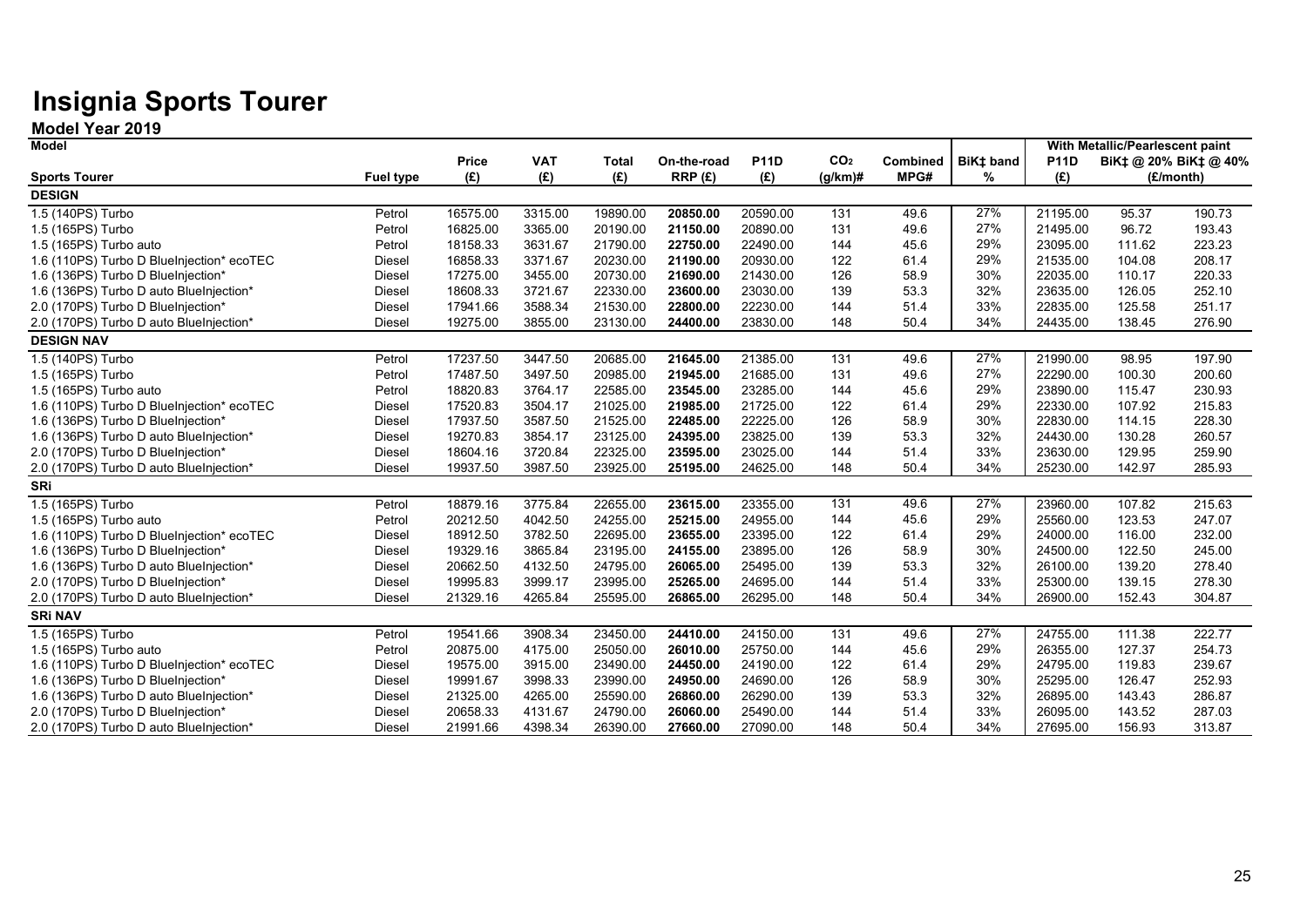# Insignia Sports Tourer

## Model Year 2019

| Model | | | | | | | | | | With Metallic/Pearlescent paint | | |
|---|---|---|---|---|---|---|---|---|---|---|---|---|
| Sports Tourer | Fuel type | Price (£) | VAT (£) | Total (£) | On-the-road RRP (£) | P11D (£) | $CO_2$ (g/km)# | Combined MPG# | BiK‡ band % | P11D (£) | BiK‡ @ 20% (£/month) | BiK‡ @ 40% (£/month) |
| **DESIGN** | | | | | | | | | | | | |
| 1.5 (140PS) Turbo | Petrol | 16575.00 | 3315.00 | 19890.00 | **20850.00** | 20590.00 | 131 | 49.6 | 27% | 21195.00 | 95.37 | 190.73 |
| 1.5 (165PS) Turbo | Petrol | 16825.00 | 3365.00 | 20190.00 | **21150.00** | 20890.00 | 131 | 49.6 | 27% | 21495.00 | 96.72 | 193.43 |
| 1.5 (165PS) Turbo auto | Petrol | 18158.33 | 3631.67 | 21790.00 | **22750.00** | 22490.00 | 144 | 45.6 | 29% | 23095.00 | 111.62 | 223.23 |
| 1.6 (110PS) Turbo D BlueInjection* ecoTEC | Diesel | 16858.33 | 3371.67 | 20230.00 | **21190.00** | 20930.00 | 122 | 61.4 | 29% | 21535.00 | 104.08 | 208.17 |
| 1.6 (136PS) Turbo D BlueInjection* | Diesel | 17275.00 | 3455.00 | 20730.00 | **21690.00** | 21430.00 | 126 | 58.9 | 30% | 22035.00 | 110.17 | 220.33 |
| 1.6 (136PS) Turbo D auto BlueInjection* | Diesel | 18608.33 | 3721.67 | 22330.00 | **23600.00** | 23030.00 | 139 | 53.3 | 32% | 23635.00 | 126.05 | 252.10 |
| 2.0 (170PS) Turbo D BlueInjection* | Diesel | 17941.66 | 3588.34 | 21530.00 | **22800.00** | 22230.00 | 144 | 51.4 | 33% | 22835.00 | 125.58 | 251.17 |
| 2.0 (170PS) Turbo D auto BlueInjection* | Diesel | 19275.00 | 3855.00 | 23130.00 | **24400.00** | 23830.00 | 148 | 50.4 | 34% | 24435.00 | 138.45 | 276.90 |
| **DESIGN NAV** | | | | | | | | | | | | |
| 1.5 (140PS) Turbo | Petrol | 17237.50 | 3447.50 | 20685.00 | **21645.00** | 21385.00 | 131 | 49.6 | 27% | 21990.00 | 98.95 | 197.90 |
| 1.5 (165PS) Turbo | Petrol | 17487.50 | 3497.50 | 20985.00 | **21945.00** | 21685.00 | 131 | 49.6 | 27% | 22290.00 | 100.30 | 200.60 |
| 1.5 (165PS) Turbo auto | Petrol | 18820.83 | 3764.17 | 22585.00 | **23545.00** | 23285.00 | 144 | 45.6 | 29% | 23890.00 | 115.47 | 230.93 |
| 1.6 (110PS) Turbo D BlueInjection* ecoTEC | Diesel | 17520.83 | 3504.17 | 21025.00 | **21985.00** | 21725.00 | 122 | 61.4 | 29% | 22330.00 | 107.92 | 215.83 |
| 1.6 (136PS) Turbo D BlueInjection* | Diesel | 17937.50 | 3587.50 | 21525.00 | **22485.00** | 22225.00 | 126 | 58.9 | 30% | 22830.00 | 114.15 | 228.30 |
| 1.6 (136PS) Turbo D auto BlueInjection* | Diesel | 19270.83 | 3854.17 | 23125.00 | **24395.00** | 23825.00 | 139 | 53.3 | 32% | 24430.00 | 130.28 | 260.57 |
| 2.0 (170PS) Turbo D BlueInjection* | Diesel | 18604.16 | 3720.84 | 22325.00 | **23595.00** | 23025.00 | 144 | 51.4 | 33% | 23630.00 | 129.95 | 259.90 |
| 2.0 (170PS) Turbo D auto BlueInjection* | Diesel | 19937.50 | 3987.50 | 23925.00 | **25195.00** | 24625.00 | 148 | 50.4 | 34% | 25230.00 | 142.97 | 285.93 |
| **SRi** | | | | | | | | | | | | |
| 1.5 (165PS) Turbo | Petrol | 18879.16 | 3775.84 | 22655.00 | **23615.00** | 23355.00 | 131 | 49.6 | 27% | 23960.00 | 107.82 | 215.63 |
| 1.5 (165PS) Turbo auto | Petrol | 20212.50 | 4042.50 | 24255.00 | **25215.00** | 24955.00 | 144 | 45.6 | 29% | 25560.00 | 123.53 | 247.07 |
| 1.6 (110PS) Turbo D BlueInjection* ecoTEC | Diesel | 18912.50 | 3782.50 | 22695.00 | **23655.00** | 23395.00 | 122 | 61.4 | 29% | 24000.00 | 116.00 | 232.00 |
| 1.6 (136PS) Turbo D BlueInjection* | Diesel | 19329.16 | 3865.84 | 23195.00 | **24155.00** | 23895.00 | 126 | 58.9 | 30% | 24500.00 | 122.50 | 245.00 |
| 1.6 (136PS) Turbo D auto BlueInjection* | Diesel | 20662.50 | 4132.50 | 24795.00 | **26065.00** | 25495.00 | 139 | 53.3 | 32% | 26100.00 | 139.20 | 278.40 |
| 2.0 (170PS) Turbo D BlueInjection* | Diesel | 19995.83 | 3999.17 | 23995.00 | **25265.00** | 24695.00 | 144 | 51.4 | 33% | 25300.00 | 139.15 | 278.30 |
| 2.0 (170PS) Turbo D auto BlueInjection* | Diesel | 21329.16 | 4265.84 | 25595.00 | **26865.00** | 26295.00 | 148 | 50.4 | 34% | 26900.00 | 152.43 | 304.87 |
| **SRi NAV** | | | | | | | | | | | | |
| 1.5 (165PS) Turbo | Petrol | 19541.66 | 3908.34 | 23450.00 | **24410.00** | 24150.00 | 131 | 49.6 | 27% | 24755.00 | 111.38 | 222.77 |
| 1.5 (165PS) Turbo auto | Petrol | 20875.00 | 4175.00 | 25050.00 | **26010.00** | 25750.00 | 144 | 45.6 | 29% | 26355.00 | 127.37 | 254.73 |
| 1.6 (110PS) Turbo D BlueInjection* ecoTEC | Diesel | 19575.00 | 3915.00 | 23490.00 | **24450.00** | 24190.00 | 122 | 61.4 | 29% | 24795.00 | 119.83 | 239.67 |
| 1.6 (136PS) Turbo D BlueInjection* | Diesel | 19991.67 | 3998.33 | 23990.00 | **24950.00** | 24690.00 | 126 | 58.9 | 30% | 25295.00 | 126.47 | 252.93 |
| 1.6 (136PS) Turbo D auto BlueInjection* | Diesel | 21325.00 | 4265.00 | 25590.00 | **26860.00** | 26290.00 | 139 | 53.3 | 32% | 26895.00 | 143.43 | 286.87 |
| 2.0 (170PS) Turbo D BlueInjection* | Diesel | 20658.33 | 4131.67 | 24790.00 | **26060.00** | 25490.00 | 144 | 51.4 | 33% | 26095.00 | 143.52 | 287.03 |
| 2.0 (170PS) Turbo D auto BlueInjection* | Diesel | 21991.66 | 4398.34 | 26390.00 | **27660.00** | 27090.00 | 148 | 50.4 | 34% | 27695.00 | 156.93 | 313.87 |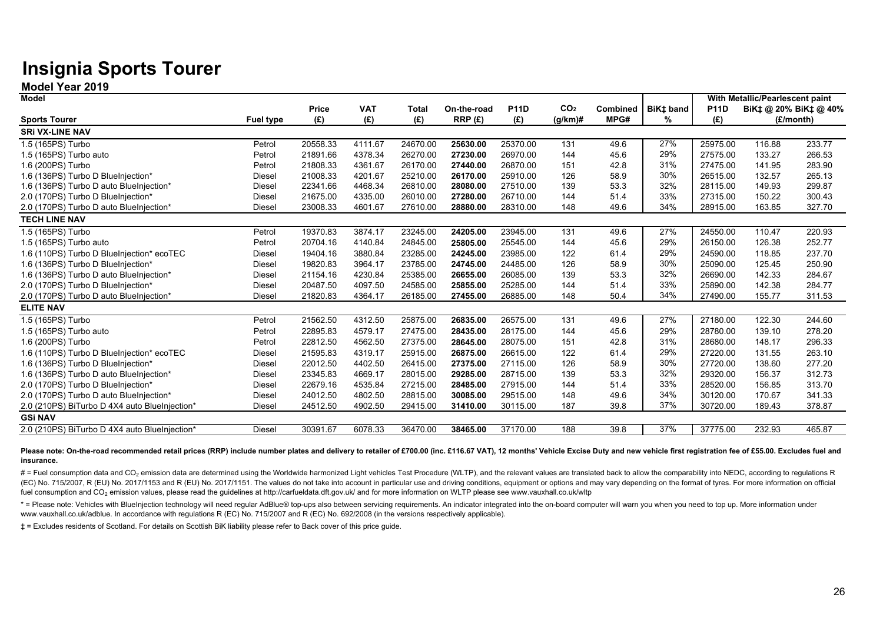# Insignia Sports Tourer

## Model Year 2019

| Model | | Price | VAT | Total | On-the-road | P11D | $CO_2$ | Combined | BiK‡ band | With Metallic/Pearlescent paint | | |
|---|---|---|---|---|---|---|---|---|---|---|---|---|
| | | | | | | | | | | P11D | BiK‡ @ 20% | BiK‡ @ 40% |
| Sports Tourer | Fuel type | (£) | (£) | (£) | RRP (£) | (£) | (g/km)# | MPG# | % | (£) | (£/month) | |
| **SRi VX-LINE NAV** | | | | | | | | | | | | |
| 1.5 (165PS) Turbo | Petrol | 20558.33 | 4111.67 | 24670.00 | **25630.00** | 25370.00 | 131 | 49.6 | 27% | 25975.00 | 116.88 | 233.77 |
| 1.5 (165PS) Turbo auto | Petrol | 21891.66 | 4378.34 | 26270.00 | **27230.00** | 26970.00 | 144 | 45.6 | 29% | 27575.00 | 133.27 | 266.53 |
| 1.6 (200PS) Turbo | Petrol | 21808.33 | 4361.67 | 26170.00 | **27440.00** | 26870.00 | 151 | 42.8 | 31% | 27475.00 | 141.95 | 283.90 |
| 1.6 (136PS) Turbo D BlueInjection* | Diesel | 21008.33 | 4201.67 | 25210.00 | **26170.00** | 25910.00 | 126 | 58.9 | 30% | 26515.00 | 132.57 | 265.13 |
| 1.6 (136PS) Turbo D auto BlueInjection* | Diesel | 22341.66 | 4468.34 | 26810.00 | **28080.00** | 27510.00 | 139 | 53.3 | 32% | 28115.00 | 149.93 | 299.87 |
| 2.0 (170PS) Turbo D BlueInjection* | Diesel | 21675.00 | 4335.00 | 26010.00 | **27280.00** | 26710.00 | 144 | 51.4 | 33% | 27315.00 | 150.22 | 300.43 |
| 2.0 (170PS) Turbo D auto BlueInjection* | Diesel | 23008.33 | 4601.67 | 27610.00 | **28880.00** | 28310.00 | 148 | 49.6 | 34% | 28915.00 | 163.85 | 327.70 |
| **TECH LINE NAV** | | | | | | | | | | | | |
| 1.5 (165PS) Turbo | Petrol | 19370.83 | 3874.17 | 23245.00 | **24205.00** | 23945.00 | 131 | 49.6 | 27% | 24550.00 | 110.47 | 220.93 |
| 1.5 (165PS) Turbo auto | Petrol | 20704.16 | 4140.84 | 24845.00 | **25805.00** | 25545.00 | 144 | 45.6 | 29% | 26150.00 | 126.38 | 252.77 |
| 1.6 (110PS) Turbo D BlueInjection* ecoTEC | Diesel | 19404.16 | 3880.84 | 23285.00 | **24245.00** | 23985.00 | 122 | 61.4 | 29% | 24590.00 | 118.85 | 237.70 |
| 1.6 (136PS) Turbo D BlueInjection* | Diesel | 19820.83 | 3964.17 | 23785.00 | **24745.00** | 24485.00 | 126 | 58.9 | 30% | 25090.00 | 125.45 | 250.90 |
| 1.6 (136PS) Turbo D auto BlueInjection* | Diesel | 21154.16 | 4230.84 | 25385.00 | **26655.00** | 26085.00 | 139 | 53.3 | 32% | 26690.00 | 142.33 | 284.67 |
| 2.0 (170PS) Turbo D BlueInjection* | Diesel | 20487.50 | 4097.50 | 24585.00 | **25855.00** | 25285.00 | 144 | 51.4 | 33% | 25890.00 | 142.38 | 284.77 |
| 2.0 (170PS) Turbo D auto BlueInjection* | Diesel | 21820.83 | 4364.17 | 26185.00 | **27455.00** | 26885.00 | 148 | 50.4 | 34% | 27490.00 | 155.77 | 311.53 |
| **ELITE NAV** | | | | | | | | | | | | |
| 1.5 (165PS) Turbo | Petrol | 21562.50 | 4312.50 | 25875.00 | **26835.00** | 26575.00 | 131 | 49.6 | 27% | 27180.00 | 122.30 | 244.60 |
| 1.5 (165PS) Turbo auto | Petrol | 22895.83 | 4579.17 | 27475.00 | **28435.00** | 28175.00 | 144 | 45.6 | 29% | 28780.00 | 139.10 | 278.20 |
| 1.6 (200PS) Turbo | Petrol | 22812.50 | 4562.50 | 27375.00 | **28645.00** | 28075.00 | 151 | 42.8 | 31% | 28680.00 | 148.17 | 296.33 |
| 1.6 (110PS) Turbo D BlueInjection* ecoTEC | Diesel | 21595.83 | 4319.17 | 25915.00 | **26875.00** | 26615.00 | 122 | 61.4 | 29% | 27220.00 | 131.55 | 263.10 |
| 1.6 (136PS) Turbo D BlueInjection* | Diesel | 22012.50 | 4402.50 | 26415.00 | **27375.00** | 27115.00 | 126 | 58.9 | 30% | 27720.00 | 138.60 | 277.20 |
| 1.6 (136PS) Turbo D auto BlueInjection* | Diesel | 23345.83 | 4669.17 | 28015.00 | **29285.00** | 28715.00 | 139 | 53.3 | 32% | 29320.00 | 156.37 | 312.73 |
| 2.0 (170PS) Turbo D BlueInjection* | Diesel | 22679.16 | 4535.84 | 27215.00 | **28485.00** | 27915.00 | 144 | 51.4 | 33% | 28520.00 | 156.85 | 313.70 |
| 2.0 (170PS) Turbo D auto BlueInjection* | Diesel | 24012.50 | 4802.50 | 28815.00 | **30085.00** | 29515.00 | 148 | 49.6 | 34% | 30120.00 | 170.67 | 341.33 |
| 2.0 (210PS) BiTurbo D 4X4 auto BlueInjection* | Diesel | 24512.50 | 4902.50 | 29415.00 | **31410.00** | 30115.00 | 187 | 39.8 | 37% | 30720.00 | 189.43 | 378.87 |
| **GSi NAV** | | | | | | | | | | | | |
| 2.0 (210PS) BiTurbo D 4X4 auto BlueInjection* | Diesel | 30391.67 | 6078.33 | 36470.00 | **38465.00** | 37170.00 | 188 | 39.8 | 37% | 37775.00 | 232.93 | 465.87 |

**Please note: On-the-road recommended retail prices (RRP) include number plates and delivery to retailer of £700.00 (inc. £116.67 VAT), 12 months' Vehicle Excise Duty and new vehicle first registration fee of £55.00. Excludes fuel and insurance.**

# = Fuel consumption data and $CO_2$ emission data are determined using the Worldwide harmonized Light vehicles Test Procedure (WLTP), and the relevant values are translated back to allow the comparability into NEDC, according to regulations R (EC) No. 715/2007, R (EU) No. 2017/1153 and R (EU) No. 2017/1151. The values do not take into account in particular use and driving conditions, equipment or options and may vary depending on the format of tyres. For more information on official fuel consumption and $CO_2$ emission values, please read the guidelines at http://carfueldata.dft.gov.uk/ and for more information on WLTP please see www.vauxhall.co.uk/wltp

* = Please note: Vehicles with BlueInjection technology will need regular AdBlue® top-ups also between servicing requirements. An indicator integrated into the on-board computer will warn you when you need to top up. More information under www.vauxhall.co.uk/adblue. In accordance with regulations R (EC) No. 715/2007 and R (EC) No. 692/2008 (in the versions respectively applicable).

‡ = Excludes residents of Scotland. For details on Scottish BiK liability please refer to Back cover of this price guide.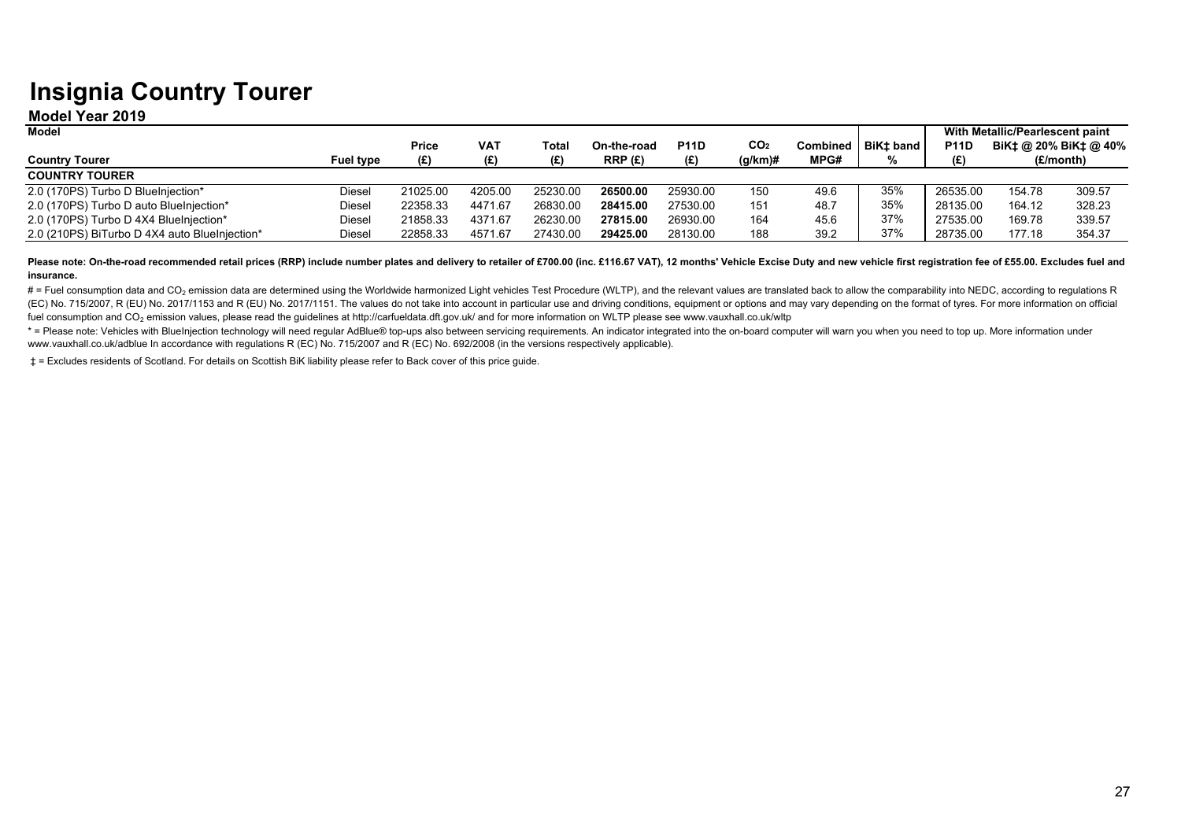# Insignia Country Tourer

## Model Year 2019

| Model | | | | | | | | | | With Metallic/Pearlescent paint | | |
|---|---|---|---|---|---|---|---|---|---|---|---|---|
| Country Tourer | Fuel type | Price (£) | VAT (£) | Total (£) | On-the-road RRP (£) | P11D (£) | $CO_2$ (g/km)# | Combined MPG# | BiK‡ band % | P11D (£) | BiK‡ @ 20% (£/month) | BiK‡ @ 40% (£/month) |
| **COUNTRY TOURER** | | | | | | | | | | | | |
| 2.0 (170PS) Turbo D BlueInjection* | Diesel | 21025.00 | 4205.00 | 25230.00 | **26500.00** | 25930.00 | 150 | 49.6 | 35% | 26535.00 | 154.78 | 309.57 |
| 2.0 (170PS) Turbo D auto BlueInjection* | Diesel | 22358.33 | 4471.67 | 26830.00 | **28415.00** | 27530.00 | 151 | 48.7 | 35% | 28135.00 | 164.12 | 328.23 |
| 2.0 (170PS) Turbo D 4X4 BlueInjection* | Diesel | 21858.33 | 4371.67 | 26230.00 | **27815.00** | 26930.00 | 164 | 45.6 | 37% | 27535.00 | 169.78 | 339.57 |
| 2.0 (210PS) BiTurbo D 4X4 auto BlueInjection* | Diesel | 22858.33 | 4571.67 | 27430.00 | **29425.00** | 28130.00 | 188 | 39.2 | 37% | 28735.00 | 177.18 | 354.37 |

**Please note: On-the-road recommended retail prices (RRP) include number plates and delivery to retailer of £700.00 (inc. £116.67 VAT), 12 months' Vehicle Excise Duty and new vehicle first registration fee of £55.00. Excludes fuel and insurance.**

# = Fuel consumption data and $CO_2$ emission data are determined using the Worldwide harmonized Light vehicles Test Procedure (WLTP), and the relevant values are translated back to allow the comparability into NEDC, according to regulations R (EC) No. 715/2007, R (EU) No. 2017/1153 and R (EU) No. 2017/1151. The values do not take into account in particular use and driving conditions, equipment or options and may vary depending on the format of tyres. For more information on official fuel consumption and $CO_2$ emission values, please read the guidelines at http://carfueldata.dft.gov.uk/ and for more information on WLTP please see www.vauxhall.co.uk/wltp

* = Please note: Vehicles with BlueInjection technology will need regular AdBlue® top-ups also between servicing requirements. An indicator integrated into the on-board computer will warn you when you need to top up. More information under www.vauxhall.co.uk/adblue In accordance with regulations R (EC) No. 715/2007 and R (EC) No. 692/2008 (in the versions respectively applicable).

‡ = Excludes residents of Scotland. For details on Scottish BiK liability please refer to Back cover of this price guide.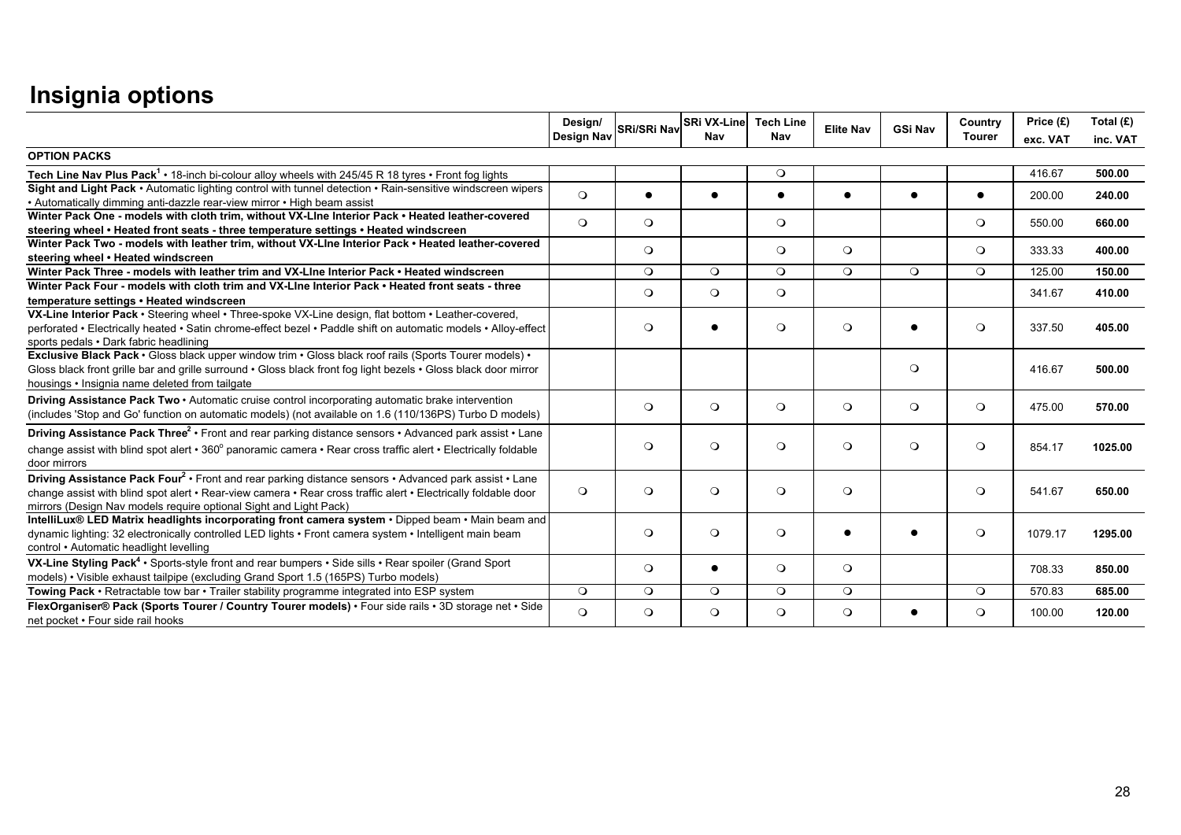# Insignia options

| | Design/ Design Nav | SRi/SRi Nav | SRi VX-Line Nav | Tech Line Nav | Elite Nav | GSi Nav | Country Tourer | Price (£) exc. VAT | Total (£) inc. VAT |
|---|---|---|---|---|---|---|---|---|---|
| **OPTION PACKS** | | | | | | | | | |
| **Tech Line Nav Plus Pack**[1] • 18-inch bi-colour alloy wheels with 245/45 R 18 tyres • Front fog lights | | | | ❍ | | | | 416.67 | **500.00** |
| **Sight and Light Pack** • Automatic lighting control with tunnel detection • Rain-sensitive windscreen wipers • Automatically dimming anti-dazzle rear-view mirror • High beam assist | ❍ | ● | ● | ● | ● | ● | ● | 200.00 | **240.00** |
| **Winter Pack One - models with cloth trim, without VX-LIne Interior Pack • Heated leather-covered steering wheel • Heated front seats - three temperature settings • Heated windscreen** | ❍ | ❍ | | ❍ | | | ❍ | 550.00 | **660.00** |
| **Winter Pack Two - models with leather trim, without VX-LIne Interior Pack • Heated leather-covered steering wheel • Heated windscreen** | | ❍ | | ❍ | ❍ | | ❍ | 333.33 | **400.00** |
| **Winter Pack Three - models with leather trim and VX-LIne Interior Pack • Heated windscreen** | | ❍ | ❍ | ❍ | ❍ | ❍ | ❍ | 125.00 | **150.00** |
| **Winter Pack Four - models with cloth trim and VX-LIne Interior Pack • Heated front seats - three temperature settings • Heated windscreen** | | ❍ | ❍ | ❍ | | | | 341.67 | **410.00** |
| **VX-Line Interior Pack** • Steering wheel • Three-spoke VX-Line design, flat bottom • Leather-covered, perforated • Electrically heated • Satin chrome-effect bezel • Paddle shift on automatic models • Alloy-effect sports pedals • Dark fabric headlining | | ❍ | ● | ❍ | ❍ | ● | ❍ | 337.50 | **405.00** |
| **Exclusive Black Pack** • Gloss black upper window trim • Gloss black roof rails (Sports Tourer models) • Gloss black front grille bar and grille surround • Gloss black front fog light bezels • Gloss black door mirror housings • Insignia name deleted from tailgate | | | | | | ❍ | | 416.67 | **500.00** |
| **Driving Assistance Pack Two** • Automatic cruise control incorporating automatic brake intervention (includes 'Stop and Go' function on automatic models) (not available on 1.6 (110/136PS) Turbo D models) | | ❍ | ❍ | ❍ | ❍ | ❍ | ❍ | 475.00 | **570.00** |
| **Driving Assistance Pack Three**[2] • Front and rear parking distance sensors • Advanced park assist • Lane change assist with blind spot alert • 360° panoramic camera • Rear cross traffic alert • Electrically foldable door mirrors | | ❍ | ❍ | ❍ | ❍ | ❍ | ❍ | 854.17 | **1025.00** |
| **Driving Assistance Pack Four**[2] • Front and rear parking distance sensors • Advanced park assist • Lane change assist with blind spot alert • Rear-view camera • Rear cross traffic alert • Electrically foldable door mirrors (Design Nav models require optional Sight and Light Pack) | ❍ | ❍ | ❍ | ❍ | ❍ | | ❍ | 541.67 | **650.00** |
| **IntelliLux® LED Matrix headlights incorporating front camera system** • Dipped beam • Main beam and dynamic lighting: 32 electronically controlled LED lights • Front camera system • Intelligent main beam control • Automatic headlight levelling | | ❍ | ❍ | ❍ | ● | ● | ❍ | 1079.17 | **1295.00** |
| **VX-Line Styling Pack**[4] • Sports-style front and rear bumpers • Side sills • Rear spoiler (Grand Sport models) • Visible exhaust tailpipe (excluding Grand Sport 1.5 (165PS) Turbo models) | | ❍ | ● | ❍ | ❍ | | | 708.33 | **850.00** |
| **Towing Pack** • Retractable tow bar • Trailer stability programme integrated into ESP system | ❍ | ❍ | ❍ | ❍ | ❍ | | ❍ | 570.83 | **685.00** |
| **FlexOrganiser® Pack (Sports Tourer / Country Tourer models)** • Four side rails • 3D storage net • Side net pocket • Four side rail hooks | ❍ | ❍ | ❍ | ❍ | ❍ | ● | ❍ | 100.00 | **120.00** |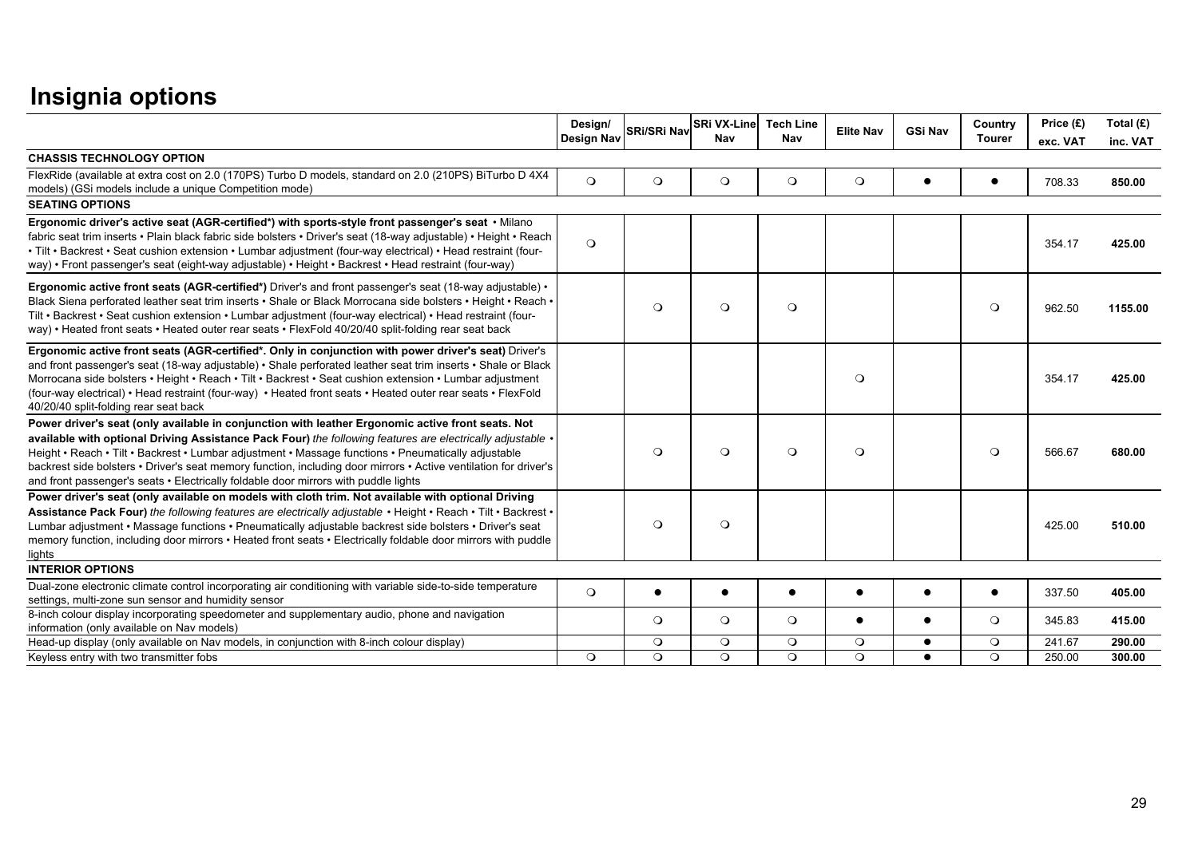# Insignia options

| | Design/ Design Nav | SRi/SRi Nav | SRi VX-Line Nav | Tech Line Nav | Elite Nav | GSi Nav | Country Tourer | Price (£) exc. VAT | Total (£) inc. VAT |
|---|---|---|---|---|---|---|---|---|---|
| **CHASSIS TECHNOLOGY OPTION** | | | | | | | | | |
| FlexRide (available at extra cost on 2.0 (170PS) Turbo D models, standard on 2.0 (210PS) BiTurbo D 4X4 models) (GSi models include a unique Competition mode) | ❍ | ❍ | ❍ | ❍ | ❍ | ● | ● | 708.33 | **850.00** |
| **SEATING OPTIONS** | | | | | | | | | |
| **Ergonomic driver's active seat (AGR-certified*) with sports-style front passenger's seat** • Milano fabric seat trim inserts • Plain black fabric side bolsters • Driver's seat (18-way adjustable) • Height • Reach • Tilt • Backrest • Seat cushion extension • Lumbar adjustment (four-way electrical) • Head restraint (four-way) • Front passenger's seat (eight-way adjustable) • Height • Backrest • Head restraint (four-way) | ❍ | | | | | | | 354.17 | **425.00** |
| **Ergonomic active front seats (AGR-certified*)** Driver's and front passenger's seat (18-way adjustable) • Black Siena perforated leather seat trim inserts • Shale or Black Morrocana side bolsters • Height • Reach • Tilt • Backrest • Seat cushion extension • Lumbar adjustment (four-way electrical) • Head restraint (four-way) • Heated front seats • Heated outer rear seats • FlexFold 40/20/40 split-folding rear seat back | | ❍ | ❍ | ❍ | | | ❍ | 962.50 | **1155.00** |
| **Ergonomic active front seats (AGR-certified*. Only in conjunction with power driver's seat)** Driver's and front passenger's seat (18-way adjustable) • Shale perforated leather seat trim inserts • Shale or Black Morrocana side bolsters • Height • Reach • Tilt • Backrest • Seat cushion extension • Lumbar adjustment (four-way electrical) • Head restraint (four-way) • Heated front seats • Heated outer rear seats • FlexFold 40/20/40 split-folding rear seat back | | | | | ❍ | | | 354.17 | **425.00** |
| **Power driver's seat (only available in conjunction with leather Ergonomic active front seats. Not available with optional Driving Assistance Pack Four)** *the following features are electrically adjustable* • Height • Reach • Tilt • Backrest • Lumbar adjustment • Massage functions • Pneumatically adjustable backrest side bolsters • Driver's seat memory function, including door mirrors • Active ventilation for driver's and front passenger's seats • Electrically foldable door mirrors with puddle lights | | ❍ | ❍ | ❍ | ❍ | | ❍ | 566.67 | **680.00** |
| **Power driver's seat (only available on models with cloth trim. Not available with optional Driving Assistance Pack Four)** *the following features are electrically adjustable* • Height • Reach • Tilt • Backrest • Lumbar adjustment • Massage functions • Pneumatically adjustable backrest side bolsters • Driver's seat memory function, including door mirrors • Heated front seats • Electrically foldable door mirrors with puddle lights | | ❍ | ❍ | | | | | 425.00 | **510.00** |
| **INTERIOR OPTIONS** | | | | | | | | | |
| Dual-zone electronic climate control incorporating air conditioning with variable side-to-side temperature settings, multi-zone sun sensor and humidity sensor | ❍ | ● | ● | ● | ● | ● | ● | 337.50 | **405.00** |
| 8-inch colour display incorporating speedometer and supplementary audio, phone and navigation information (only available on Nav models) | | ❍ | ❍ | ❍ | ● | ● | ❍ | 345.83 | **415.00** |
| Head-up display (only available on Nav models, in conjunction with 8-inch colour display) | | ❍ | ❍ | ❍ | ❍ | ● | ❍ | 241.67 | **290.00** |
| Keyless entry with two transmitter fobs | ❍ | ❍ | ❍ | ❍ | ❍ | ● | ❍ | 250.00 | **300.00** |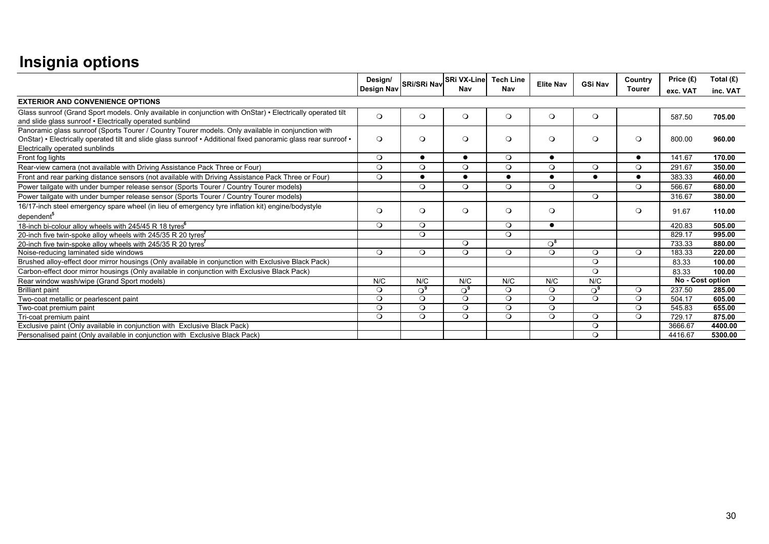# Insignia options

| | Design/ Design Nav | SRi/SRi Nav | SRi VX-Line Nav | Tech Line Nav | Elite Nav | GSi Nav | Country Tourer | Price (£) exc. VAT | Total (£) inc. VAT |
|---|---|---|---|---|---|---|---|---|---|
| **EXTERIOR AND CONVENIENCE OPTIONS** | | | | | | | | | |
| Glass sunroof (Grand Sport models. Only available in conjunction with OnStar) • Electrically operated tilt and slide glass sunroof • Electrically operated sunblind | ❍ | ❍ | ❍ | ❍ | ❍ | ❍ | | 587.50 | **705.00** |
| Panoramic glass sunroof (Sports Tourer / Country Tourer models. Only available in conjunction with OnStar) • Electrically operated tilt and slide glass sunroof • Additional fixed panoramic glass rear sunroof • Electrically operated sunblinds | ❍ | ❍ | ❍ | ❍ | ❍ | ❍ | ❍ | 800.00 | **960.00** |
| Front fog lights | ❍ | ● | ● | ❍ | ● | | ● | 141.67 | **170.00** |
| Rear-view camera (not available with Driving Assistance Pack Three or Four) | ❍ | ❍ | ❍ | ❍ | ❍ | ❍ | ❍ | 291.67 | **350.00** |
| Front and rear parking distance sensors (not available with Driving Assistance Pack Three or Four) | ❍ | ● | ● | ● | ● | ● | ● | 383.33 | **460.00** |
| Power tailgate with under bumper release sensor (Sports Tourer / Country Tourer models**)** | | ❍ | ❍ | ❍ | ❍ | | ❍ | 566.67 | **680.00** |
| Power tailgate with under bumper release sensor (Sports Tourer / Country Tourer models**)** | | | | | | ❍ | | 316.67 | **380.00** |
| 16/17-inch steel emergency spare wheel (in lieu of emergency tyre inflation kit) engine/bodystyle dependent[5] | ❍ | ❍ | ❍ | ❍ | ❍ | | ❍ | 91.67 | **110.00** |
| 18-inch bi-colour alloy wheels with 245/45 R 18 tyres[6] | ❍ | ❍ | | ❍ | ● | | | 420.83 | **505.00** |
| 20-inch five twin-spoke alloy wheels with 245/35 R 20 tyres[7] | | ❍ | | ❍ | | | | 829.17 | **995.00** |
| 20-inch five twin-spoke alloy wheels with 245/35 R 20 tyres[7] | | | ❍ | | ❍[8] | | | 733.33 | **880.00** |
| Noise-reducing laminated side windows | ❍ | ❍ | ❍ | ❍ | ❍ | ❍ | ❍ | 183.33 | **220.00** |
| Brushed alloy-effect door mirror housings (Only available in conjunction with Exclusive Black Pack) | | | | | | ❍ | | 83.33 | **100.00** |
| Carbon-effect door mirror housings (Only available in conjunction with Exclusive Black Pack) | | | | | | ❍ | | 83.33 | **100.00** |
| Rear window wash/wipe (Grand Sport models) | N/C | N/C | N/C | N/C | N/C | N/C | | **No - Cost option** | |
| Brilliant paint | ❍ | ❍[9] | ❍[9] | ❍ | ❍ | ❍[9] | ❍ | 237.50 | **285.00** |
| Two-coat metallic or pearlescent paint | ❍ | ❍ | ❍ | ❍ | ❍ | ❍ | ❍ | 504.17 | **605.00** |
| Two-coat premium paint | ❍ | ❍ | ❍ | ❍ | ❍ | | ❍ | 545.83 | **655.00** |
| Tri-coat premium paint | ❍ | ❍ | ❍ | ❍ | ❍ | ❍ | ❍ | 729.17 | **875.00** |
| Exclusive paint (Only available in conjunction with Exclusive Black Pack) | | | | | | ❍ | | 3666.67 | **4400.00** |
| Personalised paint (Only available in conjunction with Exclusive Black Pack) | | | | | | ❍ | | 4416.67 | **5300.00** |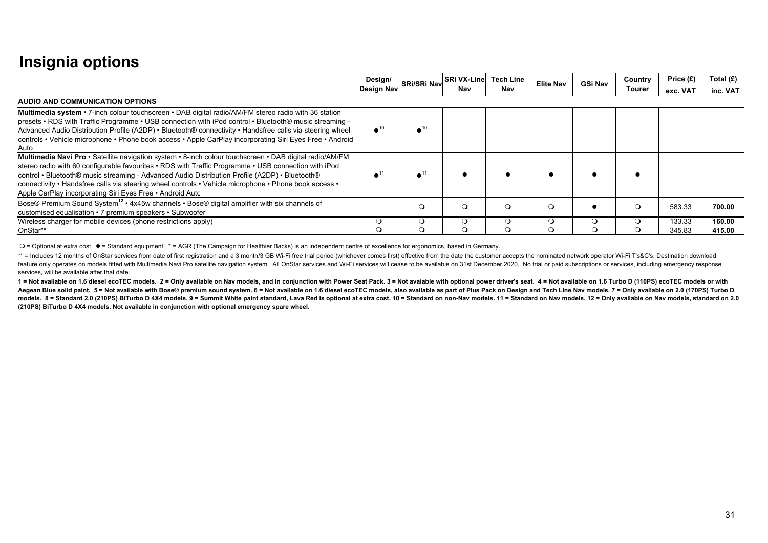# Insignia options

| | Design/ Design Nav | SRi/SRi Nav | SRi VX-Line Nav | Tech Line Nav | Elite Nav | GSi Nav | Country Tourer | Price (£) exc. VAT | Total (£) inc. VAT |
|---|---|---|---|---|---|---|---|---|---|
| **AUDIO AND COMMUNICATION OPTIONS** | | | | | | | | | |
| **Multimedia system •** 7-inch colour touchscreen • DAB digital radio/AM/FM stereo radio with 36 station presets • RDS with Traffic Programme • USB connection with iPod control • Bluetooth® music streaming - Advanced Audio Distribution Profile (A2DP) • Bluetooth® connectivity • Handsfree calls via steering wheel controls • Vehicle microphone • Phone book access • Apple CarPlay incorporating Siri Eyes Free • Android Auto | ●[10] | ●[10] | | | | | | | |
| **Multimedia Navi Pro** • Satellite navigation system • 8-inch colour touchscreen • DAB digital radio/AM/FM stereo radio with 60 configurable favourites • RDS with Traffic Programme • USB connection with iPod control • Bluetooth® music streaming - Advanced Audio Distribution Profile (A2DP) • Bluetooth® connectivity • Handsfree calls via steering wheel controls • Vehicle microphone • Phone book access • Apple CarPlay incorporating Siri Eyes Free • Android Auto | ●[11] | ●[11] | ● | ● | ● | ● | ● | | |
| Bose® Premium Sound System[12] • 4x45w channels • Bose® digital amplifier with six channels of customised equalisation • 7 premium speakers • Subwoofer | | ❍ | ❍ | ❍ | ❍ | ● | ❍ | 583.33 | **700.00** |
| Wireless charger for mobile devices (phone restrictions apply) | ❍ | ❍ | ❍ | ❍ | ❍ | ❍ | ❍ | 133.33 | **160.00** |
| OnStar** | ❍ | ❍ | ❍ | ❍ | ❍ | ❍ | ❍ | 345.83 | **415.00** |

❍ = Optional at extra cost. ● = Standard equipment. * = AGR (The Campaign for Healthier Backs) is an independent centre of excellence for ergonomics, based in Germany.

** = Includes 12 months of OnStar services from date of first registration and a 3 month/3 GB Wi-Fi free trial period (whichever comes first) effective from the date the customer accepts the nominated network operator Wi-Fi T's&C's. Destination download feature only operates on models fitted with Multimedia Navi Pro satellite navigation system. All OnStar services and Wi-Fi services will cease to be available on 31st December 2020. No trial or paid subscriptions or services, including emergency response services, will be available after that date.

**1 = Not available on 1.6 diesel ecoTEC models. 2 = Only available on Nav models, and in conjunction with Power Seat Pack. 3 = Not avaiable with optional power driver's seat. 4 = Not available on 1.6 Turbo D (110PS) ecoTEC models or with Aegean Blue solid paint. 5 = Not available with Bose® premium sound system. 6 = Not available on 1.6 diesel ecoTEC models, also available as part of Plus Pack on Design and Tech Line Nav models. 7 = Only available on 2.0 (170PS) Turbo D models. 8 = Standard 2.0 (210PS) BiTurbo D 4X4 models. 9 = Summit White paint standard, Lava Red is optional at extra cost. 10 = Standard on non-Nav models. 11 = Standard on Nav models. 12 = Only available on Nav models, standard on 2.0 (210PS) BiTurbo D 4X4 models. Not available in conjunction with optional emergency spare wheel.**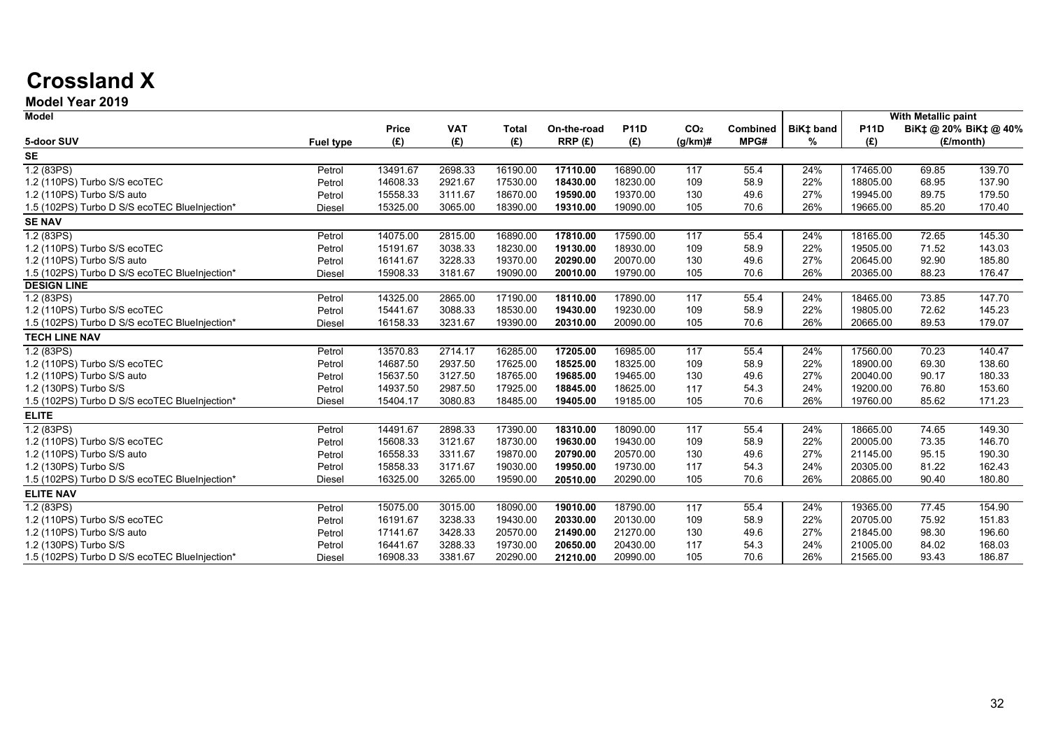# Crossland X

## Model Year 2019

| Model | | Price | VAT | Total | On-the-road | P11D | $CO_2$ | Combined | BiK‡ band | With Metallic paint | | |
|---|---|---|---|---|---|---|---|---|---|---|---|---|
| 5-door SUV | Fuel type | (£) | (£) | (£) | RRP (£) | (£) | (g/km)# | MPG# | % | P11D (£) | BiK‡ @ 20% (£/month) | BiK‡ @ 40% (£/month) |
| **SE** | | | | | | | | | | | | |
| 1.2 (83PS) | Petrol | 13491.67 | 2698.33 | 16190.00 | **17110.00** | 16890.00 | 117 | 55.4 | 24% | 17465.00 | 69.85 | 139.70 |
| 1.2 (110PS) Turbo S/S ecoTEC | Petrol | 14608.33 | 2921.67 | 17530.00 | **18430.00** | 18230.00 | 109 | 58.9 | 22% | 18805.00 | 68.95 | 137.90 |
| 1.2 (110PS) Turbo S/S auto | Petrol | 15558.33 | 3111.67 | 18670.00 | **19590.00** | 19370.00 | 130 | 49.6 | 27% | 19945.00 | 89.75 | 179.50 |
| 1.5 (102PS) Turbo D S/S ecoTEC BlueInjection* | Diesel | 15325.00 | 3065.00 | 18390.00 | **19310.00** | 19090.00 | 105 | 70.6 | 26% | 19665.00 | 85.20 | 170.40 |
| **SE NAV** | | | | | | | | | | | | |
| 1.2 (83PS) | Petrol | 14075.00 | 2815.00 | 16890.00 | **17810.00** | 17590.00 | 117 | 55.4 | 24% | 18165.00 | 72.65 | 145.30 |
| 1.2 (110PS) Turbo S/S ecoTEC | Petrol | 15191.67 | 3038.33 | 18230.00 | **19130.00** | 18930.00 | 109 | 58.9 | 22% | 19505.00 | 71.52 | 143.03 |
| 1.2 (110PS) Turbo S/S auto | Petrol | 16141.67 | 3228.33 | 19370.00 | **20290.00** | 20070.00 | 130 | 49.6 | 27% | 20645.00 | 92.90 | 185.80 |
| 1.5 (102PS) Turbo D S/S ecoTEC BlueInjection* | Diesel | 15908.33 | 3181.67 | 19090.00 | **20010.00** | 19790.00 | 105 | 70.6 | 26% | 20365.00 | 88.23 | 176.47 |
| **DESIGN LINE** | | | | | | | | | | | | |
| 1.2 (83PS) | Petrol | 14325.00 | 2865.00 | 17190.00 | **18110.00** | 17890.00 | 117 | 55.4 | 24% | 18465.00 | 73.85 | 147.70 |
| 1.2 (110PS) Turbo S/S ecoTEC | Petrol | 15441.67 | 3088.33 | 18530.00 | **19430.00** | 19230.00 | 109 | 58.9 | 22% | 19805.00 | 72.62 | 145.23 |
| 1.5 (102PS) Turbo D S/S ecoTEC BlueInjection* | Diesel | 16158.33 | 3231.67 | 19390.00 | **20310.00** | 20090.00 | 105 | 70.6 | 26% | 20665.00 | 89.53 | 179.07 |
| **TECH LINE NAV** | | | | | | | | | | | | |
| 1.2 (83PS) | Petrol | 13570.83 | 2714.17 | 16285.00 | **17205.00** | 16985.00 | 117 | 55.4 | 24% | 17560.00 | 70.23 | 140.47 |
| 1.2 (110PS) Turbo S/S ecoTEC | Petrol | 14687.50 | 2937.50 | 17625.00 | **18525.00** | 18325.00 | 109 | 58.9 | 22% | 18900.00 | 69.30 | 138.60 |
| 1.2 (110PS) Turbo S/S auto | Petrol | 15637.50 | 3127.50 | 18765.00 | **19685.00** | 19465.00 | 130 | 49.6 | 27% | 20040.00 | 90.17 | 180.33 |
| 1.2 (130PS) Turbo S/S | Petrol | 14937.50 | 2987.50 | 17925.00 | **18845.00** | 18625.00 | 117 | 54.3 | 24% | 19200.00 | 76.80 | 153.60 |
| 1.5 (102PS) Turbo D S/S ecoTEC BlueInjection* | Diesel | 15404.17 | 3080.83 | 18485.00 | **19405.00** | 19185.00 | 105 | 70.6 | 26% | 19760.00 | 85.62 | 171.23 |
| **ELITE** | | | | | | | | | | | | |
| 1.2 (83PS) | Petrol | 14491.67 | 2898.33 | 17390.00 | **18310.00** | 18090.00 | 117 | 55.4 | 24% | 18665.00 | 74.65 | 149.30 |
| 1.2 (110PS) Turbo S/S ecoTEC | Petrol | 15608.33 | 3121.67 | 18730.00 | **19630.00** | 19430.00 | 109 | 58.9 | 22% | 20005.00 | 73.35 | 146.70 |
| 1.2 (110PS) Turbo S/S auto | Petrol | 16558.33 | 3311.67 | 19870.00 | **20790.00** | 20570.00 | 130 | 49.6 | 27% | 21145.00 | 95.15 | 190.30 |
| 1.2 (130PS) Turbo S/S | Petrol | 15858.33 | 3171.67 | 19030.00 | **19950.00** | 19730.00 | 117 | 54.3 | 24% | 20305.00 | 81.22 | 162.43 |
| 1.5 (102PS) Turbo D S/S ecoTEC BlueInjection* | Diesel | 16325.00 | 3265.00 | 19590.00 | **20510.00** | 20290.00 | 105 | 70.6 | 26% | 20865.00 | 90.40 | 180.80 |
| **ELITE NAV** | | | | | | | | | | | | |
| 1.2 (83PS) | Petrol | 15075.00 | 3015.00 | 18090.00 | **19010.00** | 18790.00 | 117 | 55.4 | 24% | 19365.00 | 77.45 | 154.90 |
| 1.2 (110PS) Turbo S/S ecoTEC | Petrol | 16191.67 | 3238.33 | 19430.00 | **20330.00** | 20130.00 | 109 | 58.9 | 22% | 20705.00 | 75.92 | 151.83 |
| 1.2 (110PS) Turbo S/S auto | Petrol | 17141.67 | 3428.33 | 20570.00 | **21490.00** | 21270.00 | 130 | 49.6 | 27% | 21845.00 | 98.30 | 196.60 |
| 1.2 (130PS) Turbo S/S | Petrol | 16441.67 | 3288.33 | 19730.00 | **20650.00** | 20430.00 | 117 | 54.3 | 24% | 21005.00 | 84.02 | 168.03 |
| 1.5 (102PS) Turbo D S/S ecoTEC BlueInjection* | Diesel | 16908.33 | 3381.67 | 20290.00 | **21210.00** | 20990.00 | 105 | 70.6 | 26% | 21565.00 | 93.43 | 186.87 |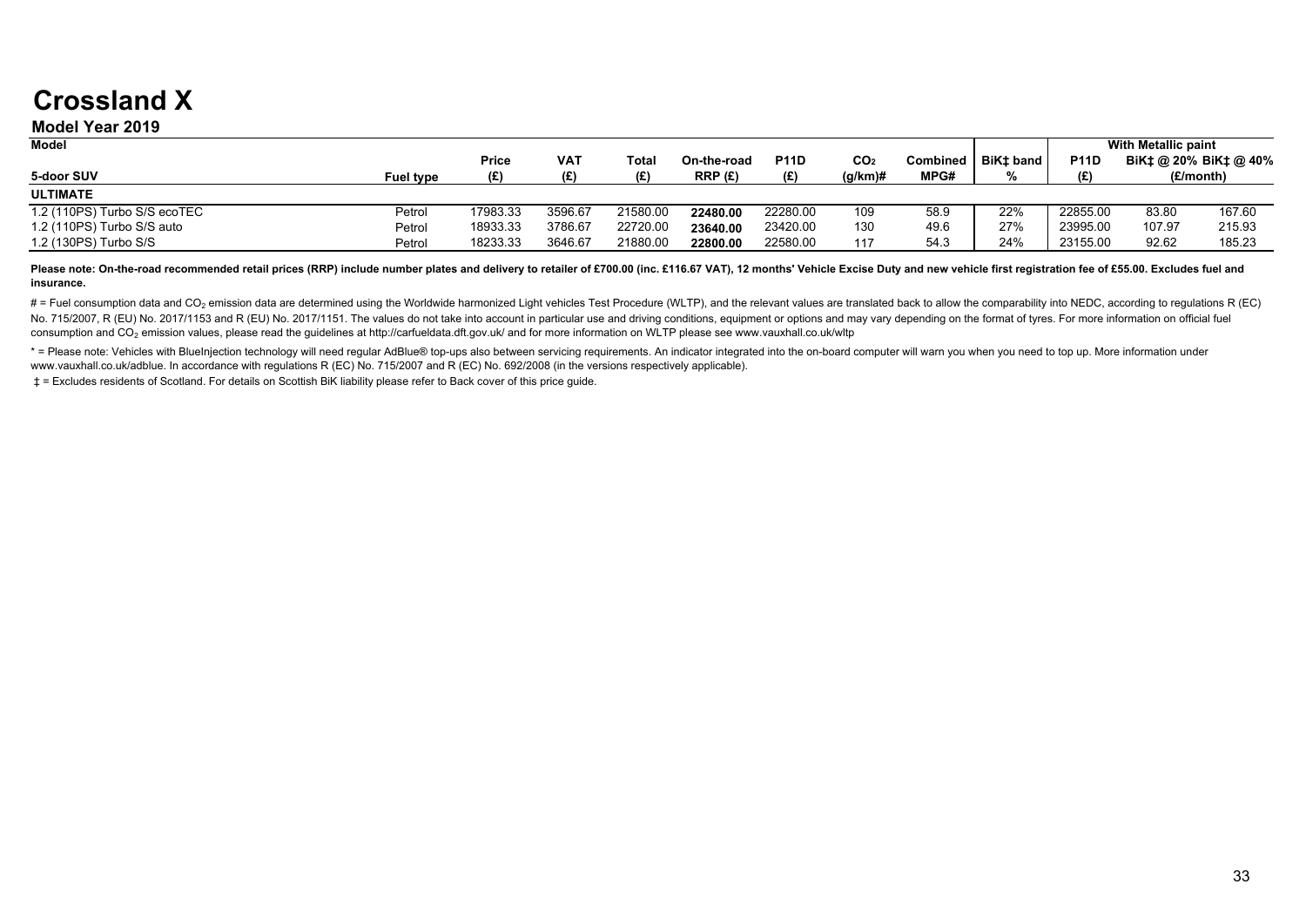# Crossland X

## Model Year 2019

| Model | | | | | | | | | | With Metallic paint | | |
|---|---|---|---|---|---|---|---|---|---|---|---|---|
| 5-door SUV | Fuel type | Price (£) | VAT (£) | Total (£) | On-the-road RRP (£) | P11D (£) | $CO_2$ (g/km)# | Combined MPG# | BiK‡ band % | P11D (£) | BiK‡ @ 20% (£/month) | BiK‡ @ 40% (£/month) |
| **ULTIMATE** | | | | | | | | | | | | |
| 1.2 (110PS) Turbo S/S ecoTEC | Petrol | 17983.33 | 3596.67 | 21580.00 | **22480.00** | 22280.00 | 109 | 58.9 | 22% | 22855.00 | 83.80 | 167.60 |
| 1.2 (110PS) Turbo S/S auto | Petrol | 18933.33 | 3786.67 | 22720.00 | **23640.00** | 23420.00 | 130 | 49.6 | 27% | 23995.00 | 107.97 | 215.93 |
| 1.2 (130PS) Turbo S/S | Petrol | 18233.33 | 3646.67 | 21880.00 | **22800.00** | 22580.00 | 117 | 54.3 | 24% | 23155.00 | 92.62 | 185.23 |

**Please note: On-the-road recommended retail prices (RRP) include number plates and delivery to retailer of £700.00 (inc. £116.67 VAT), 12 months' Vehicle Excise Duty and new vehicle first registration fee of £55.00. Excludes fuel and insurance.**

# = Fuel consumption data and $CO_2$ emission data are determined using the Worldwide harmonized Light vehicles Test Procedure (WLTP), and the relevant values are translated back to allow the comparability into NEDC, according to regulations R (EC) No. 715/2007, R (EU) No. 2017/1153 and R (EU) No. 2017/1151. The values do not take into account in particular use and driving conditions, equipment or options and may vary depending on the format of tyres. For more information on official fuel consumption and $CO_2$ emission values, please read the guidelines at http://carfueldata.dft.gov.uk/ and for more information on WLTP please see www.vauxhall.co.uk/wltp

* = Please note: Vehicles with BlueInjection technology will need regular AdBlue® top-ups also between servicing requirements. An indicator integrated into the on-board computer will warn you when you need to top up. More information under www.vauxhall.co.uk/adblue. In accordance with regulations R (EC) No. 715/2007 and R (EC) No. 692/2008 (in the versions respectively applicable).

‡ = Excludes residents of Scotland. For details on Scottish BiK liability please refer to Back cover of this price guide.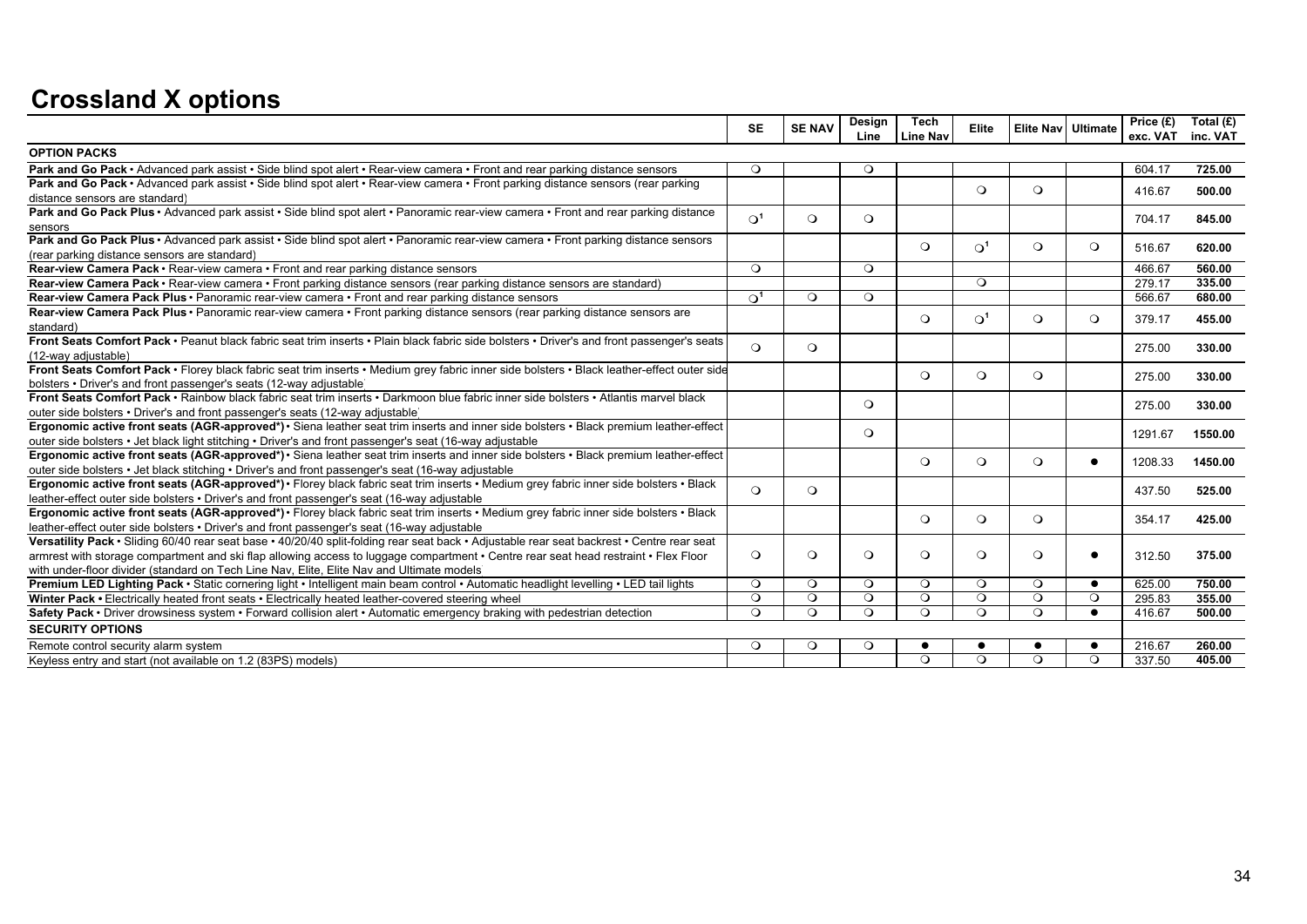# Crossland X options

| | SE | SE NAV | Design Line | Tech Line Nav | Elite | Elite Nav | Ultimate | Price (£) exc. VAT | Total (£) inc. VAT |
|---|---|---|---|---|---|---|---|---|---|
| **OPTION PACKS** | | | | | | | | | |
| **Park and Go Pack** • Advanced park assist • Side blind spot alert • Rear-view camera • Front and rear parking distance sensors | ❍ | | ❍ | | | | | 604.17 | **725.00** |
| **Park and Go Pack** • Advanced park assist • Side blind spot alert • Rear-view camera • Front parking distance sensors (rear parking distance sensors are standard) | | | | | ❍ | ❍ | | 416.67 | **500.00** |
| **Park and Go Pack Plus** • Advanced park assist • Side blind spot alert • Panoramic rear-view camera • Front and rear parking distance sensors | ❍[1] | ❍ | ❍ | | | | | 704.17 | **845.00** |
| **Park and Go Pack Plus** • Advanced park assist • Side blind spot alert • Panoramic rear-view camera • Front parking distance sensors (rear parking distance sensors are standard) | | | | ❍ | ❍[1] | ❍ | ❍ | 516.67 | **620.00** |
| **Rear-view Camera Pack** • Rear-view camera • Front and rear parking distance sensors | ❍ | | ❍ | | | | | 466.67 | **560.00** |
| **Rear-view Camera Pack** • Rear-view camera • Front parking distance sensors (rear parking distance sensors are standard) | | | | | ❍ | | | 279.17 | **335.00** |
| **Rear-view Camera Pack Plus** • Panoramic rear-view camera • Front and rear parking distance sensors | ❍[1] | ❍ | ❍ | | | | | 566.67 | **680.00** |
| **Rear-view Camera Pack Plus** • Panoramic rear-view camera • Front parking distance sensors (rear parking distance sensors are standard) | | | | ❍ | ❍[1] | ❍ | ❍ | 379.17 | **455.00** |
| **Front Seats Comfort Pack** • Peanut black fabric seat trim inserts • Plain black fabric side bolsters • Driver's and front passenger's seats (12-way adjustable) | ❍ | ❍ | | | | | | 275.00 | **330.00** |
| **Front Seats Comfort Pack** • Florey black fabric seat trim inserts • Medium grey fabric inner side bolsters • Black leather-effect outer side bolsters • Driver's and front passenger's seats (12-way adjustable) | | | | ❍ | ❍ | ❍ | | 275.00 | **330.00** |
| **Front Seats Comfort Pack** • Rainbow black fabric seat trim inserts • Darkmoon blue fabric inner side bolsters • Atlantis marvel black outer side bolsters • Driver's and front passenger's seats (12-way adjustable) | | | ❍ | | | | | 275.00 | **330.00** |
| **Ergonomic active front seats (AGR-approved\*)** • Siena leather seat trim inserts and inner side bolsters • Black premium leather-effect outer side bolsters • Jet black light stitching • Driver's and front passenger's seat (16-way adjustable | | | ❍ | | | | | 1291.67 | **1550.00** |
| **Ergonomic active front seats (AGR-approved\*)** • Siena leather seat trim inserts and inner side bolsters • Black premium leather-effect outer side bolsters • Jet black stitching • Driver's and front passenger's seat (16-way adjustable | | | | ❍ | ❍ | ❍ | ● | 1208.33 | **1450.00** |
| **Ergonomic active front seats (AGR-approved\*)** • Florey black fabric seat trim inserts • Medium grey fabric inner side bolsters • Black leather-effect outer side bolsters • Driver's and front passenger's seat (16-way adjustable | ❍ | ❍ | | | | | | 437.50 | **525.00** |
| **Ergonomic active front seats (AGR-approved\*)** • Florey black fabric seat trim inserts • Medium grey fabric inner side bolsters • Black leather-effect outer side bolsters • Driver's and front passenger's seat (16-way adjustable | | | | ❍ | ❍ | ❍ | | 354.17 | **425.00** |
| **Versatility Pack** • Sliding 60/40 rear seat base • 40/20/40 split-folding rear seat back • Adjustable rear seat backrest • Centre rear seat armrest with storage compartment and ski flap allowing access to luggage compartment • Centre rear seat head restraint • Flex Floor with under-floor divider (standard on Tech Line Nav, Elite, Elite Nav and Ultimate models | ❍ | ❍ | ❍ | ❍ | ❍ | ❍ | ● | 312.50 | **375.00** |
| **Premium LED Lighting Pack** • Static cornering light • Intelligent main beam control • Automatic headlight levelling • LED tail lights | ❍ | ❍ | ❍ | ❍ | ❍ | ❍ | ● | 625.00 | **750.00** |
| **Winter Pack** • Electrically heated front seats • Electrically heated leather-covered steering wheel | ❍ | ❍ | ❍ | ❍ | ❍ | ❍ | ❍ | 295.83 | **355.00** |
| **Safety Pack** • Driver drowsiness system • Forward collision alert • Automatic emergency braking with pedestrian detection | ❍ | ❍ | ❍ | ❍ | ❍ | ❍ | ● | 416.67 | **500.00** |
| **SECURITY OPTIONS** | | | | | | | | | |
| Remote control security alarm system | ❍ | ❍ | ❍ | ● | ● | ● | ● | 216.67 | **260.00** |
| Keyless entry and start (not available on 1.2 (83PS) models) | | | | ❍ | ❍ | ❍ | ❍ | 337.50 | **405.00** |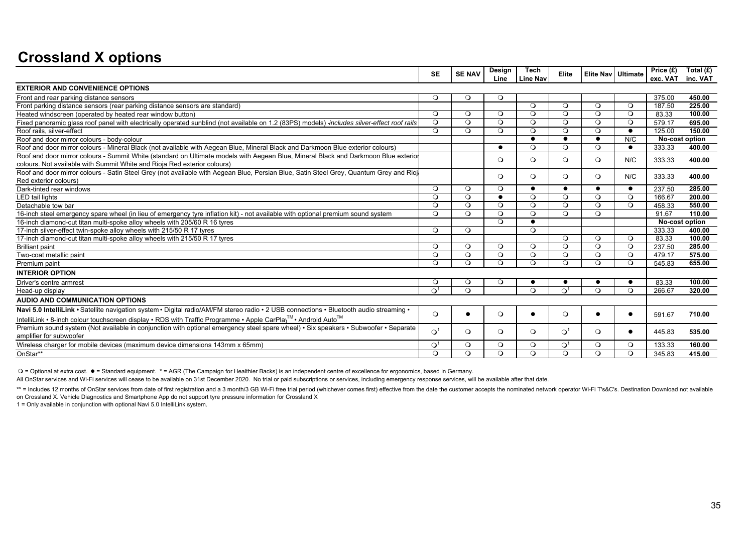# Crossland X options

| | SE | SE NAV | Design Line | Tech Line Nav | Elite | Elite Nav | Ultimate | Price (£) exc. VAT | Total (£) inc. VAT |
|---|---|---|---|---|---|---|---|---|---|
| **EXTERIOR AND CONVENIENCE OPTIONS** | | | | | | | | | |
| Front and rear parking distance sensors | ❍ | ❍ | ❍ | | | | | 375.00 | **450.00** |
| Front parking distance sensors (rear parking distance sensors are standard) | | | | ❍ | ❍ | ❍ | ❍ | 187.50 | **225.00** |
| Heated windscreen (operated by heated rear window button) | ❍ | ❍ | ❍ | ❍ | ❍ | ❍ | ❍ | 83.33 | **100.00** |
| Fixed panoramic glass roof panel with electrically operated sunblind (not available on 1.2 (83PS) models) *-includes silver-effect roof rails* | ❍ | ❍ | ❍ | ❍ | ❍ | ❍ | ❍ | 579.17 | **695.00** |
| Roof rails, silver-effect | ❍ | ❍ | ❍ | ❍ | ❍ | ❍ | ● | 125.00 | **150.00** |
| Roof and door mirror colours - body-colour | | | | ● | ● | ● | N/C | **No-cost option** | |
| Roof and door mirror colours - Mineral Black (not available with Aegean Blue, Mineral Black and Darkmoon Blue exterior colours) | | | ● | ❍ | ❍ | ❍ | ● | 333.33 | **400.00** |
| Roof and door mirror colours - Summit White (standard on Ultimate models with Aegean Blue, Mineral Black and Darkmoon Blue exterior colours. Not available with Summit White and Rioja Red exterior colours) | | | ❍ | ❍ | ❍ | ❍ | N/C | 333.33 | **400.00** |
| Roof and door mirror colours - Satin Steel Grey (not available with Aegean Blue, Persian Blue, Satin Steel Grey, Quantum Grey and Rioja Red exterior colours) | | | ❍ | ❍ | ❍ | ❍ | N/C | 333.33 | **400.00** |
| Dark-tinted rear windows | ❍ | ❍ | ❍ | ● | ● | ● | ● | 237.50 | **285.00** |
| LED tail lights | ❍ | ❍ | ● | ❍ | ❍ | ❍ | ❍ | 166.67 | **200.00** |
| Detachable tow bar | ❍ | ❍ | ❍ | ❍ | ❍ | ❍ | ❍ | 458.33 | **550.00** |
| 16-inch steel emergency spare wheel (in lieu of emergency tyre inflation kit) - not available with optional premium sound system | ❍ | ❍ | ❍ | ❍ | ❍ | ❍ | | 91.67 | **110.00** |
| 16-inch diamond-cut titan multi-spoke alloy wheels with 205/60 R 16 tyres | | | ❍ | ● | | | | **No-cost option** | |
| 17-inch silver-effect twin-spoke alloy wheels with 215/50 R 17 tyres | ❍ | ❍ | | ❍ | | | | 333.33 | **400.00** |
| 17-inch diamond-cut titan multi-spoke alloy wheels with 215/50 R 17 tyres | | | | | ❍ | ❍ | ❍ | 83.33 | **100.00** |
| Brilliant paint | ❍ | ❍ | ❍ | ❍ | ❍ | ❍ | ❍ | 237.50 | **285.00** |
| Two-coat metallic paint | ❍ | ❍ | ❍ | ❍ | ❍ | ❍ | ❍ | 479.17 | **575.00** |
| Premium paint | ❍ | ❍ | ❍ | ❍ | ❍ | ❍ | ❍ | 545.83 | **655.00** |
| **INTERIOR OPTION** | | | | | | | | | |
| Driver's centre armrest | ❍ | ❍ | ❍ | ● | ● | ● | ● | 83.33 | **100.00** |
| Head-up display | ❍[1] | ❍ | | ❍ | ❍[1] | ❍ | ❍ | 266.67 | **320.00** |
| **AUDIO AND COMMUNICATION OPTIONS** | | | | | | | | | |
| **Navi 5.0 IntelliLink** • Satellite navigation system • Digital radio/AM/FM stereo radio • 2 USB connections • Bluetooth audio streaming • IntelliLink • 8-inch colour touchscreen display • RDS with Traffic Programme • Apple CarPlay™ • Android Auto™ | ❍ | ● | ❍ | ● | ❍ | ● | ● | 591.67 | **710.00** |
| Premium sound system (Not available in conjunction with optional emergency steel spare wheel) • Six speakers • Subwoofer • Separate amplifier for subwoofer | ❍[1] | ❍ | ❍ | ❍ | ❍[1] | ❍ | ● | 445.83 | **535.00** |
| Wireless charger for mobile devices (maximum device dimensions 143mm x 65mm) | ❍[1] | ❍ | ❍ | ❍ | ❍[1] | ❍ | ❍ | 133.33 | **160.00** |
| OnStar** | ❍ | ❍ | ❍ | ❍ | ❍ | ❍ | ❍ | 345.83 | **415.00** |

❍ = Optional at extra cost. ● = Standard equipment. * = AGR (The Campaign for Healthier Backs) is an independent centre of excellence for ergonomics, based in Germany.

All OnStar services and Wi-Fi services will cease to be available on 31st December 2020. No trial or paid subscriptions or services, including emergency response services, will be available after that date.

** = Includes 12 months of OnStar services from date of first registration and a 3 month/3 GB Wi-Fi free trial period (whichever comes first) effective from the date the customer accepts the nominated network operator Wi-Fi T's&C's. Destination Download not available on Crossland X. Vehicle Diagnostics and Smartphone App do not support tyre pressure information for Crossland X

1 = Only available in conjunction with optional Navi 5.0 IntelliLink system.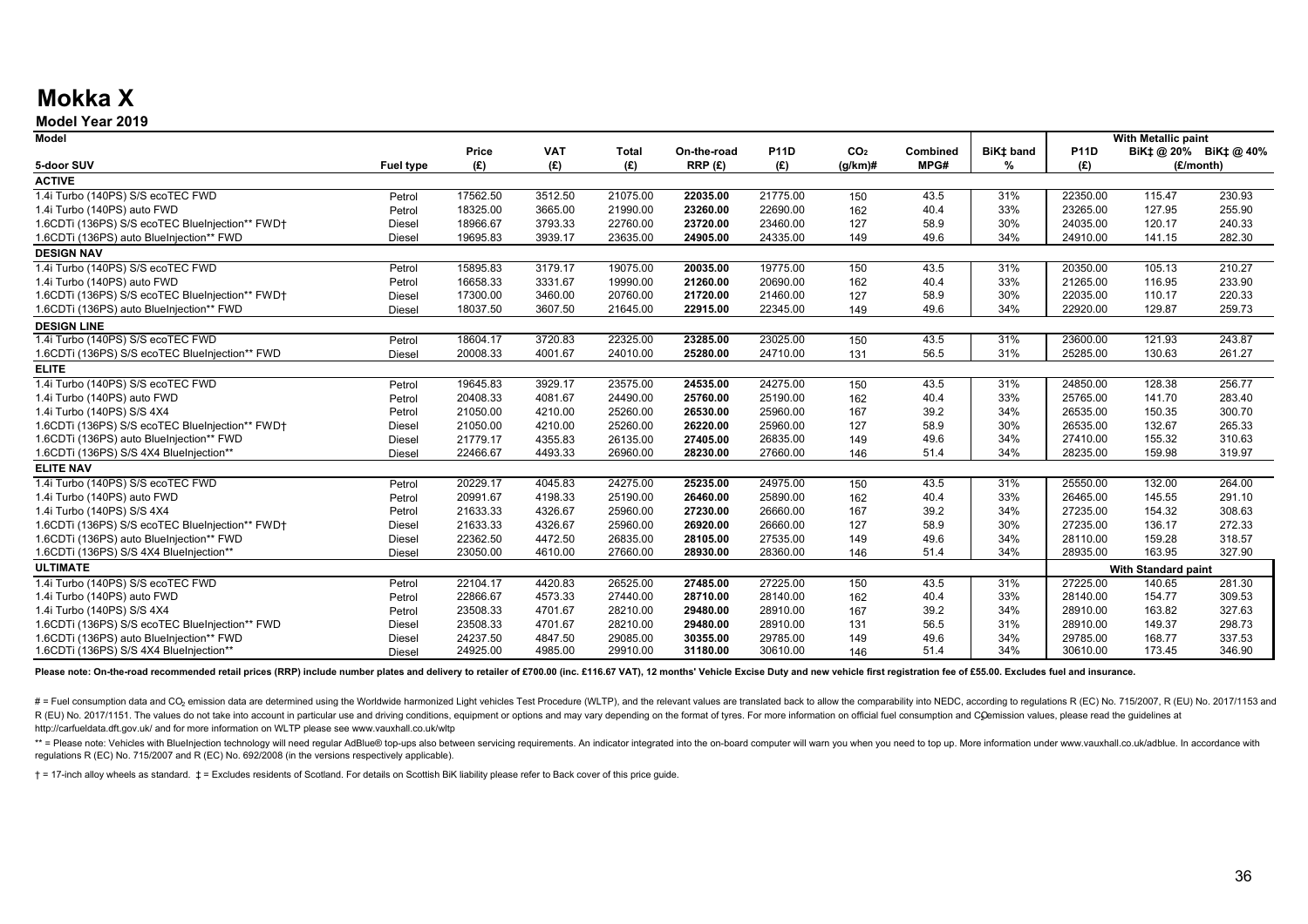# Mokka X

## Model Year 2019

| Model | | Price | VAT | Total | On-the-road | P11D | $CO_2$ | Combined | BiK‡ band | P11D | BiK‡ @ 20% | BiK‡ @ 40% |
|---|---|---|---|---|---|---|---|---|---|---|---|---|
| | | | | | | | | | | With Metallic paint | | |
| 5-door SUV | Fuel type | (£) | (£) | (£) | RRP (£) | (£) | (g/km)# | MPG# | % | (£) | (£/month) | |
| **ACTIVE** | | | | | | | | | | | | |
| 1.4i Turbo (140PS) S/S ecoTEC FWD | Petrol | 17562.50 | 3512.50 | 21075.00 | **22035.00** | 21775.00 | 150 | 43.5 | 31% | 22350.00 | 115.47 | 230.93 |
| 1.4i Turbo (140PS) auto FWD | Petrol | 18325.00 | 3665.00 | 21990.00 | **23260.00** | 22690.00 | 162 | 40.4 | 33% | 23265.00 | 127.95 | 255.90 |
| 1.6CDTi (136PS) S/S ecoTEC BlueInjection** FWD† | Diesel | 18966.67 | 3793.33 | 22760.00 | **23720.00** | 23460.00 | 127 | 58.9 | 30% | 24035.00 | 120.17 | 240.33 |
| 1.6CDTi (136PS) auto BlueInjection** FWD | Diesel | 19695.83 | 3939.17 | 23635.00 | **24905.00** | 24335.00 | 149 | 49.6 | 34% | 24910.00 | 141.15 | 282.30 |
| **DESIGN NAV** | | | | | | | | | | | | |
| 1.4i Turbo (140PS) S/S ecoTEC FWD | Petrol | 15895.83 | 3179.17 | 19075.00 | **20035.00** | 19775.00 | 150 | 43.5 | 31% | 20350.00 | 105.13 | 210.27 |
| 1.4i Turbo (140PS) auto FWD | Petrol | 16658.33 | 3331.67 | 19990.00 | **21260.00** | 20690.00 | 162 | 40.4 | 33% | 21265.00 | 116.95 | 233.90 |
| 1.6CDTi (136PS) S/S ecoTEC BlueInjection** FWD† | Diesel | 17300.00 | 3460.00 | 20760.00 | **21720.00** | 21460.00 | 127 | 58.9 | 30% | 22035.00 | 110.17 | 220.33 |
| 1.6CDTi (136PS) auto BlueInjection** FWD | Diesel | 18037.50 | 3607.50 | 21645.00 | **22915.00** | 22345.00 | 149 | 49.6 | 34% | 22920.00 | 129.87 | 259.73 |
| **DESIGN LINE** | | | | | | | | | | | | |
| 1.4i Turbo (140PS) S/S ecoTEC FWD | Petrol | 18604.17 | 3720.83 | 22325.00 | **23285.00** | 23025.00 | 150 | 43.5 | 31% | 23600.00 | 121.93 | 243.87 |
| 1.6CDTi (136PS) S/S ecoTEC BlueInjection** FWD | Diesel | 20008.33 | 4001.67 | 24010.00 | **25280.00** | 24710.00 | 131 | 56.5 | 31% | 25285.00 | 130.63 | 261.27 |
| **ELITE** | | | | | | | | | | | | |
| 1.4i Turbo (140PS) S/S ecoTEC FWD | Petrol | 19645.83 | 3929.17 | 23575.00 | **24535.00** | 24275.00 | 150 | 43.5 | 31% | 24850.00 | 128.38 | 256.77 |
| 1.4i Turbo (140PS) auto FWD | Petrol | 20408.33 | 4081.67 | 24490.00 | **25760.00** | 25190.00 | 162 | 40.4 | 33% | 25765.00 | 141.70 | 283.40 |
| 1.4i Turbo (140PS) S/S 4X4 | Petrol | 21050.00 | 4210.00 | 25260.00 | **26530.00** | 25960.00 | 167 | 39.2 | 34% | 26535.00 | 150.35 | 300.70 |
| 1.6CDTi (136PS) S/S ecoTEC BlueInjection** FWD† | Diesel | 21050.00 | 4210.00 | 25260.00 | **26220.00** | 25960.00 | 127 | 58.9 | 30% | 26535.00 | 132.67 | 265.33 |
| 1.6CDTi (136PS) auto BlueInjection** FWD | Diesel | 21779.17 | 4355.83 | 26135.00 | **27405.00** | 26835.00 | 149 | 49.6 | 34% | 27410.00 | 155.32 | 310.63 |
| 1.6CDTi (136PS) S/S 4X4 BlueInjection** | Diesel | 22466.67 | 4493.33 | 26960.00 | **28230.00** | 27660.00 | 146 | 51.4 | 34% | 28235.00 | 159.98 | 319.97 |
| **ELITE NAV** | | | | | | | | | | | | |
| 1.4i Turbo (140PS) S/S ecoTEC FWD | Petrol | 20229.17 | 4045.83 | 24275.00 | **25235.00** | 24975.00 | 150 | 43.5 | 31% | 25550.00 | 132.00 | 264.00 |
| 1.4i Turbo (140PS) auto FWD | Petrol | 20991.67 | 4198.33 | 25190.00 | **26460.00** | 25890.00 | 162 | 40.4 | 33% | 26465.00 | 145.55 | 291.10 |
| 1.4i Turbo (140PS) S/S 4X4 | Petrol | 21633.33 | 4326.67 | 25960.00 | **27230.00** | 26660.00 | 167 | 39.2 | 34% | 27235.00 | 154.32 | 308.63 |
| 1.6CDTi (136PS) S/S ecoTEC BlueInjection** FWD† | Diesel | 21633.33 | 4326.67 | 25960.00 | **26920.00** | 26660.00 | 127 | 58.9 | 30% | 27235.00 | 136.17 | 272.33 |
| 1.6CDTi (136PS) auto BlueInjection** FWD | Diesel | 22362.50 | 4472.50 | 26835.00 | **28105.00** | 27535.00 | 149 | 49.6 | 34% | 28110.00 | 159.28 | 318.57 |
| 1.6CDTi (136PS) S/S 4X4 BlueInjection** | Diesel | 23050.00 | 4610.00 | 27660.00 | **28930.00** | 28360.00 | 146 | 51.4 | 34% | 28935.00 | 163.95 | 327.90 |
| **ULTIMATE** | | | | | | | | | | With Standard paint | | |
| 1.4i Turbo (140PS) S/S ecoTEC FWD | Petrol | 22104.17 | 4420.83 | 26525.00 | **27485.00** | 27225.00 | 150 | 43.5 | 31% | 27225.00 | 140.65 | 281.30 |
| 1.4i Turbo (140PS) auto FWD | Petrol | 22866.67 | 4573.33 | 27440.00 | **28710.00** | 28140.00 | 162 | 40.4 | 33% | 28140.00 | 154.77 | 309.53 |
| 1.4i Turbo (140PS) S/S 4X4 | Petrol | 23508.33 | 4701.67 | 28210.00 | **29480.00** | 28910.00 | 167 | 39.2 | 34% | 28910.00 | 163.82 | 327.63 |
| 1.6CDTi (136PS) S/S ecoTEC BlueInjection** FWD | Diesel | 23508.33 | 4701.67 | 28210.00 | **29480.00** | 28910.00 | 131 | 56.5 | 31% | 28910.00 | 149.37 | 298.73 |
| 1.6CDTi (136PS) auto BlueInjection** FWD | Diesel | 24237.50 | 4847.50 | 29085.00 | **30355.00** | 29785.00 | 149 | 49.6 | 34% | 29785.00 | 168.77 | 337.53 |
| 1.6CDTi (136PS) S/S 4X4 BlueInjection** | Diesel | 24925.00 | 4985.00 | 29910.00 | **31180.00** | 30610.00 | 146 | 51.4 | 34% | 30610.00 | 173.45 | 346.90 |

**Please note: On-the-road recommended retail prices (RRP) include number plates and delivery to retailer of £700.00 (inc. £116.67 VAT), 12 months' Vehicle Excise Duty and new vehicle first registration fee of £55.00. Excludes fuel and insurance.**

# = Fuel consumption data and $CO_2$ emission data are determined using the Worldwide harmonized Light vehicles Test Procedure (WLTP), and the relevant values are translated back to allow the comparability into NEDC, according to regulations R (EC) No. 715/2007, R (EU) No. 2017/1153 and R (EU) No. 2017/1151. The values do not take into account in particular use and driving conditions, equipment or options and may vary depending on the format of tyres. For more information on official fuel consumption and $CO_2$ emission values, please read the guidelines at http://carfueldata.dft.gov.uk/ and for more information on WLTP please see www.vauxhall.co.uk/wltp

** = Please note: Vehicles with BlueInjection technology will need regular AdBlue® top-ups also between servicing requirements. An indicator integrated into the on-board computer will warn you when you need to top up. More information under www.vauxhall.co.uk/adblue. In accordance with regulations R (EC) No. 715/2007 and R (EC) No. 692/2008 (in the versions respectively applicable).

† = 17-inch alloy wheels as standard. ‡ = Excludes residents of Scotland. For details on Scottish BiK liability please refer to Back cover of this price guide.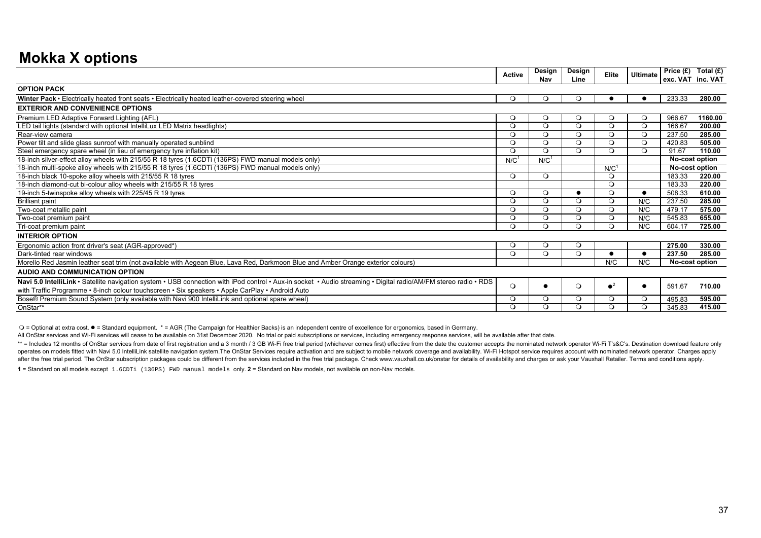# Mokka X options

| | Active | Design Nav | Design Line | Elite | Ultimate | Price (£) exc. VAT | Total (£) inc. VAT |
|---|---|---|---|---|---|---|---|
| **OPTION PACK** | | | | | | | |
| **Winter Pack** • Electrically heated front seats • Electrically heated leather-covered steering wheel | ❍ | ❍ | ❍ | ● | ● | 233.33 | **280.00** |
| **EXTERIOR AND CONVENIENCE OPTIONS** | | | | | | | |
| Premium LED Adaptive Forward Lighting (AFL) | ❍ | ❍ | ❍ | ❍ | ❍ | 966.67 | **1160.00** |
| LED tail lights (standard with optional IntelliLux LED Matrix headlights) | ❍ | ❍ | ❍ | ❍ | ❍ | 166.67 | **200.00** |
| Rear-view camera | ❍ | ❍ | ❍ | ❍ | ❍ | 237.50 | **285.00** |
| Power tilt and slide glass sunroof with manually operated sunblind | ❍ | ❍ | ❍ | ❍ | ❍ | 420.83 | **505.00** |
| Steel emergency spare wheel (in lieu of emergency tyre inflation kit) | ❍ | ❍ | ❍ | ❍ | ❍ | 91.67 | **110.00** |
| 18-inch silver-effect alloy wheels with 215/55 R 18 tyres (1.6CDTi (136PS) FWD manual models only) | N/C[1] | N/C[1] | | | | **No-cost option** | |
| 18-inch multi-spoke alloy wheels with 215/55 R 18 tyres (1.6CDTi (136PS) FWD manual models only) | | | | N/C[1] | | **No-cost option** | |
| 18-inch black 10-spoke alloy wheels with 215/55 R 18 tyres | ❍ | ❍ | | ❍ | | 183.33 | **220.00** |
| 18-inch diamond-cut bi-colour alloy wheels with 215/55 R 18 tyres | | | | ❍ | | 183.33 | **220.00** |
| 19-inch 5-twinspoke alloy wheels with 225/45 R 19 tyres | ❍ | ❍ | ● | ❍ | ● | 508.33 | **610.00** |
| Brilliant paint | ❍ | ❍ | ❍ | ❍ | N/C | 237.50 | **285.00** |
| Two-coat metallic paint | ❍ | ❍ | ❍ | ❍ | N/C | 479.17 | **575.00** |
| Two-coat premium paint | ❍ | ❍ | ❍ | ❍ | N/C | 545.83 | **655.00** |
| Tri-coat premium paint | ❍ | ❍ | ❍ | ❍ | N/C | 604.17 | **725.00** |
| **INTERIOR OPTION** | | | | | | | |
| Ergonomic action front driver's seat (AGR-approved*) | ❍ | ❍ | ❍ | | | **275.00** | **330.00** |
| Dark-tinted rear windows | ❍ | ❍ | ❍ | ● | ● | **237.50** | **285.00** |
| Morello Red Jasmin leather seat trim (not available with Aegean Blue, Lava Red, Darkmoon Blue and Amber Orange exterior colours) | | | | N/C | N/C | **No-cost option** | |
| **AUDIO AND COMMUNICATION OPTION** | | | | | | | |
| **Navi 5.0 IntelliLink** • Satellite navigation system • USB connection with iPod control • Aux-in socket • Audio streaming • Digital radio/AM/FM stereo radio • RDS with Traffic Programme • 8-inch colour touchscreen • Six speakers • Apple CarPlay • Android Auto | ❍ | ● | ❍ | ●[2] | ● | 591.67 | **710.00** |
| Bose® Premium Sound System (only available with Navi 900 IntelliLink and optional spare wheel) | ❍ | ❍ | ❍ | ❍ | ❍ | 495.83 | **595.00** |
| OnStar** | ❍ | ❍ | ❍ | ❍ | ❍ | 345.83 | **415.00** |

❍ = Optional at extra cost. ● = Standard equipment. * = AGR (The Campaign for Healthier Backs) is an independent centre of excellence for ergonomics, based in Germany.

All OnStar services and Wi-Fi services will cease to be available on 31st December 2020. No trial or paid subscriptions or services, including emergency response services, will be available after that date.

** = Includes 12 months of OnStar services from date of first registration and a 3 month / 3 GB Wi-Fi free trial period (whichever comes first) effective from the date the customer accepts the nominated network operator Wi-Fi T's&C's. Destination download feature only operates on models fitted with Navi 5.0 IntelliLink satellite navigation system.The OnStar Services require activation and are subject to mobile network coverage and availability. Wi-Fi Hotspot service requires account with nominated network operator. Charges apply after the free trial period. The OnStar subscription packages could be different from the services included in the free trial package. Check www.vauxhall.co.uk/onstar for details of availability and charges or ask your Vauxhall Retailer. Terms and conditions apply.

**1** = Standard on all models except 1.6CDTi (136PS) FWD manual models only. **2** = Standard on Nav models, not available on non-Nav models.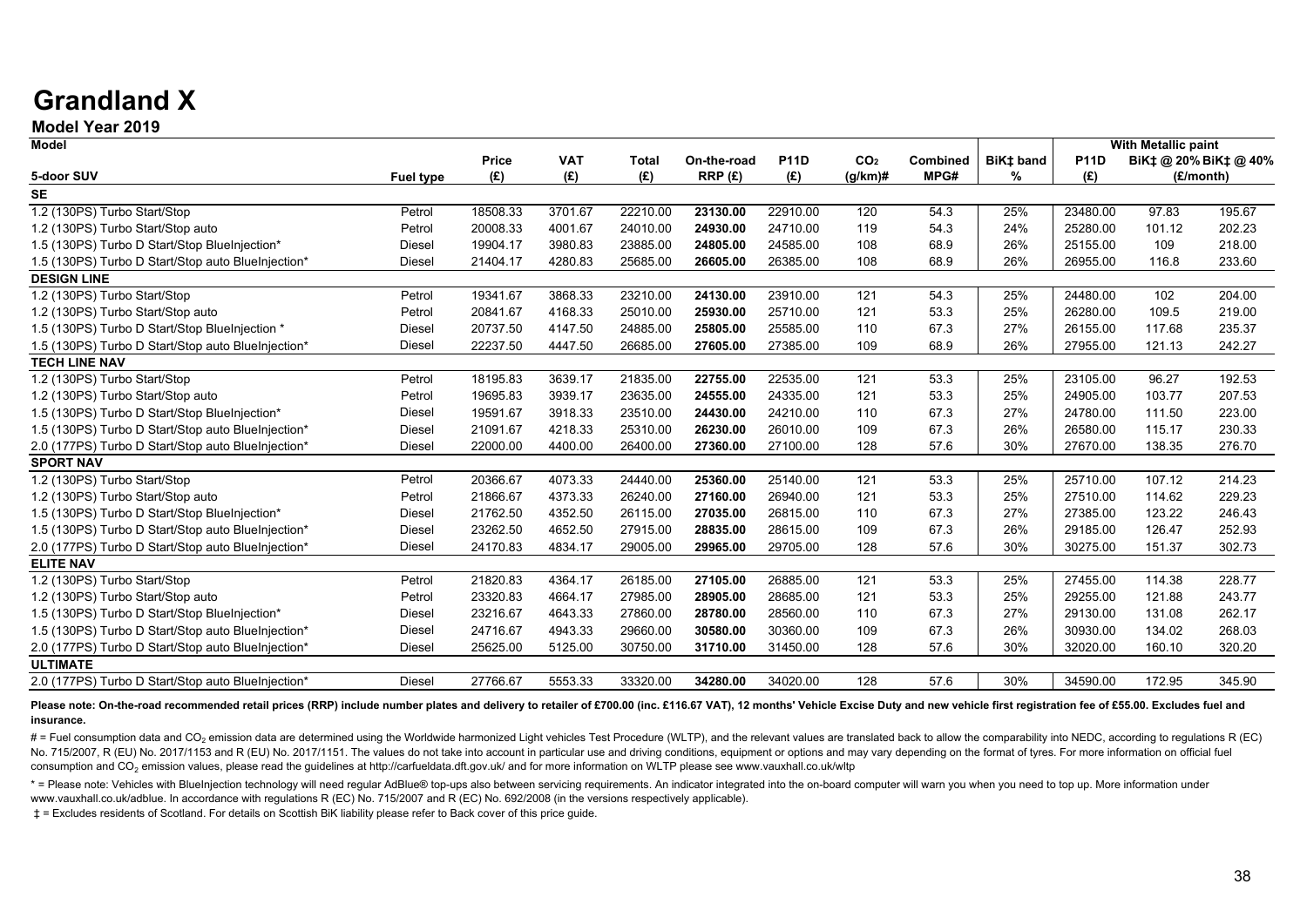# Grandland X

## Model Year 2019

| Model | | | | | | | | | | | With Metallic paint | | |
|---|---|---|---|---|---|---|---|---|---|---|---|---|---|
| 5-door SUV | Fuel type | Price (£) | VAT (£) | Total (£) | On-the-road RRP (£) | P11D (£) | $CO_2$ (g/km)# | Combined MPG# | BiK‡ band % | P11D (£) | BiK‡ @ 20% (£/month) | BiK‡ @ 40% (£/month) |
| **SE** | | | | | | | | | | | | |
| 1.2 (130PS) Turbo Start/Stop | Petrol | 18508.33 | 3701.67 | 22210.00 | **23130.00** | 22910.00 | 120 | 54.3 | 25% | 23480.00 | 97.83 | 195.67 |
| 1.2 (130PS) Turbo Start/Stop auto | Petrol | 20008.33 | 4001.67 | 24010.00 | **24930.00** | 24710.00 | 119 | 54.3 | 24% | 25280.00 | 101.12 | 202.23 |
| 1.5 (130PS) Turbo D Start/Stop BlueInjection* | Diesel | 19904.17 | 3980.83 | 23885.00 | **24805.00** | 24585.00 | 108 | 68.9 | 26% | 25155.00 | 109 | 218.00 |
| 1.5 (130PS) Turbo D Start/Stop auto BlueInjection* | Diesel | 21404.17 | 4280.83 | 25685.00 | **26605.00** | 26385.00 | 108 | 68.9 | 26% | 26955.00 | 116.8 | 233.60 |
| **DESIGN LINE** | | | | | | | | | | | | |
| 1.2 (130PS) Turbo Start/Stop | Petrol | 19341.67 | 3868.33 | 23210.00 | **24130.00** | 23910.00 | 121 | 54.3 | 25% | 24480.00 | 102 | 204.00 |
| 1.2 (130PS) Turbo Start/Stop auto | Petrol | 20841.67 | 4168.33 | 25010.00 | **25930.00** | 25710.00 | 121 | 53.3 | 25% | 26280.00 | 109.5 | 219.00 |
| 1.5 (130PS) Turbo D Start/Stop BlueInjection * | Diesel | 20737.50 | 4147.50 | 24885.00 | **25805.00** | 25585.00 | 110 | 67.3 | 27% | 26155.00 | 117.68 | 235.37 |
| 1.5 (130PS) Turbo D Start/Stop auto BlueInjection* | Diesel | 22237.50 | 4447.50 | 26685.00 | **27605.00** | 27385.00 | 109 | 68.9 | 26% | 27955.00 | 121.13 | 242.27 |
| **TECH LINE NAV** | | | | | | | | | | | | |
| 1.2 (130PS) Turbo Start/Stop | Petrol | 18195.83 | 3639.17 | 21835.00 | **22755.00** | 22535.00 | 121 | 53.3 | 25% | 23105.00 | 96.27 | 192.53 |
| 1.2 (130PS) Turbo Start/Stop auto | Petrol | 19695.83 | 3939.17 | 23635.00 | **24555.00** | 24335.00 | 121 | 53.3 | 25% | 24905.00 | 103.77 | 207.53 |
| 1.5 (130PS) Turbo D Start/Stop BlueInjection* | Diesel | 19591.67 | 3918.33 | 23510.00 | **24430.00** | 24210.00 | 110 | 67.3 | 27% | 24780.00 | 111.50 | 223.00 |
| 1.5 (130PS) Turbo D Start/Stop auto BlueInjection* | Diesel | 21091.67 | 4218.33 | 25310.00 | **26230.00** | 26010.00 | 109 | 67.3 | 26% | 26580.00 | 115.17 | 230.33 |
| 2.0 (177PS) Turbo D Start/Stop auto BlueInjection* | Diesel | 22000.00 | 4400.00 | 26400.00 | **27360.00** | 27100.00 | 128 | 57.6 | 30% | 27670.00 | 138.35 | 276.70 |
| **SPORT NAV** | | | | | | | | | | | | |
| 1.2 (130PS) Turbo Start/Stop | Petrol | 20366.67 | 4073.33 | 24440.00 | **25360.00** | 25140.00 | 121 | 53.3 | 25% | 25710.00 | 107.12 | 214.23 |
| 1.2 (130PS) Turbo Start/Stop auto | Petrol | 21866.67 | 4373.33 | 26240.00 | **27160.00** | 26940.00 | 121 | 53.3 | 25% | 27510.00 | 114.62 | 229.23 |
| 1.5 (130PS) Turbo D Start/Stop BlueInjection* | Diesel | 21762.50 | 4352.50 | 26115.00 | **27035.00** | 26815.00 | 110 | 67.3 | 27% | 27385.00 | 123.22 | 246.43 |
| 1.5 (130PS) Turbo D Start/Stop auto BlueInjection* | Diesel | 23262.50 | 4652.50 | 27915.00 | **28835.00** | 28615.00 | 109 | 67.3 | 26% | 29185.00 | 126.47 | 252.93 |
| 2.0 (177PS) Turbo D Start/Stop auto BlueInjection* | Diesel | 24170.83 | 4834.17 | 29005.00 | **29965.00** | 29705.00 | 128 | 57.6 | 30% | 30275.00 | 151.37 | 302.73 |
| **ELITE NAV** | | | | | | | | | | | | |
| 1.2 (130PS) Turbo Start/Stop | Petrol | 21820.83 | 4364.17 | 26185.00 | **27105.00** | 26885.00 | 121 | 53.3 | 25% | 27455.00 | 114.38 | 228.77 |
| 1.2 (130PS) Turbo Start/Stop auto | Petrol | 23320.83 | 4664.17 | 27985.00 | **28905.00** | 28685.00 | 121 | 53.3 | 25% | 29255.00 | 121.88 | 243.77 |
| 1.5 (130PS) Turbo D Start/Stop BlueInjection* | Diesel | 23216.67 | 4643.33 | 27860.00 | **28780.00** | 28560.00 | 110 | 67.3 | 27% | 29130.00 | 131.08 | 262.17 |
| 1.5 (130PS) Turbo D Start/Stop auto BlueInjection* | Diesel | 24716.67 | 4943.33 | 29660.00 | **30580.00** | 30360.00 | 109 | 67.3 | 26% | 30930.00 | 134.02 | 268.03 |
| 2.0 (177PS) Turbo D Start/Stop auto BlueInjection* | Diesel | 25625.00 | 5125.00 | 30750.00 | **31710.00** | 31450.00 | 128 | 57.6 | 30% | 32020.00 | 160.10 | 320.20 |
| **ULTIMATE** | | | | | | | | | | | | |
| 2.0 (177PS) Turbo D Start/Stop auto BlueInjection* | Diesel | 27766.67 | 5553.33 | 33320.00 | **34280.00** | 34020.00 | 128 | 57.6 | 30% | 34590.00 | 172.95 | 345.90 |

**Please note: On-the-road recommended retail prices (RRP) include number plates and delivery to retailer of £700.00 (inc. £116.67 VAT), 12 months' Vehicle Excise Duty and new vehicle first registration fee of £55.00. Excludes fuel and insurance.**

# = Fuel consumption data and $CO_2$ emission data are determined using the Worldwide harmonized Light vehicles Test Procedure (WLTP), and the relevant values are translated back to allow the comparability into NEDC, according to regulations R (EC) No. 715/2007, R (EU) No. 2017/1153 and R (EU) No. 2017/1151. The values do not take into account in particular use and driving conditions, equipment or options and may vary depending on the format of tyres. For more information on official fuel consumption and $CO_2$ emission values, please read the guidelines at http://carfueldata.dft.gov.uk/ and for more information on WLTP please see www.vauxhall.co.uk/wltp

* = Please note: Vehicles with BlueInjection technology will need regular AdBlue® top-ups also between servicing requirements. An indicator integrated into the on-board computer will warn you when you need to top up. More information under www.vauxhall.co.uk/adblue. In accordance with regulations R (EC) No. 715/2007 and R (EC) No. 692/2008 (in the versions respectively applicable).

‡ = Excludes residents of Scotland. For details on Scottish BiK liability please refer to Back cover of this price guide.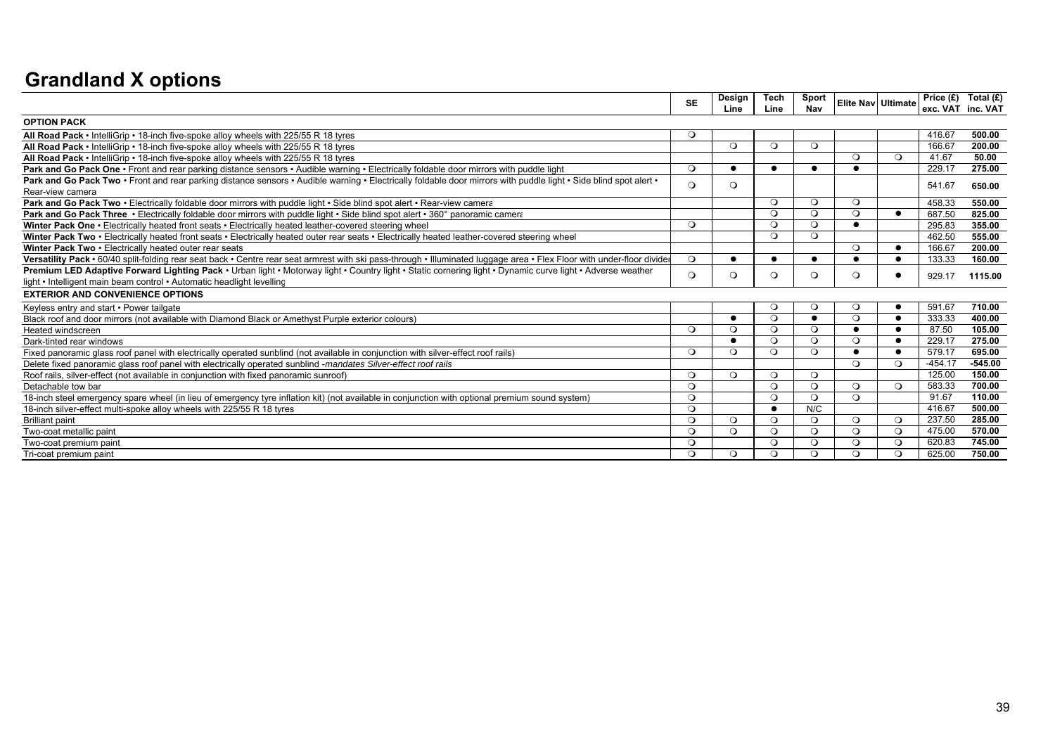# Grandland X options

| | SE | Design Line | Tech Line | Sport Nav | Elite Nav | Ultimate | Price (£) exc. VAT | Total (£) inc. VAT |
|---|---|---|---|---|---|---|---|---|
| **OPTION PACK** | | | | | | | | |
| **All Road Pack** • IntelliGrip • 18-inch five-spoke alloy wheels with 225/55 R 18 tyres | ❍ | | | | | | 416.67 | **500.00** |
| **All Road Pack** • IntelliGrip • 18-inch five-spoke alloy wheels with 225/55 R 18 tyres | | ❍ | ❍ | ❍ | | | 166.67 | **200.00** |
| **All Road Pack** • IntelliGrip • 18-inch five-spoke alloy wheels with 225/55 R 18 tyres | | | | | ❍ | ❍ | 41.67 | **50.00** |
| **Park and Go Pack One** • Front and rear parking distance sensors • Audible warning • Electrically foldable door mirrors with puddle light | ❍ | ● | ● | ● | ● | | 229.17 | **275.00** |
| **Park and Go Pack Two** • Front and rear parking distance sensors • Audible warning • Electrically foldable door mirrors with puddle light • Side blind spot alert • Rear-view camera | ❍ | ❍ | | | | | 541.67 | **650.00** |
| **Park and Go Pack Two** • Electrically foldable door mirrors with puddle light • Side blind spot alert • Rear-view camera | | | ❍ | ❍ | ❍ | | 458.33 | **550.00** |
| **Park and Go Pack Three** • Electrically foldable door mirrors with puddle light • Side blind spot alert • 360° panoramic camera | | | ❍ | ❍ | ❍ | ● | 687.50 | **825.00** |
| **Winter Pack One** • Electrically heated front seats • Electrically heated leather-covered steering wheel | ❍ | | ❍ | ❍ | ● | | 295.83 | **355.00** |
| **Winter Pack Two** • Electrically heated front seats • Electrically heated outer rear seats • Electrically heated leather-covered steering wheel | | | ❍ | ❍ | | | 462.50 | **555.00** |
| **Winter Pack Two** • Electrically heated outer rear seats | | | | | ❍ | ● | 166.67 | **200.00** |
| **Versatility Pack** • 60/40 split-folding rear seat back • Centre rear seat armrest with ski pass-through • Illuminated luggage area • Flex Floor with under-floor divider | ❍ | ● | ● | ● | ● | ● | 133.33 | **160.00** |
| **Premium LED Adaptive Forward Lighting Pack** • Urban light • Motorway light • Country light • Static cornering light • Dynamic curve light • Adverse weather light • Intelligent main beam control • Automatic headlight levelling | ❍ | ❍ | ❍ | ❍ | ❍ | ● | 929.17 | **1115.00** |
| **EXTERIOR AND CONVENIENCE OPTIONS** | | | | | | | | |
| Keyless entry and start • Power tailgate | | | ❍ | ❍ | ❍ | ● | 591.67 | **710.00** |
| Black roof and door mirrors (not available with Diamond Black or Amethyst Purple exterior colours) | | ● | ❍ | ● | ❍ | ● | 333.33 | **400.00** |
| Heated windscreen | ❍ | ❍ | ❍ | ❍ | ● | ● | 87.50 | **105.00** |
| Dark-tinted rear windows | | ● | ❍ | ❍ | ❍ | ● | 229.17 | **275.00** |
| Fixed panoramic glass roof panel with electrically operated sunblind (not available in conjunction with silver-effect roof rails) | ❍ | ❍ | ❍ | ❍ | ● | ● | 579.17 | **695.00** |
| Delete fixed panoramic glass roof panel with electrically operated sunblind -*mandates Silver-effect roof rails* | | | | | ❍ | ❍ | -454.17 | **-545.00** |
| Roof rails, silver-effect (not available in conjunction with fixed panoramic sunroof) | ❍ | ❍ | ❍ | ❍ | | | 125.00 | **150.00** |
| Detachable tow bar | ❍ | | ❍ | ❍ | ❍ | ❍ | 583.33 | **700.00** |
| 18-inch steel emergency spare wheel (in lieu of emergency tyre inflation kit) (not available in conjunction with optional premium sound system) | ❍ | | ❍ | ❍ | ❍ | | 91.67 | **110.00** |
| 18-inch silver-effect multi-spoke alloy wheels with 225/55 R 18 tyres | ❍ | | ● | N/C | | | 416.67 | **500.00** |
| Brilliant paint | ❍ | ❍ | ❍ | ❍ | ❍ | ❍ | 237.50 | **285.00** |
| Two-coat metallic paint | ❍ | ❍ | ❍ | ❍ | ❍ | ❍ | 475.00 | **570.00** |
| Two-coat premium paint | ❍ | | ❍ | ❍ | ❍ | ❍ | 620.83 | **745.00** |
| Tri-coat premium paint | ❍ | ❍ | ❍ | ❍ | ❍ | ❍ | 625.00 | **750.00** |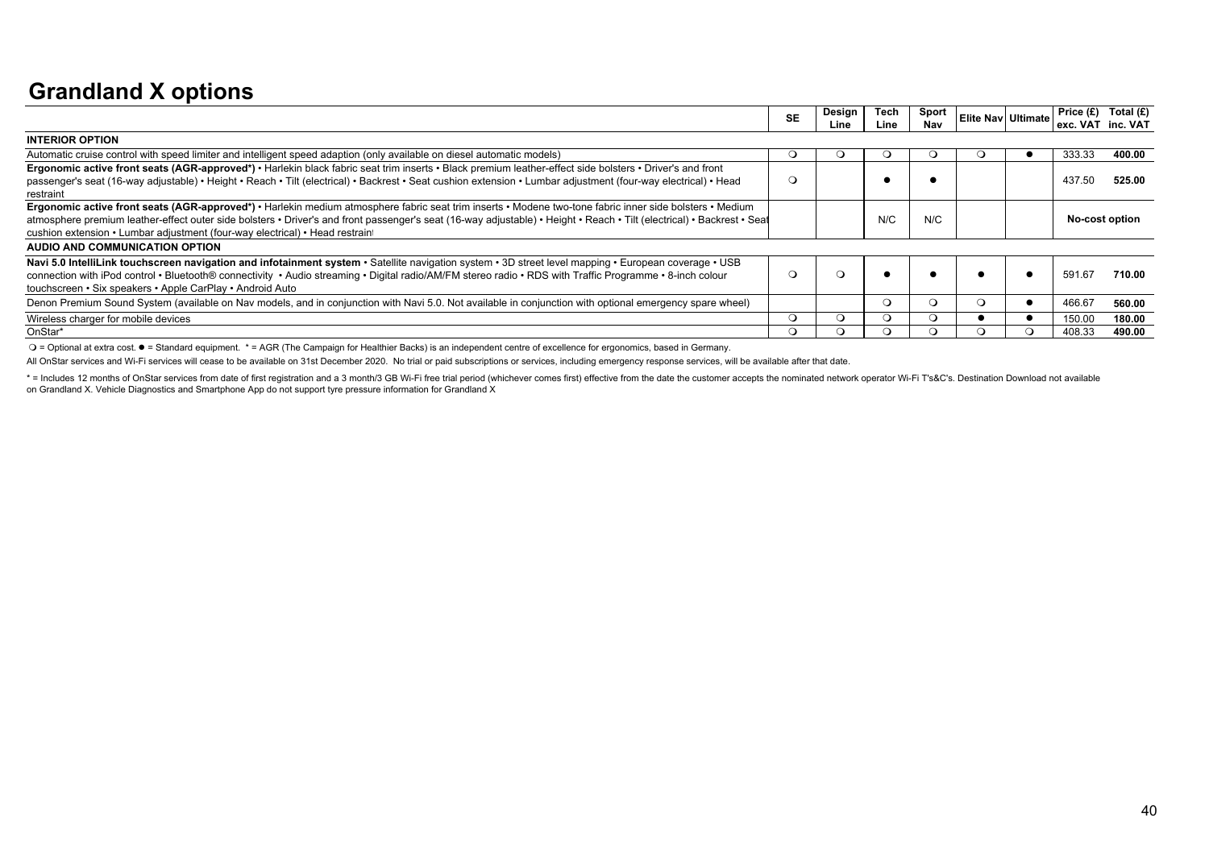# Grandland X options

| | SE | Design Line | Tech Line | Sport Nav | Elite Nav | Ultimate | Price (£) exc. VAT | Total (£) inc. VAT |
|---|---|---|---|---|---|---|---|---|
| **INTERIOR OPTION** | | | | | | | | |
| Automatic cruise control with speed limiter and intelligent speed adaption (only available on diesel automatic models) | ❍ | ❍ | ❍ | ❍ | ❍ | ● | 333.33 | **400.00** |
| **Ergonomic active front seats (AGR-approved*)** • Harlekin black fabric seat trim inserts • Black premium leather-effect side bolsters • Driver's and front passenger's seat (16-way adjustable) • Height • Reach • Tilt (electrical) • Backrest • Seat cushion extension • Lumbar adjustment (four-way electrical) • Head restraint | ❍ | | ● | ● | | | 437.50 | **525.00** |
| **Ergonomic active front seats (AGR-approved*)** • Harlekin medium atmosphere fabric seat trim inserts • Modene two-tone fabric inner side bolsters • Medium atmosphere premium leather-effect outer side bolsters • Driver's and front passenger's seat (16-way adjustable) • Height • Reach • Tilt (electrical) • Backrest • Seat cushion extension • Lumbar adjustment (four-way electrical) • Head restraint | | | N/C | N/C | | | **No-cost option** | |
| **AUDIO AND COMMUNICATION OPTION** | | | | | | | | |
| **Navi 5.0 IntelliLink touchscreen navigation and infotainment system** • Satellite navigation system • 3D street level mapping • European coverage • USB connection with iPod control • Bluetooth® connectivity • Audio streaming • Digital radio/AM/FM stereo radio • RDS with Traffic Programme • 8-inch colour touchscreen • Six speakers • Apple CarPlay • Android Auto | ❍ | ❍ | ● | ● | ● | ● | 591.67 | **710.00** |
| Denon Premium Sound System (available on Nav models, and in conjunction with Navi 5.0. Not available in conjunction with optional emergency spare wheel) | | | ❍ | ❍ | ❍ | ● | 466.67 | **560.00** |
| Wireless charger for mobile devices | ❍ | ❍ | ❍ | ❍ | ● | ● | 150.00 | **180.00** |
| OnStar* | ❍ | ❍ | ❍ | ❍ | ❍ | ❍ | 408.33 | **490.00** |

❍ = Optional at extra cost. ● = Standard equipment. * = AGR (The Campaign for Healthier Backs) is an independent centre of excellence for ergonomics, based in Germany.

All OnStar services and Wi-Fi services will cease to be available on 31st December 2020. No trial or paid subscriptions or services, including emergency response services, will be available after that date.

* = Includes 12 months of OnStar services from date of first registration and a 3 month/3 GB Wi-Fi free trial period (whichever comes first) effective from the date the customer accepts the nominated network operator Wi-Fi T's&C's. Destination Download not available on Grandland X. Vehicle Diagnostics and Smartphone App do not support tyre pressure information for Grandland X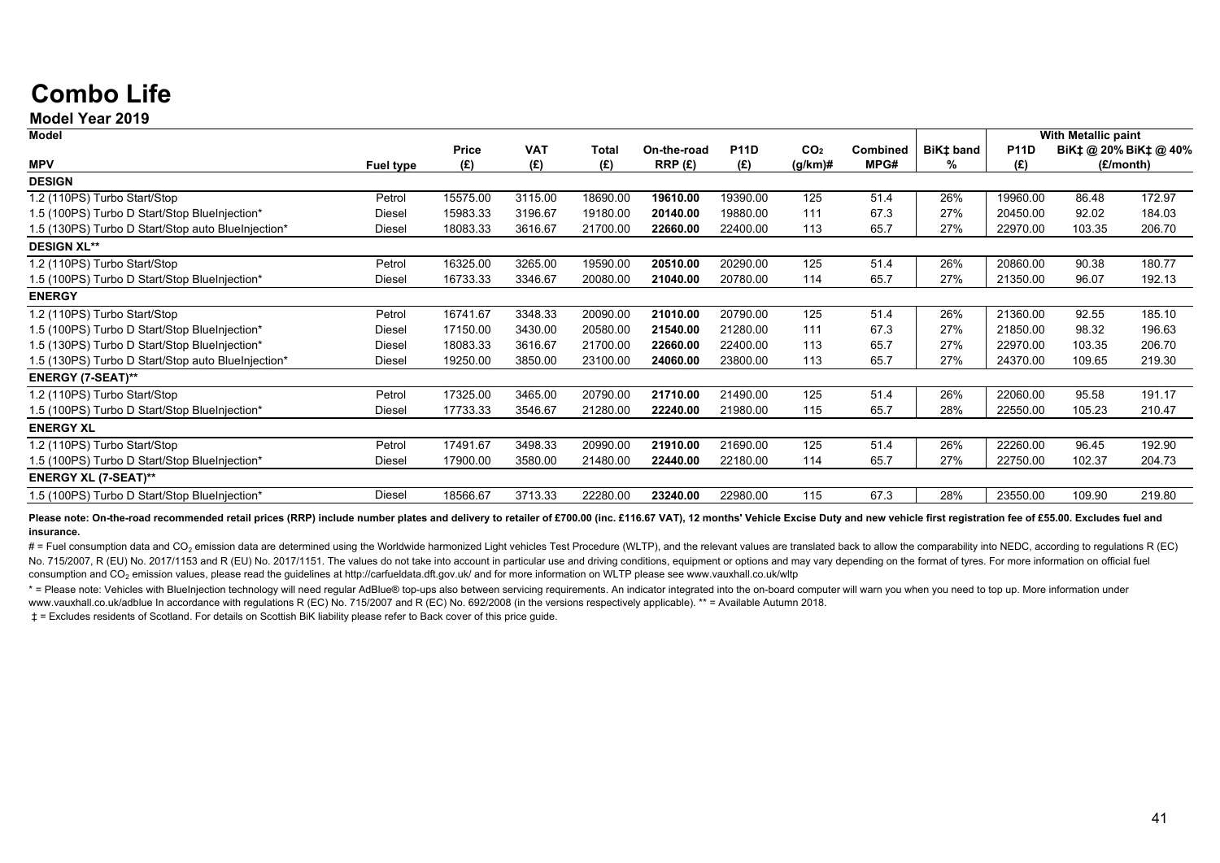# Combo Life

## Model Year 2019

| Model | | | | | | | | | | With Metallic paint | | |
|---|---|---|---|---|---|---|---|---|---|---|---|---|
| **MPV** | **Fuel type** | **Price (£)** | **VAT (£)** | **Total (£)** | **On-the-road RRP (£)** | **P11D (£)** | **$CO_2$ (g/km)#** | **Combined MPG#** | **BiK‡ band %** | **P11D (£)** | **BiK‡ @ 20% (£/month)** | **BiK‡ @ 40% (£/month)** |
| **DESIGN** | | | | | | | | | | | | |
| 1.2 (110PS) Turbo Start/Stop | Petrol | 15575.00 | 3115.00 | 18690.00 | **19610.00** | 19390.00 | 125 | 51.4 | 26% | 19960.00 | 86.48 | 172.97 |
| 1.5 (100PS) Turbo D Start/Stop BlueInjection* | Diesel | 15983.33 | 3196.67 | 19180.00 | **20140.00** | 19880.00 | 111 | 67.3 | 27% | 20450.00 | 92.02 | 184.03 |
| 1.5 (130PS) Turbo D Start/Stop auto BlueInjection* | Diesel | 18083.33 | 3616.67 | 21700.00 | **22660.00** | 22400.00 | 113 | 65.7 | 27% | 22970.00 | 103.35 | 206.70 |
| **DESIGN XL**** | | | | | | | | | | | | |
| 1.2 (110PS) Turbo Start/Stop | Petrol | 16325.00 | 3265.00 | 19590.00 | **20510.00** | 20290.00 | 125 | 51.4 | 26% | 20860.00 | 90.38 | 180.77 |
| 1.5 (100PS) Turbo D Start/Stop BlueInjection* | Diesel | 16733.33 | 3346.67 | 20080.00 | **21040.00** | 20780.00 | 114 | 65.7 | 27% | 21350.00 | 96.07 | 192.13 |
| **ENERGY** | | | | | | | | | | | | |
| 1.2 (110PS) Turbo Start/Stop | Petrol | 16741.67 | 3348.33 | 20090.00 | **21010.00** | 20790.00 | 125 | 51.4 | 26% | 21360.00 | 92.55 | 185.10 |
| 1.5 (100PS) Turbo D Start/Stop BlueInjection* | Diesel | 17150.00 | 3430.00 | 20580.00 | **21540.00** | 21280.00 | 111 | 67.3 | 27% | 21850.00 | 98.32 | 196.63 |
| 1.5 (130PS) Turbo D Start/Stop BlueInjection* | Diesel | 18083.33 | 3616.67 | 21700.00 | **22660.00** | 22400.00 | 113 | 65.7 | 27% | 22970.00 | 103.35 | 206.70 |
| 1.5 (130PS) Turbo D Start/Stop auto BlueInjection* | Diesel | 19250.00 | 3850.00 | 23100.00 | **24060.00** | 23800.00 | 113 | 65.7 | 27% | 24370.00 | 109.65 | 219.30 |
| **ENERGY (7-SEAT)**** | | | | | | | | | | | | |
| 1.2 (110PS) Turbo Start/Stop | Petrol | 17325.00 | 3465.00 | 20790.00 | **21710.00** | 21490.00 | 125 | 51.4 | 26% | 22060.00 | 95.58 | 191.17 |
| 1.5 (100PS) Turbo D Start/Stop BlueInjection* | Diesel | 17733.33 | 3546.67 | 21280.00 | **22240.00** | 21980.00 | 115 | 65.7 | 28% | 22550.00 | 105.23 | 210.47 |
| **ENERGY XL** | | | | | | | | | | | | |
| 1.2 (110PS) Turbo Start/Stop | Petrol | 17491.67 | 3498.33 | 20990.00 | **21910.00** | 21690.00 | 125 | 51.4 | 26% | 22260.00 | 96.45 | 192.90 |
| 1.5 (100PS) Turbo D Start/Stop BlueInjection* | Diesel | 17900.00 | 3580.00 | 21480.00 | **22440.00** | 22180.00 | 114 | 65.7 | 27% | 22750.00 | 102.37 | 204.73 |
| **ENERGY XL (7-SEAT)**** | | | | | | | | | | | | |
| 1.5 (100PS) Turbo D Start/Stop BlueInjection* | Diesel | 18566.67 | 3713.33 | 22280.00 | **23240.00** | 22980.00 | 115 | 67.3 | 28% | 23550.00 | 109.90 | 219.80 |

**Please note: On-the-road recommended retail prices (RRP) include number plates and delivery to retailer of £700.00 (inc. £116.67 VAT), 12 months' Vehicle Excise Duty and new vehicle first registration fee of £55.00. Excludes fuel and insurance.**

# = Fuel consumption data and $CO_2$ emission data are determined using the Worldwide harmonized Light vehicles Test Procedure (WLTP), and the relevant values are translated back to allow the comparability into NEDC, according to regulations R (EC) No. 715/2007, R (EU) No. 2017/1153 and R (EU) No. 2017/1151. The values do not take into account in particular use and driving conditions, equipment or options and may vary depending on the format of tyres. For more information on official fuel consumption and $CO_2$ emission values, please read the guidelines at http://carfueldata.dft.gov.uk/ and for more information on WLTP please see www.vauxhall.co.uk/wltp

* = Please note: Vehicles with BlueInjection technology will need regular AdBlue® top-ups also between servicing requirements. An indicator integrated into the on-board computer will warn you when you need to top up. More information under www.vauxhall.co.uk/adblue In accordance with regulations R (EC) No. 715/2007 and R (EC) No. 692/2008 (in the versions respectively applicable). ** = Available Autumn 2018.

‡ = Excludes residents of Scotland. For details on Scottish BiK liability please refer to Back cover of this price guide.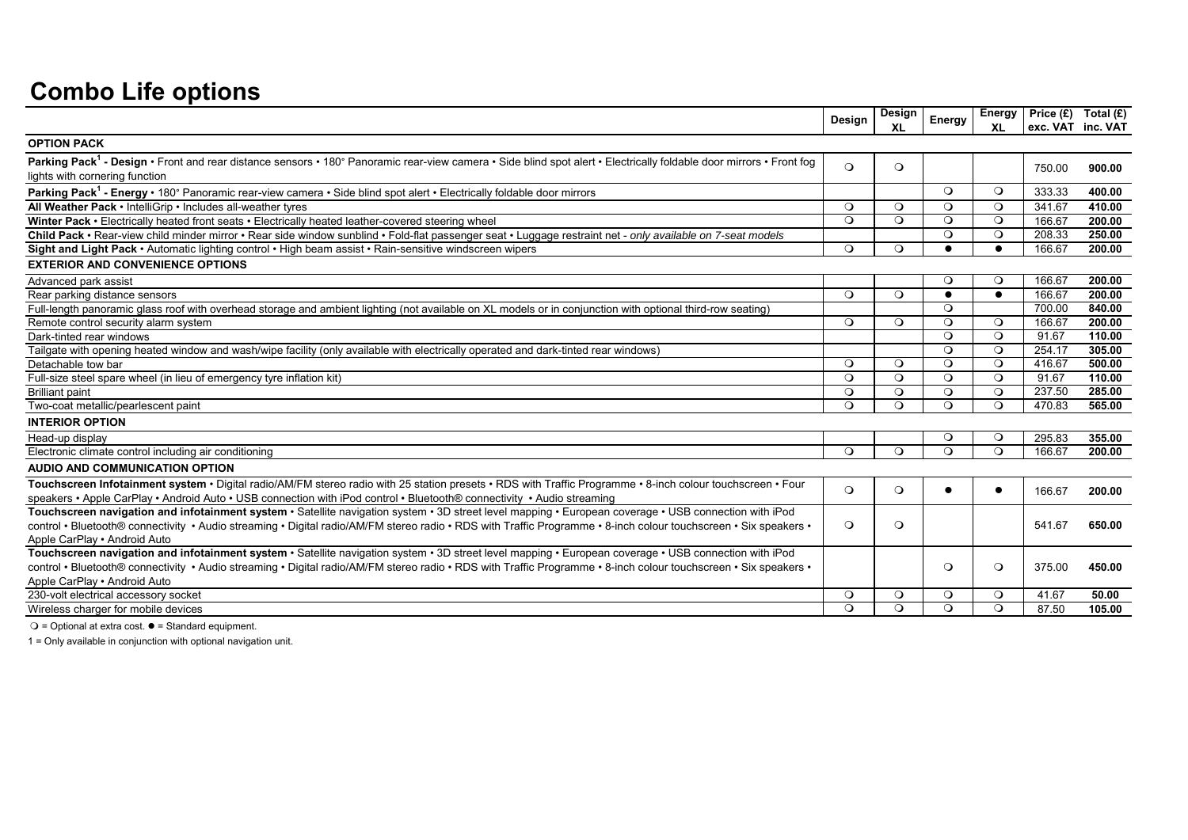# Combo Life options

| | Design | Design XL | Energy | Energy XL | Price (£) exc. VAT | Total (£) inc. VAT |
|---|---|---|---|---|---|---|
| **OPTION PACK** | | | | | | |
| **Parking Pack[1] - Design** • Front and rear distance sensors • 180° Panoramic rear-view camera • Side blind spot alert • Electrically foldable door mirrors • Front fog lights with cornering function | ❍ | ❍ | | | 750.00 | **900.00** |
| **Parking Pack[1] - Energy** • 180° Panoramic rear-view camera • Side blind spot alert • Electrically foldable door mirrors | | | ❍ | ❍ | 333.33 | **400.00** |
| **All Weather Pack** • IntelliGrip • Includes all-weather tyres | ❍ | ❍ | ❍ | ❍ | 341.67 | **410.00** |
| **Winter Pack** • Electrically heated front seats • Electrically heated leather-covered steering wheel | ❍ | ❍ | ❍ | ❍ | 166.67 | **200.00** |
| **Child Pack** • Rear-view child minder mirror • Rear side window sunblind • Fold-flat passenger seat • Luggage restraint net - *only available on 7-seat models* | | | ❍ | ❍ | 208.33 | **250.00** |
| **Sight and Light Pack** • Automatic lighting control • High beam assist • Rain-sensitive windscreen wipers | ❍ | ❍ | ● | ● | 166.67 | **200.00** |
| **EXTERIOR AND CONVENIENCE OPTIONS** | | | | | | |
| Advanced park assist | | | ❍ | ❍ | 166.67 | **200.00** |
| Rear parking distance sensors | ❍ | ❍ | ● | ● | 166.67 | **200.00** |
| Full-length panoramic glass roof with overhead storage and ambient lighting (not available on XL models or in conjunction with optional third-row seating) | | | ❍ | | 700.00 | **840.00** |
| Remote control security alarm system | ❍ | ❍ | ❍ | ❍ | 166.67 | **200.00** |
| Dark-tinted rear windows | | | ❍ | ❍ | 91.67 | **110.00** |
| Tailgate with opening heated window and wash/wipe facility (only available with electrically operated and dark-tinted rear windows) | | | ❍ | ❍ | 254.17 | **305.00** |
| Detachable tow bar | ❍ | ❍ | ❍ | ❍ | 416.67 | **500.00** |
| Full-size steel spare wheel (in lieu of emergency tyre inflation kit) | ❍ | ❍ | ❍ | ❍ | 91.67 | **110.00** |
| Brilliant paint | ❍ | ❍ | ❍ | ❍ | 237.50 | **285.00** |
| Two-coat metallic/pearlescent paint | ❍ | ❍ | ❍ | ❍ | 470.83 | **565.00** |
| **INTERIOR OPTION** | | | | | | |
| Head-up display | | | ❍ | ❍ | 295.83 | **355.00** |
| Electronic climate control including air conditioning | ❍ | ❍ | ❍ | ❍ | 166.67 | **200.00** |
| **AUDIO AND COMMUNICATION OPTION** | | | | | | |
| **Touchscreen Infotainment system** • Digital radio/AM/FM stereo radio with 25 station presets • RDS with Traffic Programme • 8-inch colour touchscreen • Four speakers • Apple CarPlay • Android Auto • USB connection with iPod control • Bluetooth® connectivity • Audio streaming | ❍ | ❍ | ● | ● | 166.67 | **200.00** |
| **Touchscreen navigation and infotainment system** • Satellite navigation system • 3D street level mapping • European coverage • USB connection with iPod control • Bluetooth® connectivity • Audio streaming • Digital radio/AM/FM stereo radio • RDS with Traffic Programme • 8-inch colour touchscreen • Six speakers • Apple CarPlay • Android Auto | ❍ | ❍ | | | 541.67 | **650.00** |
| **Touchscreen navigation and infotainment system** • Satellite navigation system • 3D street level mapping • European coverage • USB connection with iPod control • Bluetooth® connectivity • Audio streaming • Digital radio/AM/FM stereo radio • RDS with Traffic Programme • 8-inch colour touchscreen • Six speakers • Apple CarPlay • Android Auto | | | ❍ | ❍ | 375.00 | **450.00** |
| 230-volt electrical accessory socket | ❍ | ❍ | ❍ | ❍ | 41.67 | **50.00** |
| Wireless charger for mobile devices | ❍ | ❍ | ❍ | ❍ | 87.50 | **105.00** |

❍ = Optional at extra cost. ● = Standard equipment.

1 = Only available in conjunction with optional navigation unit.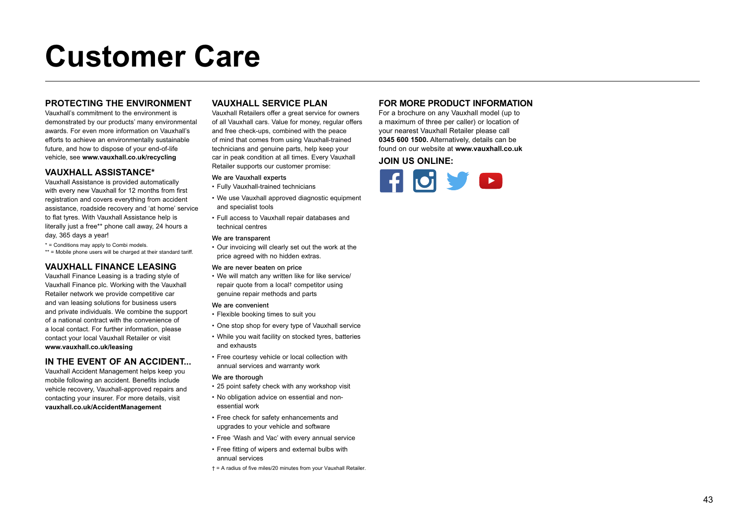# Customer Care

## PROTECTING THE ENVIRONMENT

Vauxhall's commitment to the environment is demonstrated by our products' many environmental awards. For even more information on Vauxhall's efforts to achieve an environmentally sustainable future, and how to dispose of your end-of-life vehicle, see **www.vauxhall.co.uk/recycling**

## VAUXHALL ASSISTANCE*

Vauxhall Assistance is provided automatically with every new Vauxhall for 12 months from first registration and covers everything from accident assistance, roadside recovery and 'at home' service to flat tyres. With Vauxhall Assistance help is literally just a free** phone call away, 24 hours a day, 365 days a year!

* = Conditions may apply to Combi models.
** = Mobile phone users will be charged at their standard tariff.

## VAUXHALL FINANCE LEASING

Vauxhall Finance Leasing is a trading style of Vauxhall Finance plc. Working with the Vauxhall Retailer network we provide competitive car and van leasing solutions for business users and private individuals. We combine the support of a national contract with the convenience of a local contact. For further information, please contact your local Vauxhall Retailer or visit **www.vauxhall.co.uk/leasing**

## IN THE EVENT OF AN ACCIDENT...

Vauxhall Accident Management helps keep you mobile following an accident. Benefits include vehicle recovery, Vauxhall-approved repairs and contacting your insurer. For more details, visit **vauxhall.co.uk/AccidentManagement**

## VAUXHALL SERVICE PLAN

Vauxhall Retailers offer a great service for owners of all Vauxhall cars. Value for money, regular offers and free check-ups, combined with the peace of mind that comes from using Vauxhall-trained technicians and genuine parts, help keep your car in peak condition at all times. Every Vauxhall Retailer supports our customer promise:

We are Vauxhall experts

- Fully Vauxhall-trained technicians
- We use Vauxhall approved diagnostic equipment and specialist tools
- Full access to Vauxhall repair databases and technical centres

We are transparent

- Our invoicing will clearly set out the work at the price agreed with no hidden extras.

We are never beaten on price

- We will match any written like for like service/repair quote from a local† competitor using genuine repair methods and parts

We are convenient

- Flexible booking times to suit you
- One stop shop for every type of Vauxhall service
- While you wait facility on stocked tyres, batteries and exhausts
- Free courtesy vehicle or local collection with annual services and warranty work

We are thorough

- 25 point safety check with any workshop visit
- No obligation advice on essential and non-essential work
- Free check for safety enhancements and upgrades to your vehicle and software
- Free 'Wash and Vac' with every annual service
- Free fitting of wipers and external bulbs with annual services

† = A radius of five miles/20 minutes from your Vauxhall Retailer.

## FOR MORE PRODUCT INFORMATION

For a brochure on any Vauxhall model (up to a maximum of three per caller) or location of your nearest Vauxhall Retailer please call **0345 600 1500.** Alternatively, details can be found on our website at **www.vauxhall.co.uk**

## JOIN US ONLINE: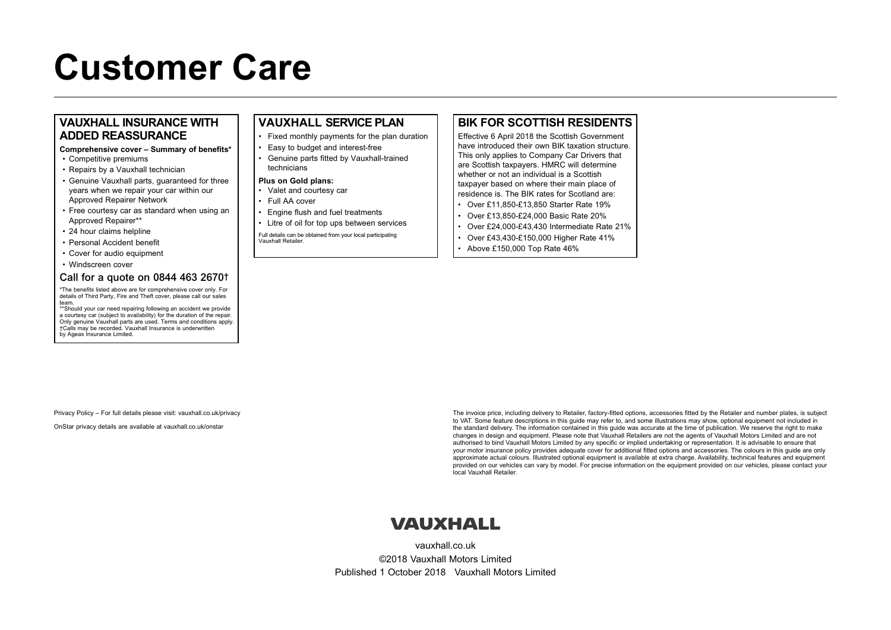# Customer Care

## VAUXHALL INSURANCE WITH ADDED REASSURANCE

**Comprehensive cover – Summary of benefits***

- Competitive premiums
- Repairs by a Vauxhall technician
- Genuine Vauxhall parts, guaranteed for three years when we repair your car within our Approved Repairer Network
- Free courtesy car as standard when using an Approved Repairer**
- 24 hour claims helpline
- Personal Accident benefit
- Cover for audio equipment
- Windscreen cover

### Call for a quote on 0844 463 2670†

*The benefits listed above are for comprehensive cover only. For details of Third Party, Fire and Theft cover, please call our sales team.
**Should your car need repairing following an accident we provide a courtesy car (subject to availability) for the duration of the repair. Only genuine Vauxhall parts are used. Terms and conditions apply.
†Calls may be recorded. Vauxhall Insurance is underwritten by Ageas Insurance Limited.

## VAUXHALL SERVICE PLAN

- Fixed monthly payments for the plan duration
- Easy to budget and interest-free
- Genuine parts fitted by Vauxhall-trained technicians

**Plus on Gold plans:**

- Valet and courtesy car
- Full AA cover
- Engine flush and fuel treatments
- Litre of oil for top ups between services

Full details can be obtained from your local participating Vauxhall Retailer.

## BIK FOR SCOTTISH RESIDENTS

Effective 6 April 2018 the Scottish Government have introduced their own BIK taxation structure. This only applies to Company Car Drivers that are Scottish taxpayers. HMRC will determine whether or not an individual is a Scottish taxpayer based on where their main place of residence is. The BIK rates for Scotland are:

- Over £11,850-£13,850 Starter Rate 19%
- Over £13,850-£24,000 Basic Rate 20%
- Over £24,000-£43,430 Intermediate Rate 21%
- Over £43,430-£150,000 Higher Rate 41%
- Above £150,000 Top Rate 46%

Privacy Policy – For full details please visit: vauxhall.co.uk/privacy

OnStar privacy details are available at vauxhall.co.uk/onstar

The invoice price, including delivery to Retailer, factory-fitted options, accessories fitted by the Retailer and number plates, is subject to VAT. Some feature descriptions in this guide may refer to, and some illustrations may show, optional equipment not included in the standard delivery. The information contained in this guide was accurate at the time of publication. We reserve the right to make changes in design and equipment. Please note that Vauxhall Retailers are not the agents of Vauxhall Motors Limited and are not authorised to bind Vauxhall Motors Limited by any specific or implied undertaking or representation. It is advisable to ensure that your motor insurance policy provides adequate cover for additional fitted options and accessories. The colours in this guide are only approximate actual colours. Illustrated optional equipment is available at extra charge. Availability, technical features and equipment provided on our vehicles can vary by model. For precise information on the equipment provided on our vehicles, please contact your local Vauxhall Retailer.

**VAUXHALL**

vauxhall.co.uk

©2018 Vauxhall Motors Limited

Published 1 October 2018 Vauxhall Motors Limited